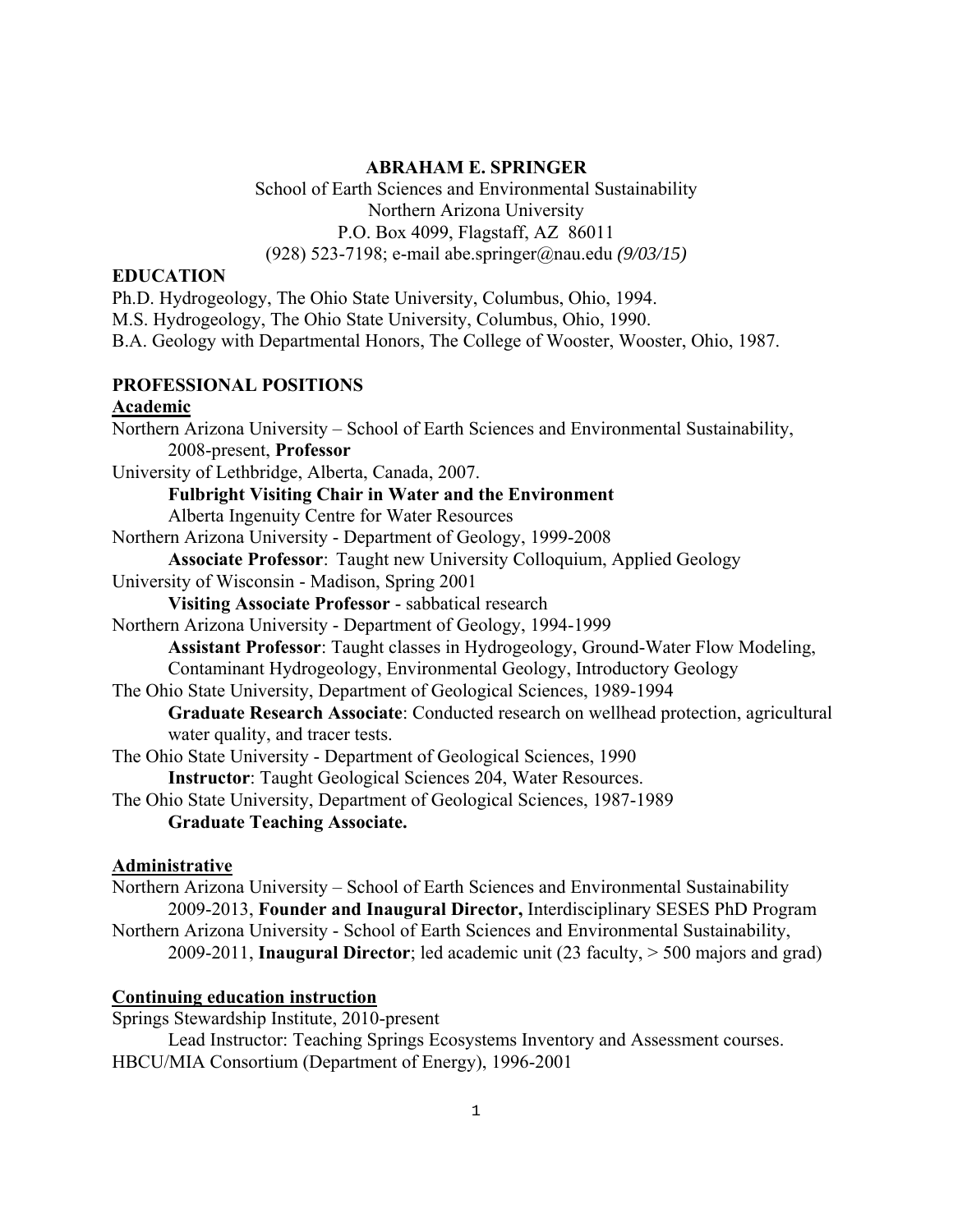**ABRAHAM E. SPRINGER**

School of Earth Sciences and Environmental Sustainability
Northern Arizona University
P.O. Box 4099, Flagstaff, AZ 86011
(928) 523-7198; e-mail abe.springer@nau.edu *(9/03/15)*

## EDUCATION

Ph.D. Hydrogeology, The Ohio State University, Columbus, Ohio, 1994.
M.S. Hydrogeology, The Ohio State University, Columbus, Ohio, 1990.
B.A. Geology with Departmental Honors, The College of Wooster, Wooster, Ohio, 1987.

## PROFESSIONAL POSITIONS

### Academic

Northern Arizona University – School of Earth Sciences and Environmental Sustainability, 2008-present, **Professor**

University of Lethbridge, Alberta, Canada, 2007.
**Fulbright Visiting Chair in Water and the Environment**
Alberta Ingenuity Centre for Water Resources

Northern Arizona University - Department of Geology, 1999-2008
**Associate Professor**: Taught new University Colloquium, Applied Geology

University of Wisconsin - Madison, Spring 2001
**Visiting Associate Professor** - sabbatical research

Northern Arizona University - Department of Geology, 1994-1999
**Assistant Professor**: Taught classes in Hydrogeology, Ground-Water Flow Modeling, Contaminant Hydrogeology, Environmental Geology, Introductory Geology

The Ohio State University, Department of Geological Sciences, 1989-1994
**Graduate Research Associate**: Conducted research on wellhead protection, agricultural water quality, and tracer tests.

The Ohio State University - Department of Geological Sciences, 1990
**Instructor**: Taught Geological Sciences 204, Water Resources.

The Ohio State University, Department of Geological Sciences, 1987-1989
**Graduate Teaching Associate.**

### Administrative

Northern Arizona University – School of Earth Sciences and Environmental Sustainability
2009-2013, **Founder and Inaugural Director,** Interdisciplinary SESES PhD Program

Northern Arizona University - School of Earth Sciences and Environmental Sustainability,
2009-2011, **Inaugural Director**; led academic unit (23 faculty, > 500 majors and grad)

### Continuing education instruction

Springs Stewardship Institute, 2010-present
Lead Instructor: Teaching Springs Ecosystems Inventory and Assessment courses.

HBCU/MIA Consortium (Department of Energy), 1996-2001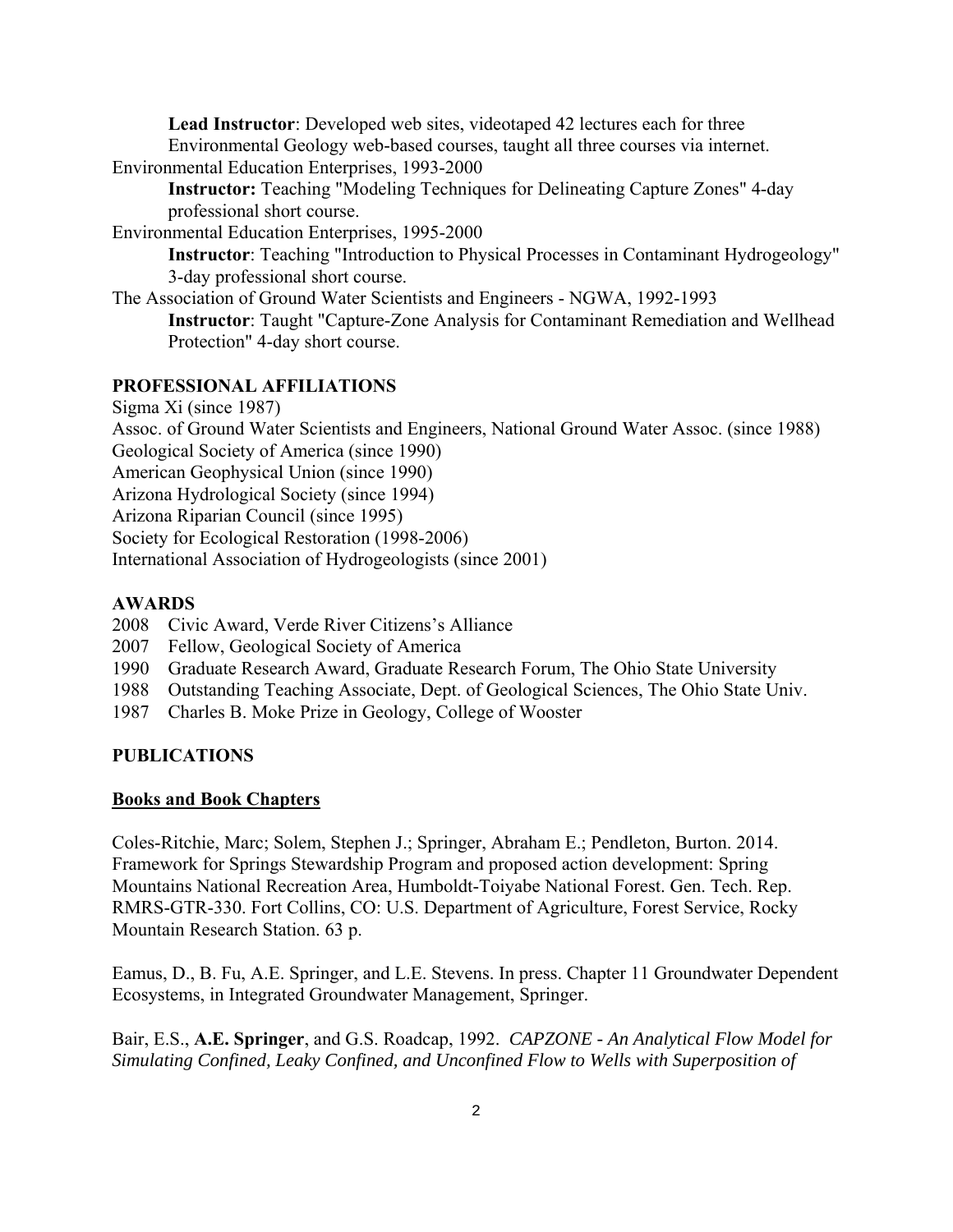**Lead Instructor**: Developed web sites, videotaped 42 lectures each for three Environmental Geology web-based courses, taught all three courses via internet.

Environmental Education Enterprises, 1993-2000

**Instructor:** Teaching "Modeling Techniques for Delineating Capture Zones" 4-day professional short course.

Environmental Education Enterprises, 1995-2000

**Instructor**: Teaching "Introduction to Physical Processes in Contaminant Hydrogeology" 3-day professional short course.

The Association of Ground Water Scientists and Engineers - NGWA, 1992-1993

**Instructor**: Taught "Capture-Zone Analysis for Contaminant Remediation and Wellhead Protection" 4-day short course.

## PROFESSIONAL AFFILIATIONS

Sigma Xi (since 1987)
Assoc. of Ground Water Scientists and Engineers, National Ground Water Assoc. (since 1988)
Geological Society of America (since 1990)
American Geophysical Union (since 1990)
Arizona Hydrological Society (since 1994)
Arizona Riparian Council (since 1995)
Society for Ecological Restoration (1998-2006)
International Association of Hydrogeologists (since 2001)

## AWARDS

2008 Civic Award, Verde River Citizens's Alliance
2007 Fellow, Geological Society of America
1990 Graduate Research Award, Graduate Research Forum, The Ohio State University
1988 Outstanding Teaching Associate, Dept. of Geological Sciences, The Ohio State Univ.
1987 Charles B. Moke Prize in Geology, College of Wooster

## PUBLICATIONS

### Books and Book Chapters

Coles-Ritchie, Marc; Solem, Stephen J.; Springer, Abraham E.; Pendleton, Burton. 2014. Framework for Springs Stewardship Program and proposed action development: Spring Mountains National Recreation Area, Humboldt-Toiyabe National Forest. Gen. Tech. Rep. RMRS-GTR-330. Fort Collins, CO: U.S. Department of Agriculture, Forest Service, Rocky Mountain Research Station. 63 p.

Eamus, D., B. Fu, A.E. Springer, and L.E. Stevens. In press. Chapter 11 Groundwater Dependent Ecosystems, in Integrated Groundwater Management, Springer.

Bair, E.S., **A.E. Springer**, and G.S. Roadcap, 1992. *CAPZONE - An Analytical Flow Model for Simulating Confined, Leaky Confined, and Unconfined Flow to Wells with Superposition of*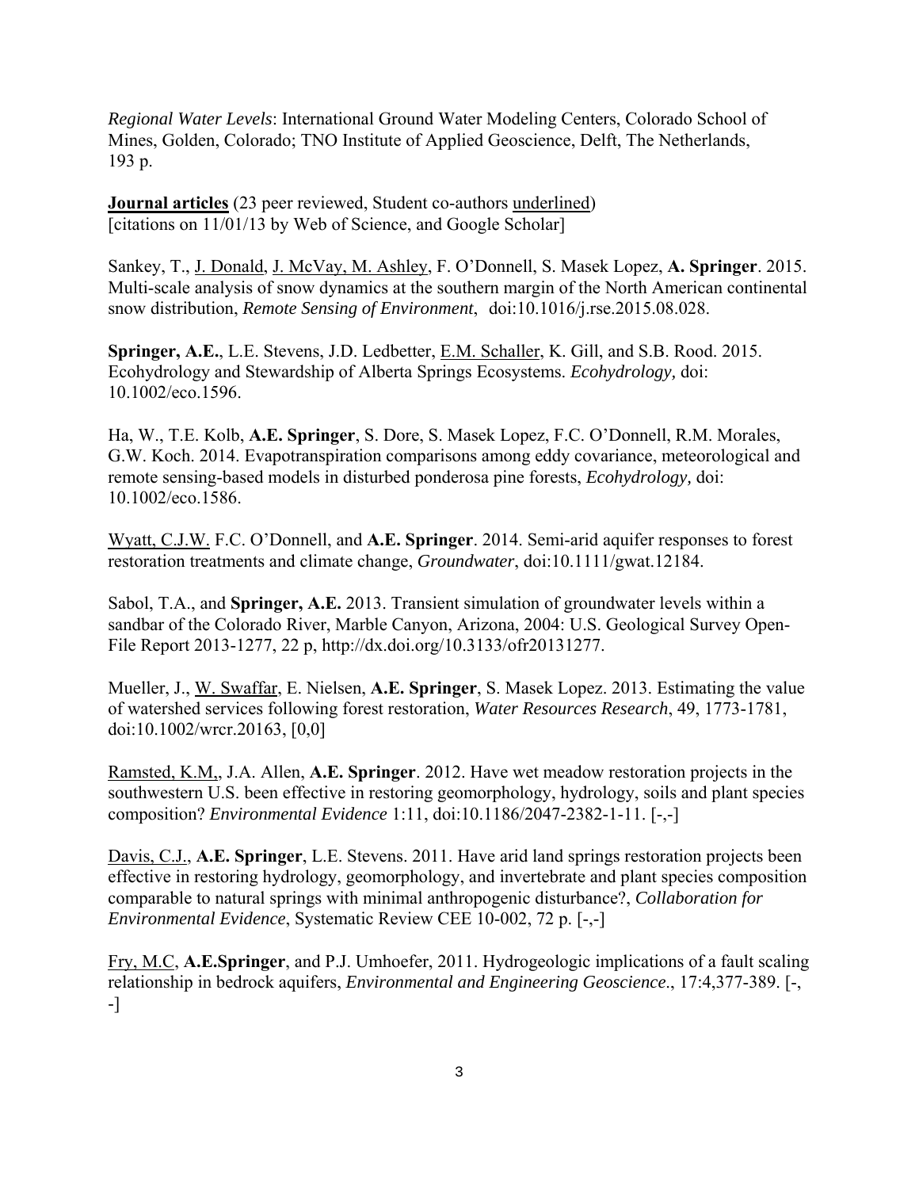*Regional Water Levels*: International Ground Water Modeling Centers, Colorado School of Mines, Golden, Colorado; TNO Institute of Applied Geoscience, Delft, The Netherlands, 193 p.

**Journal articles** (23 peer reviewed, Student co-authors underlined)
[citations on 11/01/13 by Web of Science, and Google Scholar]

Sankey, T., J. Donald, J. McVay, M. Ashley, F. O'Donnell, S. Masek Lopez, **A. Springer**. 2015. Multi-scale analysis of snow dynamics at the southern margin of the North American continental snow distribution, *Remote Sensing of Environment*, doi:10.1016/j.rse.2015.08.028.

**Springer, A.E.**, L.E. Stevens, J.D. Ledbetter, E.M. Schaller, K. Gill, and S.B. Rood. 2015. Ecohydrology and Stewardship of Alberta Springs Ecosystems. *Ecohydrology,* doi: 10.1002/eco.1596.

Ha, W., T.E. Kolb, **A.E. Springer**, S. Dore, S. Masek Lopez, F.C. O'Donnell, R.M. Morales, G.W. Koch. 2014. Evapotranspiration comparisons among eddy covariance, meteorological and remote sensing-based models in disturbed ponderosa pine forests, *Ecohydrology,* doi: 10.1002/eco.1586.

Wyatt, C.J.W. F.C. O'Donnell, and **A.E. Springer**. 2014. Semi-arid aquifer responses to forest restoration treatments and climate change, *Groundwater*, doi:10.1111/gwat.12184.

Sabol, T.A., and **Springer, A.E.** 2013. Transient simulation of groundwater levels within a sandbar of the Colorado River, Marble Canyon, Arizona, 2004: U.S. Geological Survey Open-File Report 2013-1277, 22 p, http://dx.doi.org/10.3133/ofr20131277.

Mueller, J., W. Swaffar, E. Nielsen, **A.E. Springer**, S. Masek Lopez. 2013. Estimating the value of watershed services following forest restoration, *Water Resources Research*, 49, 1773-1781, doi:10.1002/wrcr.20163, [0,0]

Ramsted, K.M,, J.A. Allen, **A.E. Springer**. 2012. Have wet meadow restoration projects in the southwestern U.S. been effective in restoring geomorphology, hydrology, soils and plant species composition? *Environmental Evidence* 1:11, doi:10.1186/2047-2382-1-11. [-,-]

Davis, C.J., **A.E. Springer**, L.E. Stevens. 2011. Have arid land springs restoration projects been effective in restoring hydrology, geomorphology, and invertebrate and plant species composition comparable to natural springs with minimal anthropogenic disturbance?, *Collaboration for Environmental Evidence*, Systematic Review CEE 10-002, 72 p. [-,-]

Fry, M.C, **A.E.Springer**, and P.J. Umhoefer, 2011. Hydrogeologic implications of a fault scaling relationship in bedrock aquifers, *Environmental and Engineering Geoscience.*, 17:4,377-389. [-,-]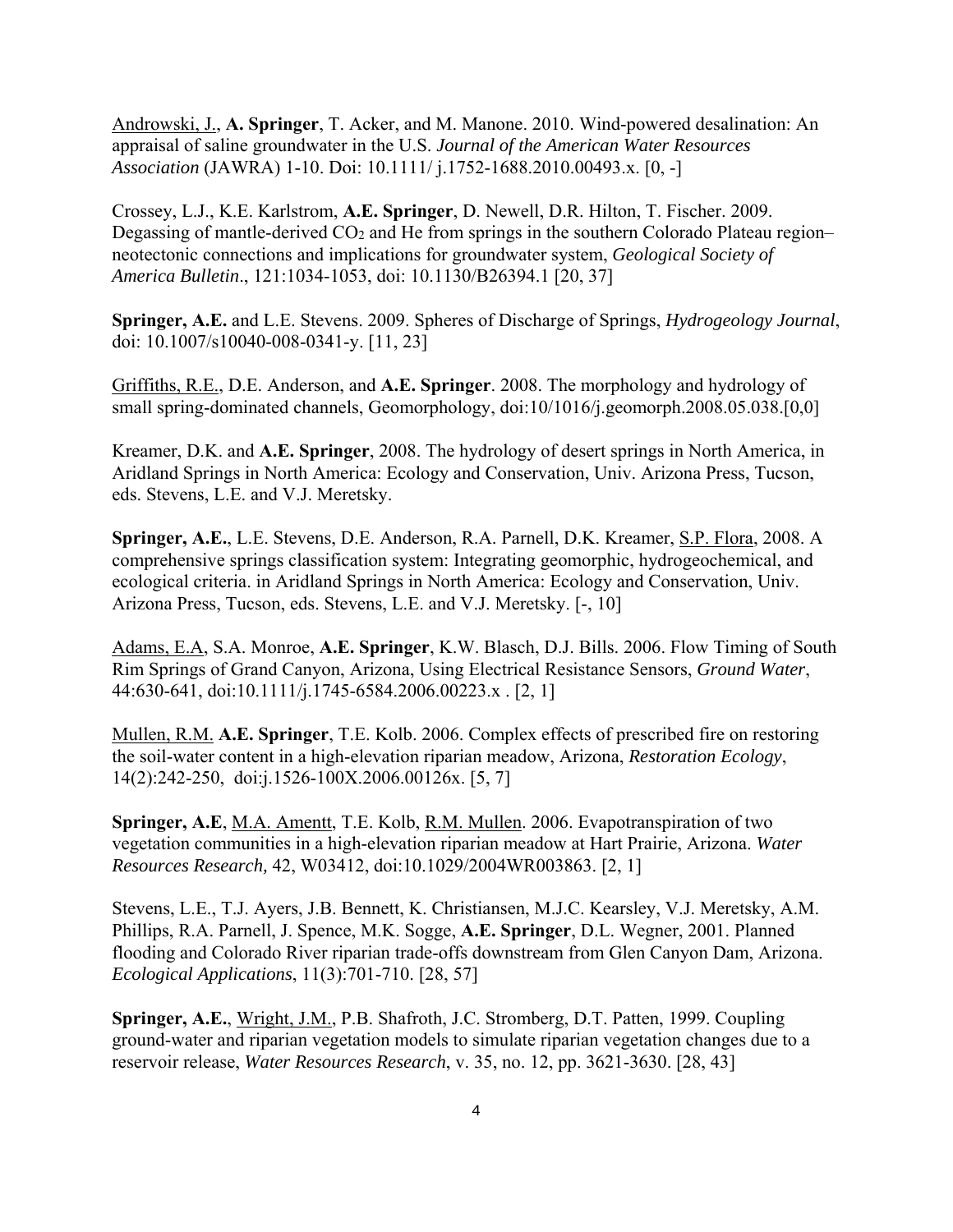Androwski, J., **A. Springer**, T. Acker, and M. Manone. 2010. Wind-powered desalination: An appraisal of saline groundwater in the U.S. *Journal of the American Water Resources Association* (JAWRA) 1-10. Doi: 10.1111/ j.1752-1688.2010.00493.x. [0, -]

Crossey, L.J., K.E. Karlstrom, **A.E. Springer**, D. Newell, D.R. Hilton, T. Fischer. 2009. Degassing of mantle-derived $CO_2$ and He from springs in the southern Colorado Plateau region– neotectonic connections and implications for groundwater system, *Geological Society of America Bulletin*., 121:1034-1053, doi: 10.1130/B26394.1 [20, 37]

**Springer, A.E.** and L.E. Stevens. 2009. Spheres of Discharge of Springs, *Hydrogeology Journal*, doi: 10.1007/s10040-008-0341-y. [11, 23]

Griffiths, R.E., D.E. Anderson, and **A.E. Springer**. 2008. The morphology and hydrology of small spring-dominated channels, Geomorphology, doi:10/1016/j.geomorph.2008.05.038.[0,0]

Kreamer, D.K. and **A.E. Springer**, 2008. The hydrology of desert springs in North America, in Aridland Springs in North America: Ecology and Conservation, Univ. Arizona Press, Tucson, eds. Stevens, L.E. and V.J. Meretsky.

**Springer, A.E.**, L.E. Stevens, D.E. Anderson, R.A. Parnell, D.K. Kreamer, S.P. Flora, 2008. A comprehensive springs classification system: Integrating geomorphic, hydrogeochemical, and ecological criteria. in Aridland Springs in North America: Ecology and Conservation, Univ. Arizona Press, Tucson, eds. Stevens, L.E. and V.J. Meretsky. [-, 10]

Adams, E.A, S.A. Monroe, **A.E. Springer**, K.W. Blasch, D.J. Bills. 2006. Flow Timing of South Rim Springs of Grand Canyon, Arizona, Using Electrical Resistance Sensors, *Ground Water*, 44:630-641, doi:10.1111/j.1745-6584.2006.00223.x . [2, 1]

Mullen, R.M. **A.E. Springer**, T.E. Kolb. 2006. Complex effects of prescribed fire on restoring the soil-water content in a high-elevation riparian meadow, Arizona, *Restoration Ecology*, 14(2):242-250, doi:j.1526-100X.2006.00126x. [5, 7]

**Springer, A.E**, M.A. Amentt, T.E. Kolb, R.M. Mullen. 2006. Evapotranspiration of two vegetation communities in a high-elevation riparian meadow at Hart Prairie, Arizona. *Water Resources Research,* 42, W03412, doi:10.1029/2004WR003863. [2, 1]

Stevens, L.E., T.J. Ayers, J.B. Bennett, K. Christiansen, M.J.C. Kearsley, V.J. Meretsky, A.M. Phillips, R.A. Parnell, J. Spence, M.K. Sogge, **A.E. Springer**, D.L. Wegner, 2001. Planned flooding and Colorado River riparian trade-offs downstream from Glen Canyon Dam, Arizona. *Ecological Applications*, 11(3):701-710. [28, 57]

**Springer, A.E.**, Wright, J.M., P.B. Shafroth, J.C. Stromberg, D.T. Patten, 1999. Coupling ground-water and riparian vegetation models to simulate riparian vegetation changes due to a reservoir release, *Water Resources Research*, v. 35, no. 12, pp. 3621-3630. [28, 43]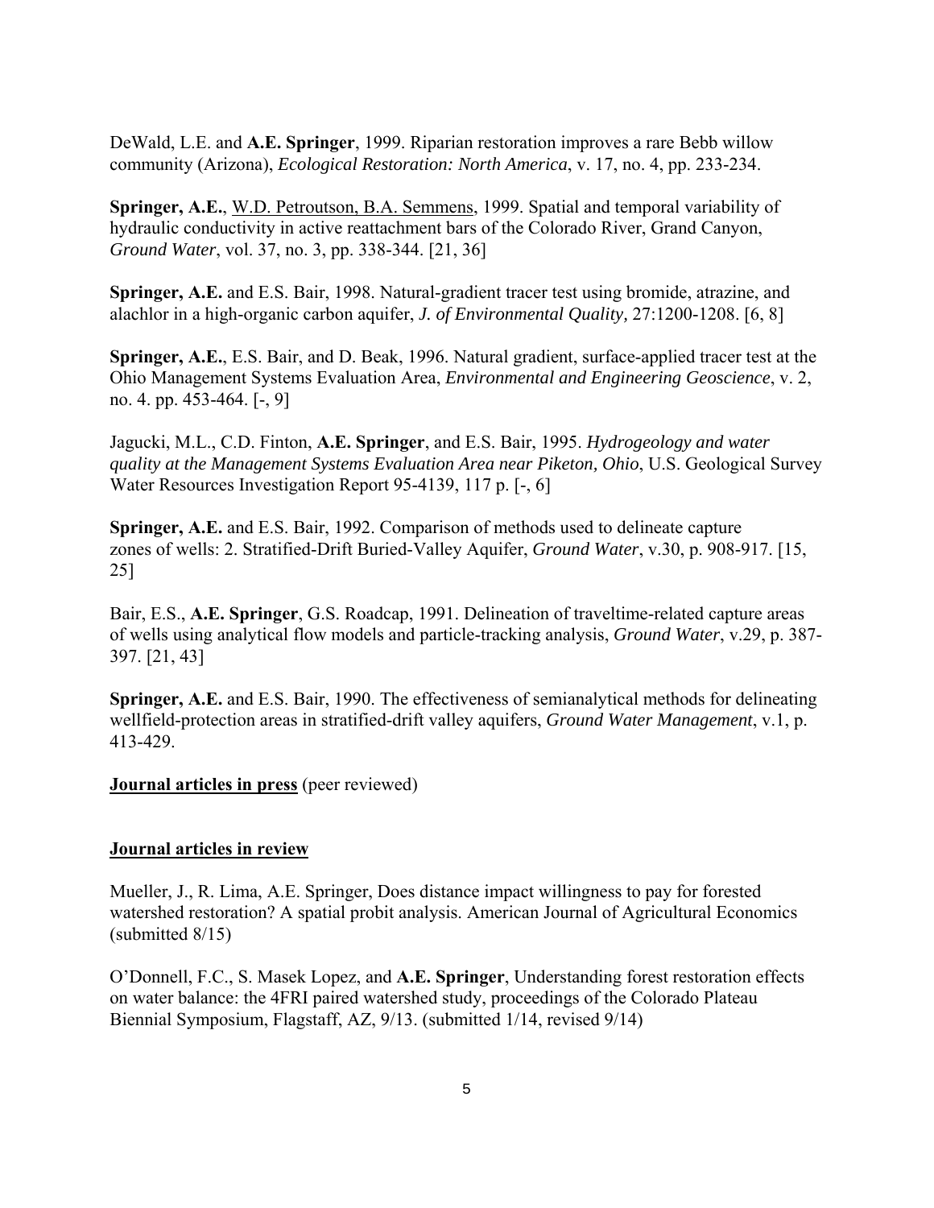DeWald, L.E. and **A.E. Springer**, 1999. Riparian restoration improves a rare Bebb willow community (Arizona), *Ecological Restoration: North America*, v. 17, no. 4, pp. 233-234.

**Springer, A.E.**, W.D. Petroutson, B.A. Semmens, 1999. Spatial and temporal variability of hydraulic conductivity in active reattachment bars of the Colorado River, Grand Canyon, *Ground Water*, vol. 37, no. 3, pp. 338-344. [21, 36]

**Springer, A.E.** and E.S. Bair, 1998. Natural-gradient tracer test using bromide, atrazine, and alachlor in a high-organic carbon aquifer, *J. of Environmental Quality,* 27:1200-1208. [6, 8]

**Springer, A.E.**, E.S. Bair, and D. Beak, 1996. Natural gradient, surface-applied tracer test at the Ohio Management Systems Evaluation Area, *Environmental and Engineering Geoscience*, v. 2, no. 4. pp. 453-464. [-, 9]

Jagucki, M.L., C.D. Finton, **A.E. Springer**, and E.S. Bair, 1995. *Hydrogeology and water quality at the Management Systems Evaluation Area near Piketon, Ohio*, U.S. Geological Survey Water Resources Investigation Report 95-4139, 117 p. [-, 6]

**Springer, A.E.** and E.S. Bair, 1992. Comparison of methods used to delineate capture zones of wells: 2. Stratified-Drift Buried-Valley Aquifer, *Ground Water*, v.30, p. 908-917. [15, 25]

Bair, E.S., **A.E. Springer**, G.S. Roadcap, 1991. Delineation of traveltime-related capture areas of wells using analytical flow models and particle-tracking analysis, *Ground Water*, v.29, p. 387-397. [21, 43]

**Springer, A.E.** and E.S. Bair, 1990. The effectiveness of semianalytical methods for delineating wellfield-protection areas in stratified-drift valley aquifers, *Ground Water Management*, v.1, p. 413-429.

**Journal articles in press** (peer reviewed)

**Journal articles in review**

Mueller, J., R. Lima, A.E. Springer, Does distance impact willingness to pay for forested watershed restoration? A spatial probit analysis. American Journal of Agricultural Economics (submitted 8/15)

O'Donnell, F.C., S. Masek Lopez, and **A.E. Springer**, Understanding forest restoration effects on water balance: the 4FRI paired watershed study, proceedings of the Colorado Plateau Biennial Symposium, Flagstaff, AZ, 9/13. (submitted 1/14, revised 9/14)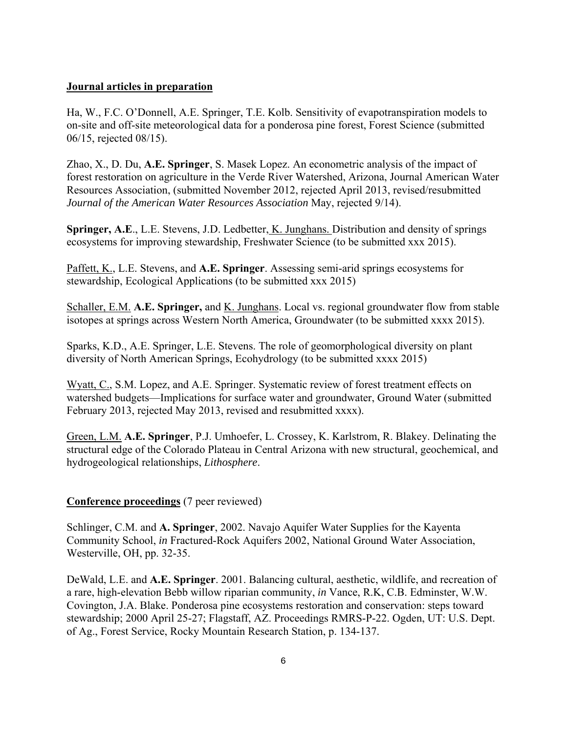**Journal articles in preparation**

Ha, W., F.C. O'Donnell, A.E. Springer, T.E. Kolb. Sensitivity of evapotranspiration models to on-site and off-site meteorological data for a ponderosa pine forest, Forest Science (submitted 06/15, rejected 08/15).

Zhao, X., D. Du, **A.E. Springer**, S. Masek Lopez. An econometric analysis of the impact of forest restoration on agriculture in the Verde River Watershed, Arizona, Journal American Water Resources Association, (submitted November 2012, rejected April 2013, revised/resubmitted *Journal of the American Water Resources Association* May, rejected 9/14).

**Springer, A.E**., L.E. Stevens, J.D. Ledbetter, K. Junghans. Distribution and density of springs ecosystems for improving stewardship, Freshwater Science (to be submitted xxx 2015).

Paffett, K., L.E. Stevens, and **A.E. Springer**. Assessing semi-arid springs ecosystems for stewardship, Ecological Applications (to be submitted xxx 2015)

Schaller, E.M. **A.E. Springer,** and K. Junghans. Local vs. regional groundwater flow from stable isotopes at springs across Western North America, Groundwater (to be submitted xxxx 2015).

Sparks, K.D., A.E. Springer, L.E. Stevens. The role of geomorphological diversity on plant diversity of North American Springs, Ecohydrology (to be submitted xxxx 2015)

Wyatt, C., S.M. Lopez, and A.E. Springer. Systematic review of forest treatment effects on watershed budgets—Implications for surface water and groundwater, Ground Water (submitted February 2013, rejected May 2013, revised and resubmitted xxxx).

Green, L.M. **A.E. Springer**, P.J. Umhoefer, L. Crossey, K. Karlstrom, R. Blakey. Delinating the structural edge of the Colorado Plateau in Central Arizona with new structural, geochemical, and hydrogeological relationships, *Lithosphere*.

**Conference proceedings** (7 peer reviewed)

Schlinger, C.M. and **A. Springer**, 2002. Navajo Aquifer Water Supplies for the Kayenta Community School, *in* Fractured-Rock Aquifers 2002, National Ground Water Association, Westerville, OH, pp. 32-35.

DeWald, L.E. and **A.E. Springer**. 2001. Balancing cultural, aesthetic, wildlife, and recreation of a rare, high-elevation Bebb willow riparian community, *in* Vance, R.K, C.B. Edminster, W.W. Covington, J.A. Blake. Ponderosa pine ecosystems restoration and conservation: steps toward stewardship; 2000 April 25-27; Flagstaff, AZ. Proceedings RMRS-P-22. Ogden, UT: U.S. Dept. of Ag., Forest Service, Rocky Mountain Research Station, p. 134-137.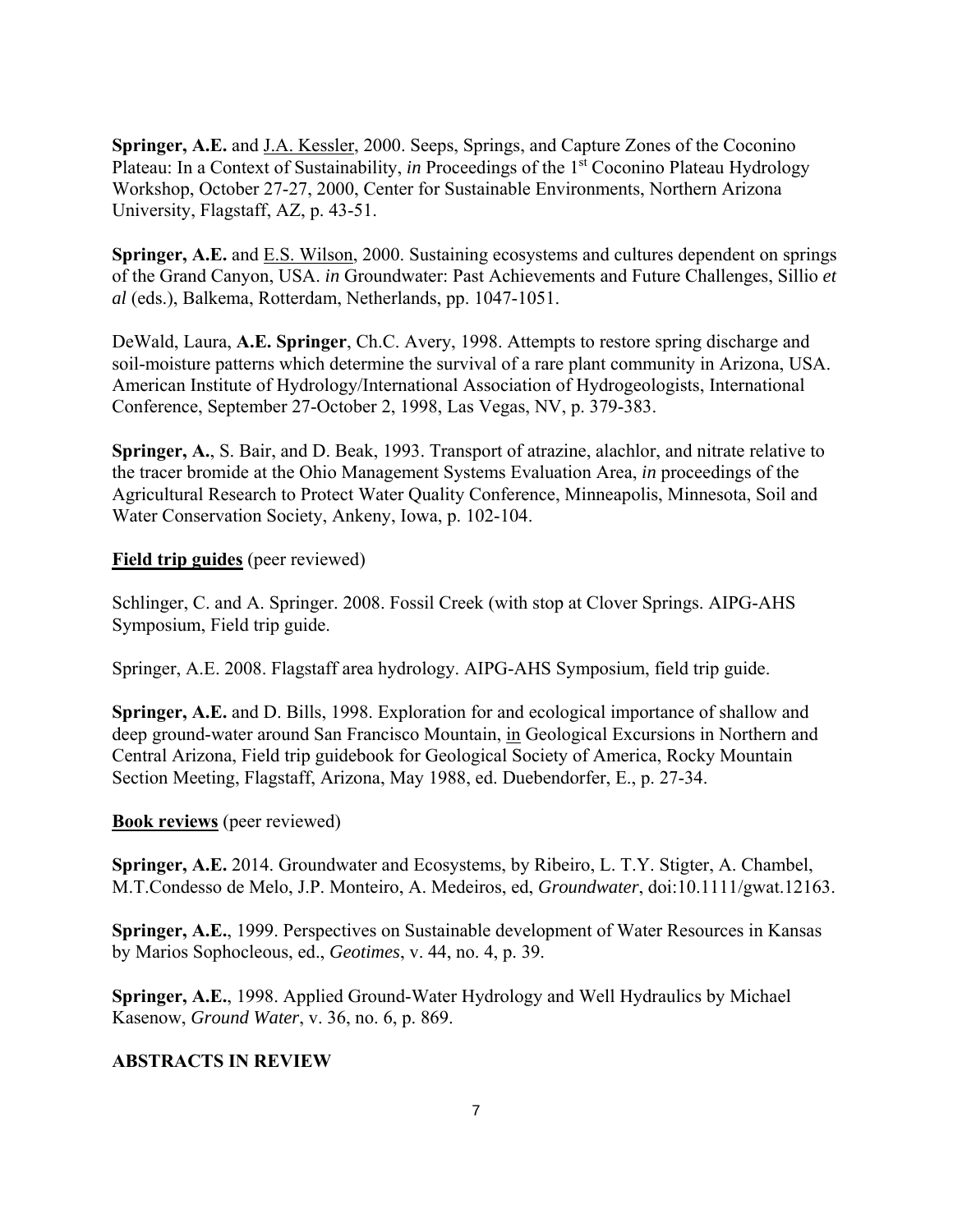**Springer, A.E.** and J.A. Kessler, 2000. Seeps, Springs, and Capture Zones of the Coconino Plateau: In a Context of Sustainability, *in* Proceedings of the 1st Coconino Plateau Hydrology Workshop, October 27-27, 2000, Center for Sustainable Environments, Northern Arizona University, Flagstaff, AZ, p. 43-51.

**Springer, A.E.** and E.S. Wilson, 2000. Sustaining ecosystems and cultures dependent on springs of the Grand Canyon, USA. *in* Groundwater: Past Achievements and Future Challenges, Sillio *et al* (eds.), Balkema, Rotterdam, Netherlands, pp. 1047-1051.

DeWald, Laura, **A.E. Springer**, Ch.C. Avery, 1998. Attempts to restore spring discharge and soil-moisture patterns which determine the survival of a rare plant community in Arizona, USA. American Institute of Hydrology/International Association of Hydrogeologists, International Conference, September 27-October 2, 1998, Las Vegas, NV, p. 379-383.

**Springer, A.**, S. Bair, and D. Beak, 1993. Transport of atrazine, alachlor, and nitrate relative to the tracer bromide at the Ohio Management Systems Evaluation Area, *in* proceedings of the Agricultural Research to Protect Water Quality Conference, Minneapolis, Minnesota, Soil and Water Conservation Society, Ankeny, Iowa, p. 102-104.

**Field trip guides** (peer reviewed)

Schlinger, C. and A. Springer. 2008. Fossil Creek (with stop at Clover Springs. AIPG-AHS Symposium, Field trip guide.

Springer, A.E. 2008. Flagstaff area hydrology. AIPG-AHS Symposium, field trip guide.

**Springer, A.E.** and D. Bills, 1998. Exploration for and ecological importance of shallow and deep ground-water around San Francisco Mountain, in Geological Excursions in Northern and Central Arizona, Field trip guidebook for Geological Society of America, Rocky Mountain Section Meeting, Flagstaff, Arizona, May 1988, ed. Duebendorfer, E., p. 27-34.

**Book reviews** (peer reviewed)

**Springer, A.E.** 2014. Groundwater and Ecosystems, by Ribeiro, L. T.Y. Stigter, A. Chambel, M.T.Condesso de Melo, J.P. Monteiro, A. Medeiros, ed, *Groundwater*, doi:10.1111/gwat.12163.

**Springer, A.E.**, 1999. Perspectives on Sustainable development of Water Resources in Kansas by Marios Sophocleous, ed., *Geotimes*, v. 44, no. 4, p. 39.

**Springer, A.E.**, 1998. Applied Ground-Water Hydrology and Well Hydraulics by Michael Kasenow, *Ground Water*, v. 36, no. 6, p. 869.

**ABSTRACTS IN REVIEW**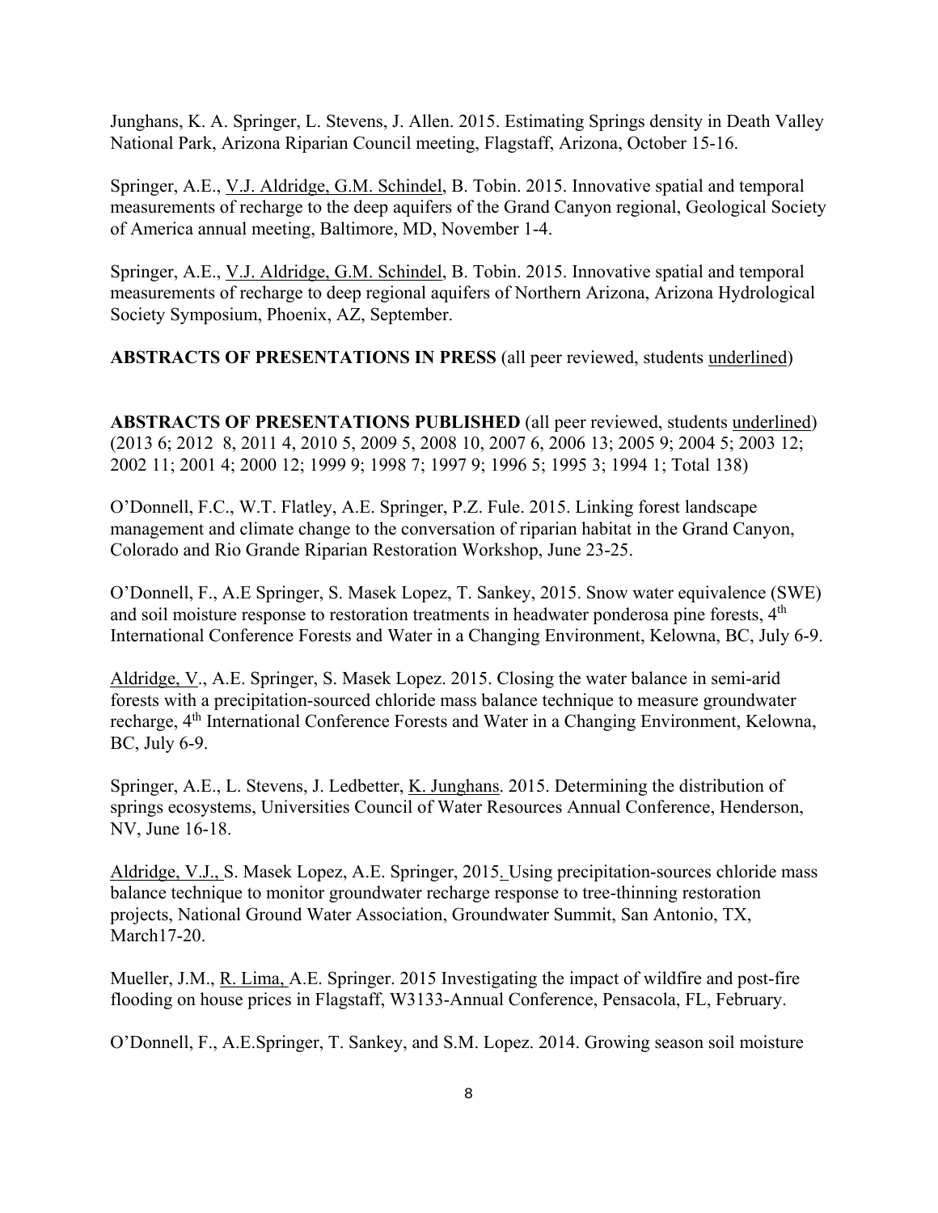Junghans, K. A. Springer, L. Stevens, J. Allen. 2015. Estimating Springs density in Death Valley National Park, Arizona Riparian Council meeting, Flagstaff, Arizona, October 15-16.

Springer, A.E., V.J. Aldridge, G.M. Schindel, B. Tobin. 2015. Innovative spatial and temporal measurements of recharge to the deep aquifers of the Grand Canyon regional, Geological Society of America annual meeting, Baltimore, MD, November 1-4.

Springer, A.E., V.J. Aldridge, G.M. Schindel, B. Tobin. 2015. Innovative spatial and temporal measurements of recharge to deep regional aquifers of Northern Arizona, Arizona Hydrological Society Symposium, Phoenix, AZ, September.

**ABSTRACTS OF PRESENTATIONS IN PRESS** (all peer reviewed, students underlined)

**ABSTRACTS OF PRESENTATIONS PUBLISHED** (all peer reviewed, students underlined) (2013 6; 2012 8, 2011 4, 2010 5, 2009 5, 2008 10, 2007 6, 2006 13; 2005 9; 2004 5; 2003 12; 2002 11; 2001 4; 2000 12; 1999 9; 1998 7; 1997 9; 1996 5; 1995 3; 1994 1; Total 138)

O'Donnell, F.C., W.T. Flatley, A.E. Springer, P.Z. Fule. 2015. Linking forest landscape management and climate change to the conversation of riparian habitat in the Grand Canyon, Colorado and Rio Grande Riparian Restoration Workshop, June 23-25.

O'Donnell, F., A.E Springer, S. Masek Lopez, T. Sankey, 2015. Snow water equivalence (SWE) and soil moisture response to restoration treatments in headwater ponderosa pine forests, 4th International Conference Forests and Water in a Changing Environment, Kelowna, BC, July 6-9.

Aldridge, V., A.E. Springer, S. Masek Lopez. 2015. Closing the water balance in semi-arid forests with a precipitation-sourced chloride mass balance technique to measure groundwater recharge, 4th International Conference Forests and Water in a Changing Environment, Kelowna, BC, July 6-9.

Springer, A.E., L. Stevens, J. Ledbetter, K. Junghans. 2015. Determining the distribution of springs ecosystems, Universities Council of Water Resources Annual Conference, Henderson, NV, June 16-18.

Aldridge, V.J., S. Masek Lopez, A.E. Springer, 2015. Using precipitation-sources chloride mass balance technique to monitor groundwater recharge response to tree-thinning restoration projects, National Ground Water Association, Groundwater Summit, San Antonio, TX, March17-20.

Mueller, J.M., R. Lima, A.E. Springer. 2015 Investigating the impact of wildfire and post-fire flooding on house prices in Flagstaff, W3133-Annual Conference, Pensacola, FL, February.

O'Donnell, F., A.E.Springer, T. Sankey, and S.M. Lopez. 2014. Growing season soil moisture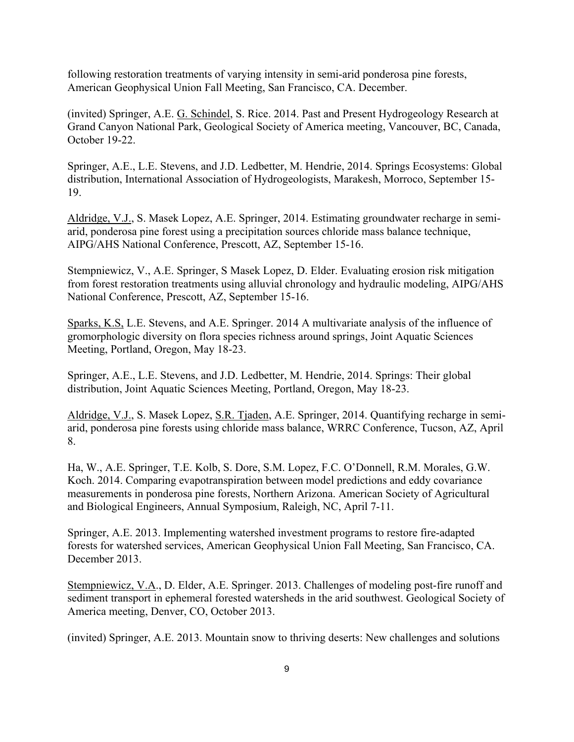following restoration treatments of varying intensity in semi-arid ponderosa pine forests, American Geophysical Union Fall Meeting, San Francisco, CA. December.

(invited) Springer, A.E. G. Schindel, S. Rice. 2014. Past and Present Hydrogeology Research at Grand Canyon National Park, Geological Society of America meeting, Vancouver, BC, Canada, October 19-22.

Springer, A.E., L.E. Stevens, and J.D. Ledbetter, M. Hendrie, 2014. Springs Ecosystems: Global distribution, International Association of Hydrogeologists, Marakesh, Morroco, September 15-19.

Aldridge, V.J., S. Masek Lopez, A.E. Springer, 2014. Estimating groundwater recharge in semi-arid, ponderosa pine forest using a precipitation sources chloride mass balance technique, AIPG/AHS National Conference, Prescott, AZ, September 15-16.

Stempniewicz, V., A.E. Springer, S Masek Lopez, D. Elder. Evaluating erosion risk mitigation from forest restoration treatments using alluvial chronology and hydraulic modeling, AIPG/AHS National Conference, Prescott, AZ, September 15-16.

Sparks, K.S, L.E. Stevens, and A.E. Springer. 2014 A multivariate analysis of the influence of gromorphologic diversity on flora species richness around springs, Joint Aquatic Sciences Meeting, Portland, Oregon, May 18-23.

Springer, A.E., L.E. Stevens, and J.D. Ledbetter, M. Hendrie, 2014. Springs: Their global distribution, Joint Aquatic Sciences Meeting, Portland, Oregon, May 18-23.

Aldridge, V.J., S. Masek Lopez, S.R. Tjaden, A.E. Springer, 2014. Quantifying recharge in semi-arid, ponderosa pine forests using chloride mass balance, WRRC Conference, Tucson, AZ, April 8.

Ha, W., A.E. Springer, T.E. Kolb, S. Dore, S.M. Lopez, F.C. O'Donnell, R.M. Morales, G.W. Koch. 2014. Comparing evapotranspiration between model predictions and eddy covariance measurements in ponderosa pine forests, Northern Arizona. American Society of Agricultural and Biological Engineers, Annual Symposium, Raleigh, NC, April 7-11.

Springer, A.E. 2013. Implementing watershed investment programs to restore fire-adapted forests for watershed services, American Geophysical Union Fall Meeting, San Francisco, CA. December 2013.

Stempniewicz, V.A., D. Elder, A.E. Springer. 2013. Challenges of modeling post-fire runoff and sediment transport in ephemeral forested watersheds in the arid southwest. Geological Society of America meeting, Denver, CO, October 2013.

(invited) Springer, A.E. 2013. Mountain snow to thriving deserts: New challenges and solutions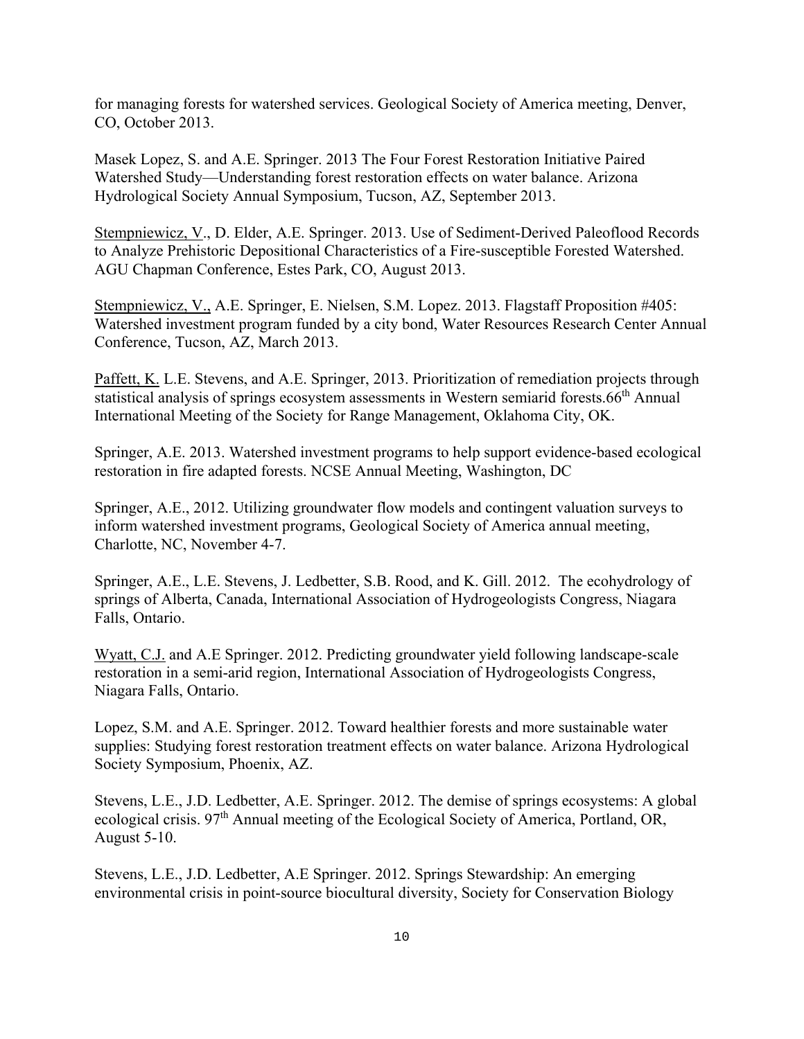for managing forests for watershed services. Geological Society of America meeting, Denver, CO, October 2013.

Masek Lopez, S. and A.E. Springer. 2013 The Four Forest Restoration Initiative Paired Watershed Study—Understanding forest restoration effects on water balance. Arizona Hydrological Society Annual Symposium, Tucson, AZ, September 2013.

<u>Stempniewicz, V</u>., D. Elder, A.E. Springer. 2013. Use of Sediment-Derived Paleoflood Records to Analyze Prehistoric Depositional Characteristics of a Fire-susceptible Forested Watershed. AGU Chapman Conference, Estes Park, CO, August 2013.

<u>Stempniewicz, V.,</u> A.E. Springer, E. Nielsen, S.M. Lopez. 2013. Flagstaff Proposition #405: Watershed investment program funded by a city bond, Water Resources Research Center Annual Conference, Tucson, AZ, March 2013.

<u>Paffett, K.</u> L.E. Stevens, and A.E. Springer, 2013. Prioritization of remediation projects through statistical analysis of springs ecosystem assessments in Western semiarid forests.66th Annual International Meeting of the Society for Range Management, Oklahoma City, OK.

Springer, A.E. 2013. Watershed investment programs to help support evidence-based ecological restoration in fire adapted forests. NCSE Annual Meeting, Washington, DC

Springer, A.E., 2012. Utilizing groundwater flow models and contingent valuation surveys to inform watershed investment programs, Geological Society of America annual meeting, Charlotte, NC, November 4-7.

Springer, A.E., L.E. Stevens, J. Ledbetter, S.B. Rood, and K. Gill. 2012. The ecohydrology of springs of Alberta, Canada, International Association of Hydrogeologists Congress, Niagara Falls, Ontario.

<u>Wyatt, C.J.</u> and A.E Springer. 2012. Predicting groundwater yield following landscape-scale restoration in a semi-arid region, International Association of Hydrogeologists Congress, Niagara Falls, Ontario.

Lopez, S.M. and A.E. Springer. 2012. Toward healthier forests and more sustainable water supplies: Studying forest restoration treatment effects on water balance. Arizona Hydrological Society Symposium, Phoenix, AZ.

Stevens, L.E., J.D. Ledbetter, A.E. Springer. 2012. The demise of springs ecosystems: A global ecological crisis. 97th Annual meeting of the Ecological Society of America, Portland, OR, August 5-10.

Stevens, L.E., J.D. Ledbetter, A.E Springer. 2012. Springs Stewardship: An emerging environmental crisis in point-source biocultural diversity, Society for Conservation Biology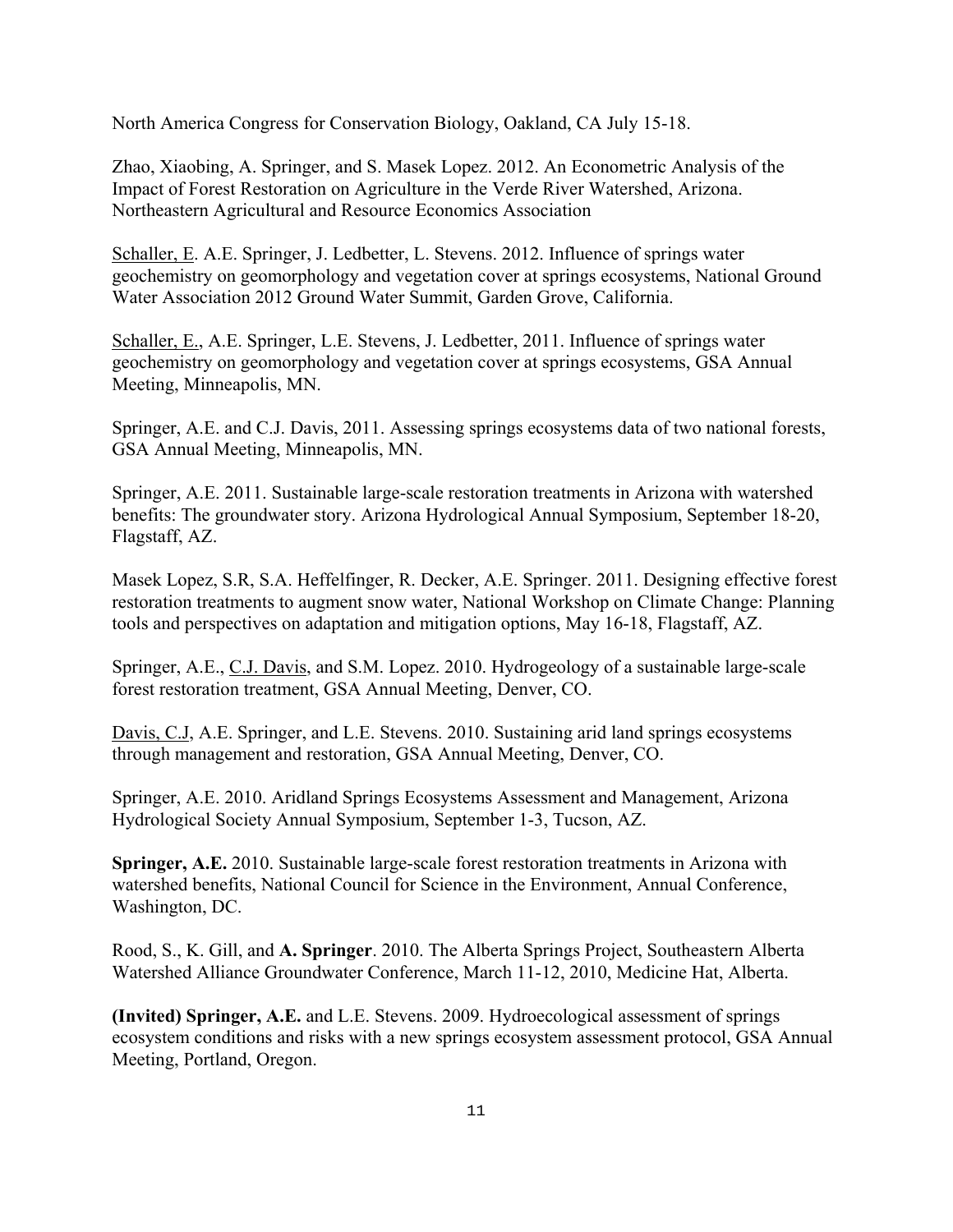North America Congress for Conservation Biology, Oakland, CA July 15-18.

Zhao, Xiaobing, A. Springer, and S. Masek Lopez. 2012. An Econometric Analysis of the Impact of Forest Restoration on Agriculture in the Verde River Watershed, Arizona. Northeastern Agricultural and Resource Economics Association

Schaller, E. A.E. Springer, J. Ledbetter, L. Stevens. 2012. Influence of springs water geochemistry on geomorphology and vegetation cover at springs ecosystems, National Ground Water Association 2012 Ground Water Summit, Garden Grove, California.

Schaller, E., A.E. Springer, L.E. Stevens, J. Ledbetter, 2011. Influence of springs water geochemistry on geomorphology and vegetation cover at springs ecosystems, GSA Annual Meeting, Minneapolis, MN.

Springer, A.E. and C.J. Davis, 2011. Assessing springs ecosystems data of two national forests, GSA Annual Meeting, Minneapolis, MN.

Springer, A.E. 2011. Sustainable large-scale restoration treatments in Arizona with watershed benefits: The groundwater story. Arizona Hydrological Annual Symposium, September 18-20, Flagstaff, AZ.

Masek Lopez, S.R, S.A. Heffelfinger, R. Decker, A.E. Springer. 2011. Designing effective forest restoration treatments to augment snow water, National Workshop on Climate Change: Planning tools and perspectives on adaptation and mitigation options, May 16-18, Flagstaff, AZ.

Springer, A.E., C.J. Davis, and S.M. Lopez. 2010. Hydrogeology of a sustainable large-scale forest restoration treatment, GSA Annual Meeting, Denver, CO.

Davis, C.J, A.E. Springer, and L.E. Stevens. 2010. Sustaining arid land springs ecosystems through management and restoration, GSA Annual Meeting, Denver, CO.

Springer, A.E. 2010. Aridland Springs Ecosystems Assessment and Management, Arizona Hydrological Society Annual Symposium, September 1-3, Tucson, AZ.

**Springer, A.E.** 2010. Sustainable large-scale forest restoration treatments in Arizona with watershed benefits, National Council for Science in the Environment, Annual Conference, Washington, DC.

Rood, S., K. Gill, and **A. Springer**. 2010. The Alberta Springs Project, Southeastern Alberta Watershed Alliance Groundwater Conference, March 11-12, 2010, Medicine Hat, Alberta.

**(Invited) Springer, A.E.** and L.E. Stevens. 2009. Hydroecological assessment of springs ecosystem conditions and risks with a new springs ecosystem assessment protocol, GSA Annual Meeting, Portland, Oregon.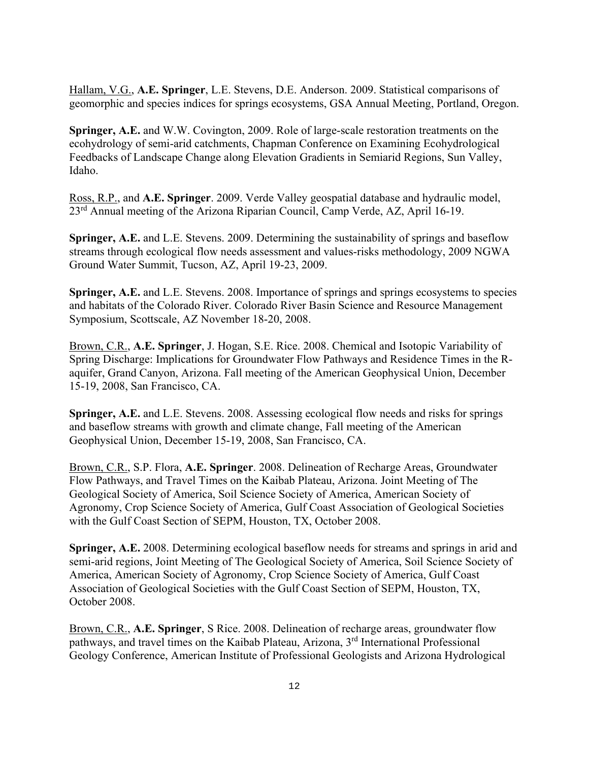Hallam, V.G., **A.E. Springer**, L.E. Stevens, D.E. Anderson. 2009. Statistical comparisons of geomorphic and species indices for springs ecosystems, GSA Annual Meeting, Portland, Oregon.

**Springer, A.E.** and W.W. Covington, 2009. Role of large-scale restoration treatments on the ecohydrology of semi-arid catchments, Chapman Conference on Examining Ecohydrological Feedbacks of Landscape Change along Elevation Gradients in Semiarid Regions, Sun Valley, Idaho.

Ross, R.P., and **A.E. Springer**. 2009. Verde Valley geospatial database and hydraulic model, 23rd Annual meeting of the Arizona Riparian Council, Camp Verde, AZ, April 16-19.

**Springer, A.E.** and L.E. Stevens. 2009. Determining the sustainability of springs and baseflow streams through ecological flow needs assessment and values-risks methodology, 2009 NGWA Ground Water Summit, Tucson, AZ, April 19-23, 2009.

**Springer, A.E.** and L.E. Stevens. 2008. Importance of springs and springs ecosystems to species and habitats of the Colorado River. Colorado River Basin Science and Resource Management Symposium, Scottscale, AZ November 18-20, 2008.

Brown, C.R., **A.E. Springer**, J. Hogan, S.E. Rice. 2008. Chemical and Isotopic Variability of Spring Discharge: Implications for Groundwater Flow Pathways and Residence Times in the R-aquifer, Grand Canyon, Arizona. Fall meeting of the American Geophysical Union, December 15-19, 2008, San Francisco, CA.

**Springer, A.E.** and L.E. Stevens. 2008. Assessing ecological flow needs and risks for springs and baseflow streams with growth and climate change, Fall meeting of the American Geophysical Union, December 15-19, 2008, San Francisco, CA.

Brown, C.R., S.P. Flora, **A.E. Springer**. 2008. Delineation of Recharge Areas, Groundwater Flow Pathways, and Travel Times on the Kaibab Plateau, Arizona. Joint Meeting of The Geological Society of America, Soil Science Society of America, American Society of Agronomy, Crop Science Society of America, Gulf Coast Association of Geological Societies with the Gulf Coast Section of SEPM, Houston, TX, October 2008.

**Springer, A.E.** 2008. Determining ecological baseflow needs for streams and springs in arid and semi-arid regions, Joint Meeting of The Geological Society of America, Soil Science Society of America, American Society of Agronomy, Crop Science Society of America, Gulf Coast Association of Geological Societies with the Gulf Coast Section of SEPM, Houston, TX, October 2008.

Brown, C.R., **A.E. Springer**, S Rice. 2008. Delineation of recharge areas, groundwater flow pathways, and travel times on the Kaibab Plateau, Arizona, 3rd International Professional Geology Conference, American Institute of Professional Geologists and Arizona Hydrological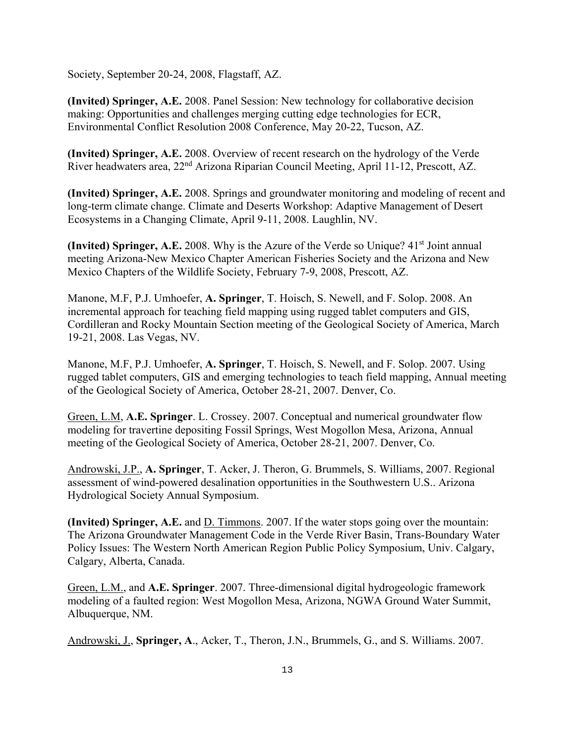Society, September 20-24, 2008, Flagstaff, AZ.

**(Invited) Springer, A.E.** 2008. Panel Session: New technology for collaborative decision making: Opportunities and challenges merging cutting edge technologies for ECR, Environmental Conflict Resolution 2008 Conference, May 20-22, Tucson, AZ.

**(Invited) Springer, A.E.** 2008. Overview of recent research on the hydrology of the Verde River headwaters area, 22nd Arizona Riparian Council Meeting, April 11-12, Prescott, AZ.

**(Invited) Springer, A.E.** 2008. Springs and groundwater monitoring and modeling of recent and long-term climate change. Climate and Deserts Workshop: Adaptive Management of Desert Ecosystems in a Changing Climate, April 9-11, 2008. Laughlin, NV.

**(Invited) Springer, A.E.** 2008. Why is the Azure of the Verde so Unique? 41st Joint annual meeting Arizona-New Mexico Chapter American Fisheries Society and the Arizona and New Mexico Chapters of the Wildlife Society, February 7-9, 2008, Prescott, AZ.

Manone, M.F, P.J. Umhoefer, **A. Springer**, T. Hoisch, S. Newell, and F. Solop. 2008. An incremental approach for teaching field mapping using rugged tablet computers and GIS, Cordilleran and Rocky Mountain Section meeting of the Geological Society of America, March 19-21, 2008. Las Vegas, NV.

Manone, M.F, P.J. Umhoefer, **A. Springer**, T. Hoisch, S. Newell, and F. Solop. 2007. Using rugged tablet computers, GIS and emerging technologies to teach field mapping, Annual meeting of the Geological Society of America, October 28-21, 2007. Denver, Co.

Green, L.M, **A.E. Springer**. L. Crossey. 2007. Conceptual and numerical groundwater flow modeling for travertine depositing Fossil Springs, West Mogollon Mesa, Arizona, Annual meeting of the Geological Society of America, October 28-21, 2007. Denver, Co.

Androwski, J.P., **A. Springer**, T. Acker, J. Theron, G. Brummels, S. Williams, 2007. Regional assessment of wind-powered desalination opportunities in the Southwestern U.S.. Arizona Hydrological Society Annual Symposium.

**(Invited) Springer, A.E.** and D. Timmons. 2007. If the water stops going over the mountain: The Arizona Groundwater Management Code in the Verde River Basin, Trans-Boundary Water Policy Issues: The Western North American Region Public Policy Symposium, Univ. Calgary, Calgary, Alberta, Canada.

Green, L.M., and **A.E. Springer**. 2007. Three-dimensional digital hydrogeologic framework modeling of a faulted region: West Mogollon Mesa, Arizona, NGWA Ground Water Summit, Albuquerque, NM.

Androwski, J., **Springer, A**., Acker, T., Theron, J.N., Brummels, G., and S. Williams. 2007.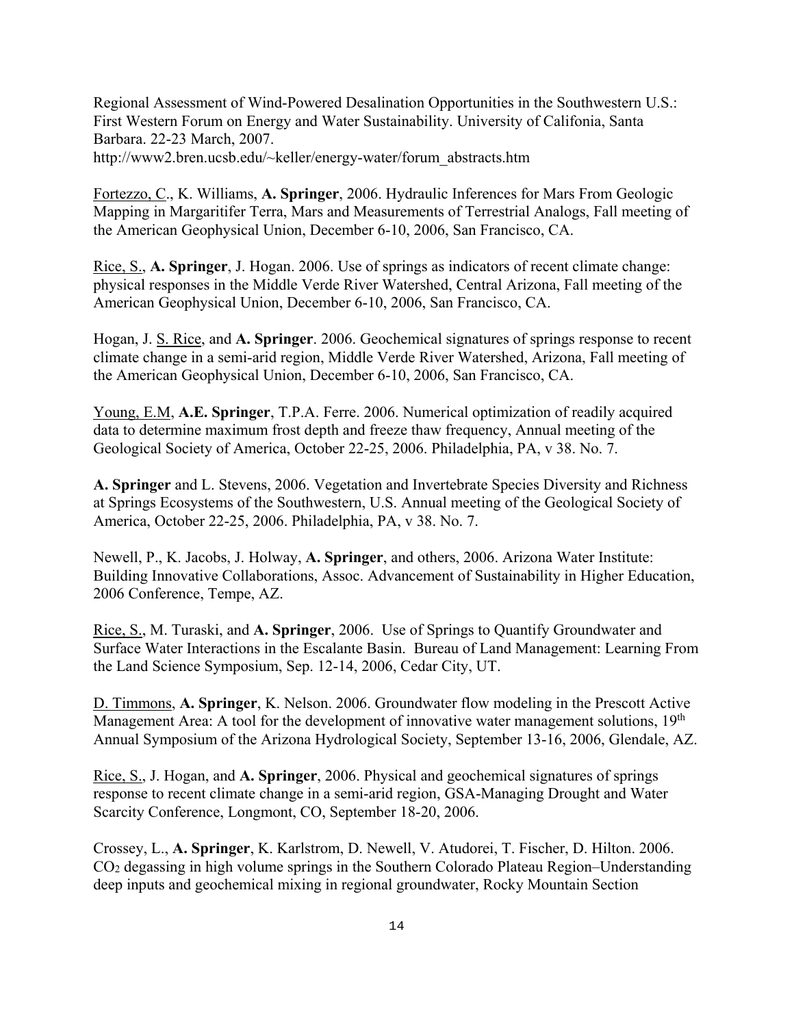Regional Assessment of Wind-Powered Desalination Opportunities in the Southwestern U.S.: First Western Forum on Energy and Water Sustainability. University of Califonia, Santa Barbara. 22-23 March, 2007. http://www2.bren.ucsb.edu/~keller/energy-water/forum_abstracts.htm

Fortezzo, C., K. Williams, **A. Springer**, 2006. Hydraulic Inferences for Mars From Geologic Mapping in Margaritifer Terra, Mars and Measurements of Terrestrial Analogs, Fall meeting of the American Geophysical Union, December 6-10, 2006, San Francisco, CA.

Rice, S., **A. Springer**, J. Hogan. 2006. Use of springs as indicators of recent climate change: physical responses in the Middle Verde River Watershed, Central Arizona, Fall meeting of the American Geophysical Union, December 6-10, 2006, San Francisco, CA.

Hogan, J. S. Rice, and **A. Springer**. 2006. Geochemical signatures of springs response to recent climate change in a semi-arid region, Middle Verde River Watershed, Arizona, Fall meeting of the American Geophysical Union, December 6-10, 2006, San Francisco, CA.

Young, E.M, **A.E. Springer**, T.P.A. Ferre. 2006. Numerical optimization of readily acquired data to determine maximum frost depth and freeze thaw frequency, Annual meeting of the Geological Society of America, October 22-25, 2006. Philadelphia, PA, v 38. No. 7.

**A. Springer** and L. Stevens, 2006. Vegetation and Invertebrate Species Diversity and Richness at Springs Ecosystems of the Southwestern, U.S. Annual meeting of the Geological Society of America, October 22-25, 2006. Philadelphia, PA, v 38. No. 7.

Newell, P., K. Jacobs, J. Holway, **A. Springer**, and others, 2006. Arizona Water Institute: Building Innovative Collaborations, Assoc. Advancement of Sustainability in Higher Education, 2006 Conference, Tempe, AZ.

Rice, S., M. Turaski, and **A. Springer**, 2006. Use of Springs to Quantify Groundwater and Surface Water Interactions in the Escalante Basin. Bureau of Land Management: Learning From the Land Science Symposium, Sep. 12-14, 2006, Cedar City, UT.

D. Timmons, **A. Springer**, K. Nelson. 2006. Groundwater flow modeling in the Prescott Active Management Area: A tool for the development of innovative water management solutions, 19th Annual Symposium of the Arizona Hydrological Society, September 13-16, 2006, Glendale, AZ.

Rice, S., J. Hogan, and **A. Springer**, 2006. Physical and geochemical signatures of springs response to recent climate change in a semi-arid region, GSA-Managing Drought and Water Scarcity Conference, Longmont, CO, September 18-20, 2006.

Crossey, L., **A. Springer**, K. Karlstrom, D. Newell, V. Atudorei, T. Fischer, D. Hilton. 2006. $CO_2$ degassing in high volume springs in the Southern Colorado Plateau Region–Understanding deep inputs and geochemical mixing in regional groundwater, Rocky Mountain Section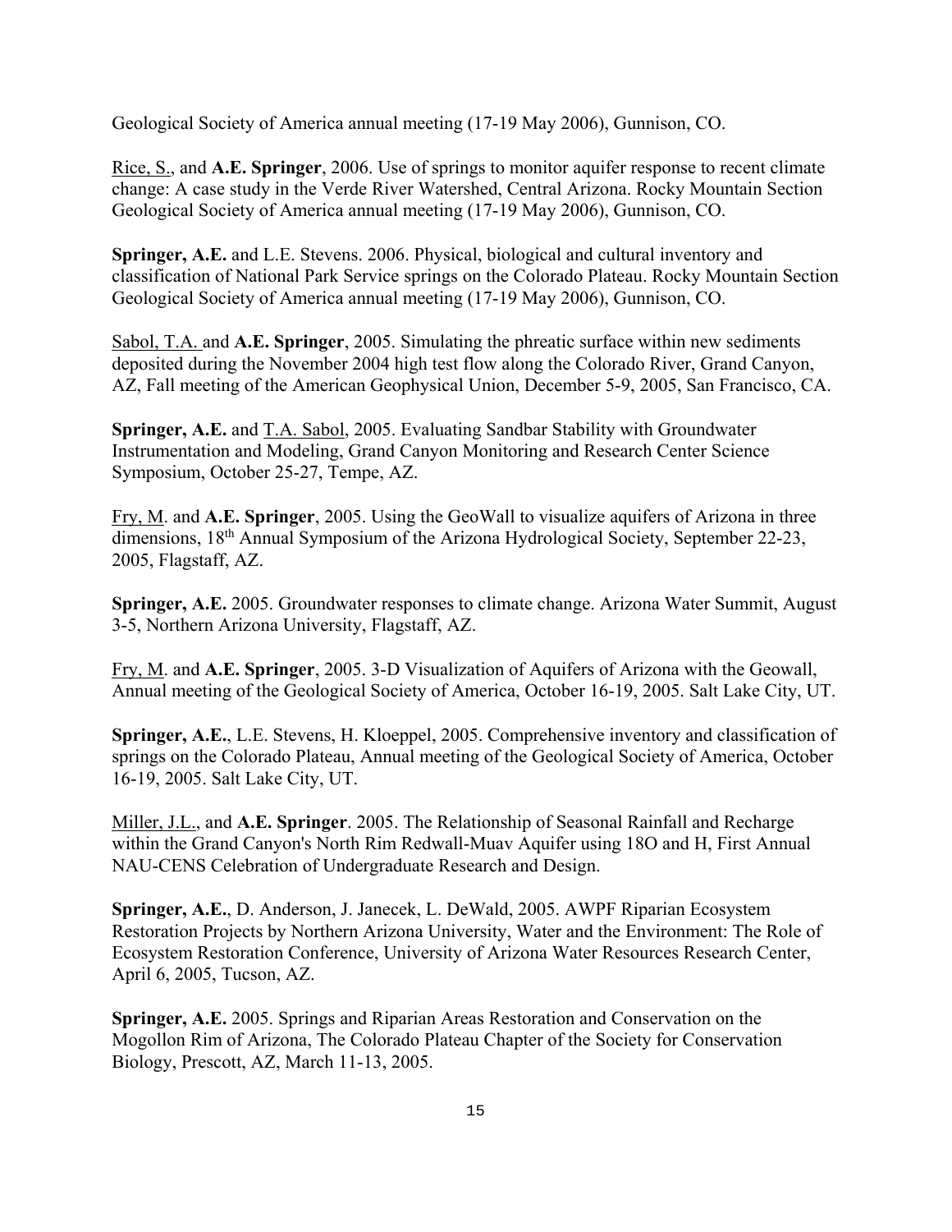Geological Society of America annual meeting (17-19 May 2006), Gunnison, CO.

Rice, S., and **A.E. Springer**, 2006. Use of springs to monitor aquifer response to recent climate change: A case study in the Verde River Watershed, Central Arizona. Rocky Mountain Section Geological Society of America annual meeting (17-19 May 2006), Gunnison, CO.

**Springer, A.E.** and L.E. Stevens. 2006. Physical, biological and cultural inventory and classification of National Park Service springs on the Colorado Plateau. Rocky Mountain Section Geological Society of America annual meeting (17-19 May 2006), Gunnison, CO.

Sabol, T.A. and **A.E. Springer**, 2005. Simulating the phreatic surface within new sediments deposited during the November 2004 high test flow along the Colorado River, Grand Canyon, AZ, Fall meeting of the American Geophysical Union, December 5-9, 2005, San Francisco, CA.

**Springer, A.E.** and T.A. Sabol, 2005. Evaluating Sandbar Stability with Groundwater Instrumentation and Modeling, Grand Canyon Monitoring and Research Center Science Symposium, October 25-27, Tempe, AZ.

Fry, M. and **A.E. Springer**, 2005. Using the GeoWall to visualize aquifers of Arizona in three dimensions, 18th Annual Symposium of the Arizona Hydrological Society, September 22-23, 2005, Flagstaff, AZ.

**Springer, A.E.** 2005. Groundwater responses to climate change. Arizona Water Summit, August 3-5, Northern Arizona University, Flagstaff, AZ.

Fry, M. and **A.E. Springer**, 2005. 3-D Visualization of Aquifers of Arizona with the Geowall, Annual meeting of the Geological Society of America, October 16-19, 2005. Salt Lake City, UT.

**Springer, A.E.**, L.E. Stevens, H. Kloeppel, 2005. Comprehensive inventory and classification of springs on the Colorado Plateau, Annual meeting of the Geological Society of America, October 16-19, 2005. Salt Lake City, UT.

Miller, J.L., and **A.E. Springer**. 2005. The Relationship of Seasonal Rainfall and Recharge within the Grand Canyon's North Rim Redwall-Muav Aquifer using 18O and H, First Annual NAU-CENS Celebration of Undergraduate Research and Design.

**Springer, A.E.**, D. Anderson, J. Janecek, L. DeWald, 2005. AWPF Riparian Ecosystem Restoration Projects by Northern Arizona University, Water and the Environment: The Role of Ecosystem Restoration Conference, University of Arizona Water Resources Research Center, April 6, 2005, Tucson, AZ.

**Springer, A.E.** 2005. Springs and Riparian Areas Restoration and Conservation on the Mogollon Rim of Arizona, The Colorado Plateau Chapter of the Society for Conservation Biology, Prescott, AZ, March 11-13, 2005.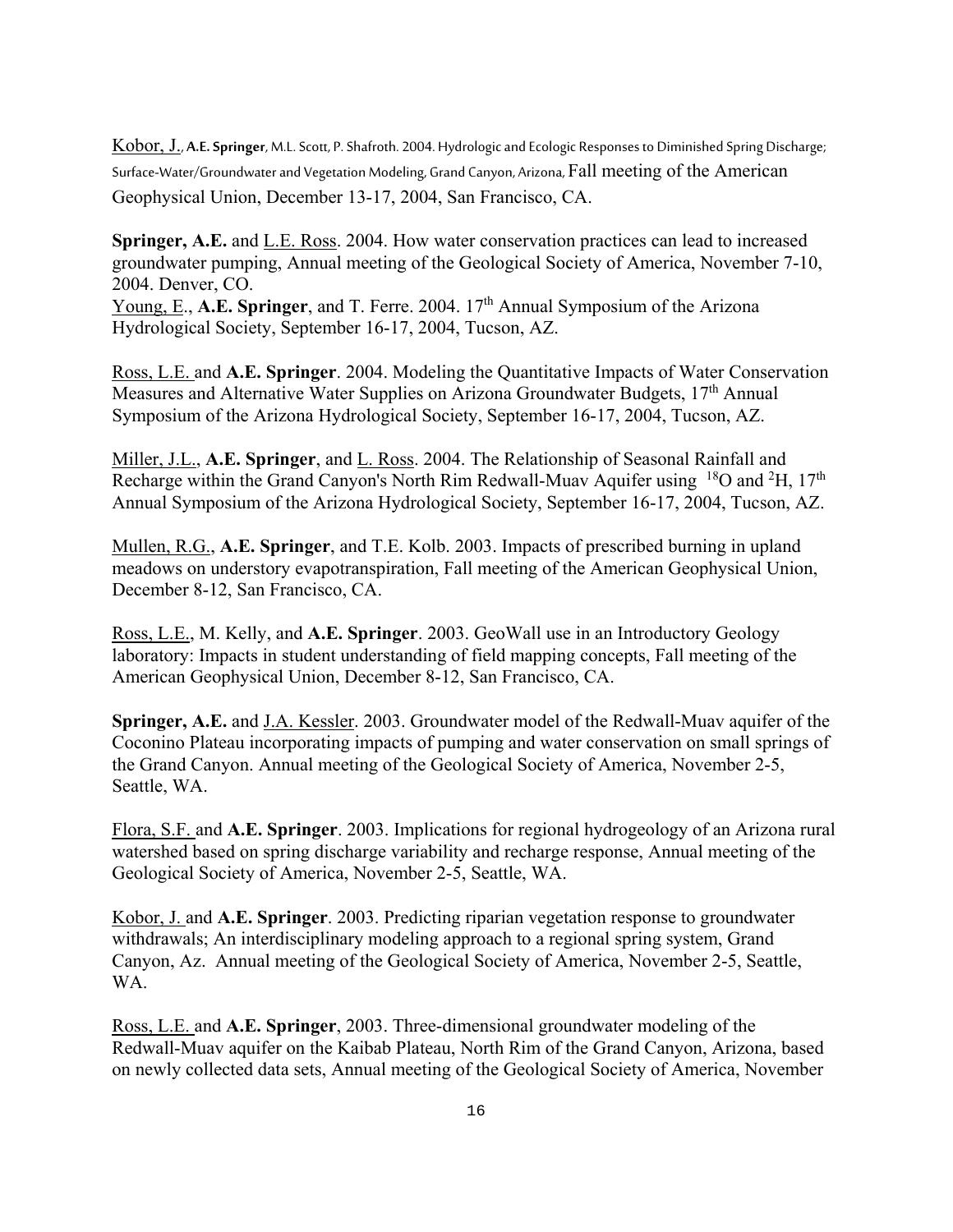Kobor, J., **A.E. Springer**, M.L. Scott, P. Shafroth. 2004. Hydrologic and Ecologic Responses to Diminished Spring Discharge; Surface-Water/Groundwater and Vegetation Modeling, Grand Canyon, Arizona, Fall meeting of the American Geophysical Union, December 13-17, 2004, San Francisco, CA.

**Springer, A.E.** and L.E. Ross. 2004. How water conservation practices can lead to increased groundwater pumping, Annual meeting of the Geological Society of America, November 7-10, 2004. Denver, CO.
Young, E., **A.E. Springer**, and T. Ferre. 2004. 17th Annual Symposium of the Arizona Hydrological Society, September 16-17, 2004, Tucson, AZ.

Ross, L.E. and **A.E. Springer**. 2004. Modeling the Quantitative Impacts of Water Conservation Measures and Alternative Water Supplies on Arizona Groundwater Budgets, 17th Annual Symposium of the Arizona Hydrological Society, September 16-17, 2004, Tucson, AZ.

Miller, J.L., **A.E. Springer**, and L. Ross. 2004. The Relationship of Seasonal Rainfall and Recharge within the Grand Canyon's North Rim Redwall-Muav Aquifer using $^{18}O$ and $^{2}H$, 17th Annual Symposium of the Arizona Hydrological Society, September 16-17, 2004, Tucson, AZ.

Mullen, R.G., **A.E. Springer**, and T.E. Kolb. 2003. Impacts of prescribed burning in upland meadows on understory evapotranspiration, Fall meeting of the American Geophysical Union, December 8-12, San Francisco, CA.

Ross, L.E., M. Kelly, and **A.E. Springer**. 2003. GeoWall use in an Introductory Geology laboratory: Impacts in student understanding of field mapping concepts, Fall meeting of the American Geophysical Union, December 8-12, San Francisco, CA.

**Springer, A.E.** and J.A. Kessler. 2003. Groundwater model of the Redwall-Muav aquifer of the Coconino Plateau incorporating impacts of pumping and water conservation on small springs of the Grand Canyon. Annual meeting of the Geological Society of America, November 2-5, Seattle, WA.

Flora, S.F. and **A.E. Springer**. 2003. Implications for regional hydrogeology of an Arizona rural watershed based on spring discharge variability and recharge response, Annual meeting of the Geological Society of America, November 2-5, Seattle, WA.

Kobor, J. and **A.E. Springer**. 2003. Predicting riparian vegetation response to groundwater withdrawals; An interdisciplinary modeling approach to a regional spring system, Grand Canyon, Az. Annual meeting of the Geological Society of America, November 2-5, Seattle, WA.

Ross, L.E. and **A.E. Springer**, 2003. Three-dimensional groundwater modeling of the Redwall-Muav aquifer on the Kaibab Plateau, North Rim of the Grand Canyon, Arizona, based on newly collected data sets, Annual meeting of the Geological Society of America, November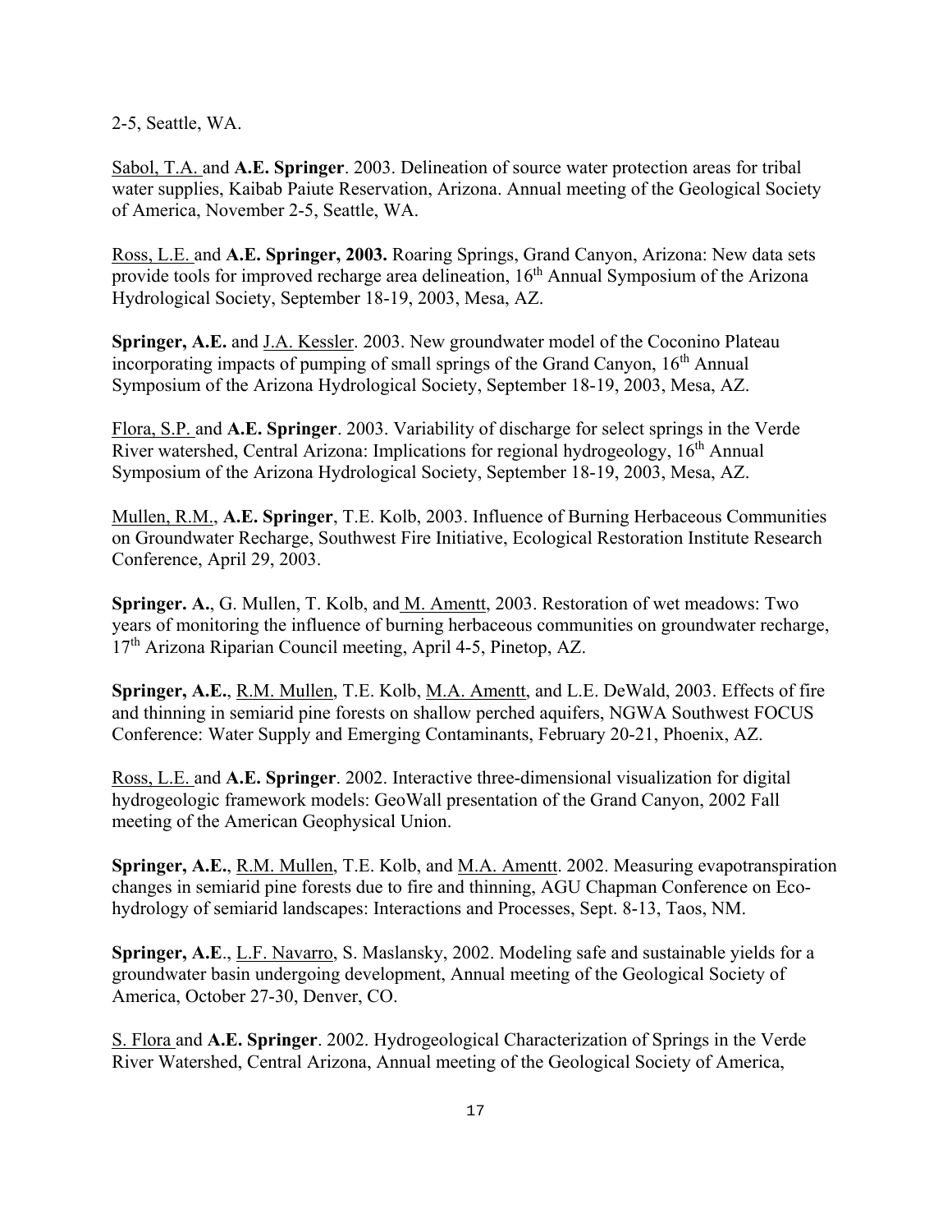2-5, Seattle, WA.

Sabol, T.A. and **A.E. Springer**. 2003. Delineation of source water protection areas for tribal water supplies, Kaibab Paiute Reservation, Arizona. Annual meeting of the Geological Society of America, November 2-5, Seattle, WA.

Ross, L.E. and **A.E. Springer, 2003.** Roaring Springs, Grand Canyon, Arizona: New data sets provide tools for improved recharge area delineation, 16th Annual Symposium of the Arizona Hydrological Society, September 18-19, 2003, Mesa, AZ.

**Springer, A.E.** and J.A. Kessler. 2003. New groundwater model of the Coconino Plateau incorporating impacts of pumping of small springs of the Grand Canyon, 16th Annual Symposium of the Arizona Hydrological Society, September 18-19, 2003, Mesa, AZ.

Flora, S.P. and **A.E. Springer**. 2003. Variability of discharge for select springs in the Verde River watershed, Central Arizona: Implications for regional hydrogeology, 16th Annual Symposium of the Arizona Hydrological Society, September 18-19, 2003, Mesa, AZ.

Mullen, R.M., **A.E. Springer**, T.E. Kolb, 2003. Influence of Burning Herbaceous Communities on Groundwater Recharge, Southwest Fire Initiative, Ecological Restoration Institute Research Conference, April 29, 2003.

**Springer. A.**, G. Mullen, T. Kolb, and M. Amentt, 2003. Restoration of wet meadows: Two years of monitoring the influence of burning herbaceous communities on groundwater recharge, 17th Arizona Riparian Council meeting, April 4-5, Pinetop, AZ.

**Springer, A.E.**, R.M. Mullen, T.E. Kolb, M.A. Amentt, and L.E. DeWald, 2003. Effects of fire and thinning in semiarid pine forests on shallow perched aquifers, NGWA Southwest FOCUS Conference: Water Supply and Emerging Contaminants, February 20-21, Phoenix, AZ.

Ross, L.E. and **A.E. Springer**. 2002. Interactive three-dimensional visualization for digital hydrogeologic framework models: GeoWall presentation of the Grand Canyon, 2002 Fall meeting of the American Geophysical Union.

**Springer, A.E.**, R.M. Mullen, T.E. Kolb, and M.A. Amentt. 2002. Measuring evapotranspiration changes in semiarid pine forests due to fire and thinning, AGU Chapman Conference on Eco-hydrology of semiarid landscapes: Interactions and Processes, Sept. 8-13, Taos, NM.

**Springer, A.E**., L.F. Navarro, S. Maslansky, 2002. Modeling safe and sustainable yields for a groundwater basin undergoing development, Annual meeting of the Geological Society of America, October 27-30, Denver, CO.

S. Flora and **A.E. Springer**. 2002. Hydrogeological Characterization of Springs in the Verde River Watershed, Central Arizona, Annual meeting of the Geological Society of America,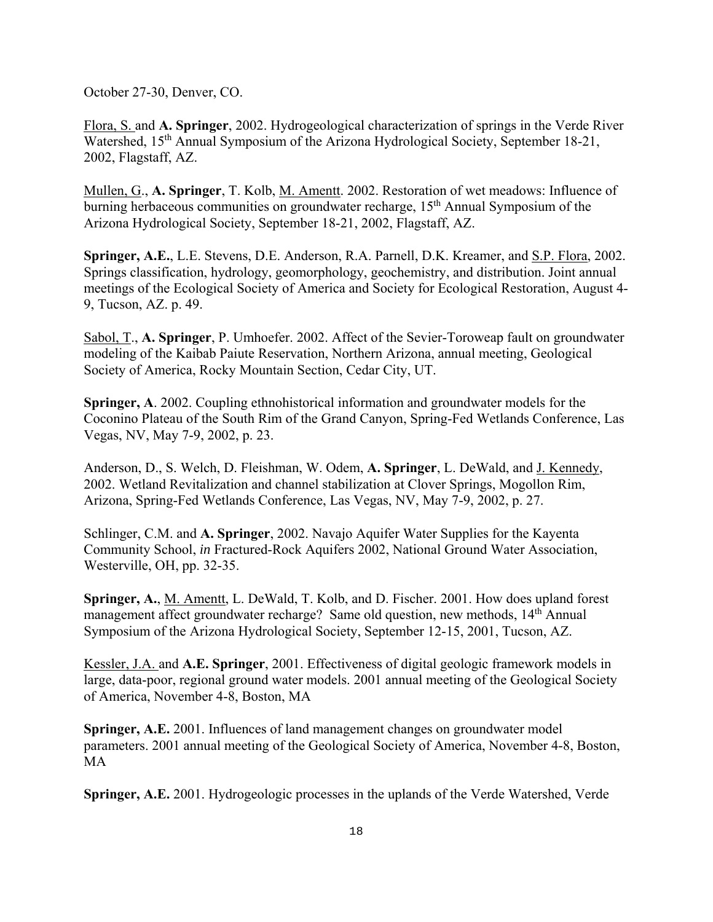October 27-30, Denver, CO.

<u>Flora, S.</u> and **A. Springer**, 2002. Hydrogeological characterization of springs in the Verde River Watershed, 15th Annual Symposium of the Arizona Hydrological Society, September 18-21, 2002, Flagstaff, AZ.

<u>Mullen, G.</u>, **A. Springer**, T. Kolb, <u>M. Amentt</u>. 2002. Restoration of wet meadows: Influence of burning herbaceous communities on groundwater recharge, 15th Annual Symposium of the Arizona Hydrological Society, September 18-21, 2002, Flagstaff, AZ.

**Springer, A.E.**, L.E. Stevens, D.E. Anderson, R.A. Parnell, D.K. Kreamer, and <u>S.P. Flora</u>, 2002. Springs classification, hydrology, geomorphology, geochemistry, and distribution. Joint annual meetings of the Ecological Society of America and Society for Ecological Restoration, August 4-9, Tucson, AZ. p. 49.

<u>Sabol, T.</u>, **A. Springer**, P. Umhoefer. 2002. Affect of the Sevier-Toroweap fault on groundwater modeling of the Kaibab Paiute Reservation, Northern Arizona, annual meeting, Geological Society of America, Rocky Mountain Section, Cedar City, UT.

**Springer, A**. 2002. Coupling ethnohistorical information and groundwater models for the Coconino Plateau of the South Rim of the Grand Canyon, Spring-Fed Wetlands Conference, Las Vegas, NV, May 7-9, 2002, p. 23.

Anderson, D., S. Welch, D. Fleishman, W. Odem, **A. Springer**, L. DeWald, and <u>J. Kennedy</u>, 2002. Wetland Revitalization and channel stabilization at Clover Springs, Mogollon Rim, Arizona, Spring-Fed Wetlands Conference, Las Vegas, NV, May 7-9, 2002, p. 27.

Schlinger, C.M. and **A. Springer**, 2002. Navajo Aquifer Water Supplies for the Kayenta Community School, *in* Fractured-Rock Aquifers 2002, National Ground Water Association, Westerville, OH, pp. 32-35.

**Springer, A.**, <u>M. Amentt</u>, L. DeWald, T. Kolb, and D. Fischer. 2001. How does upland forest management affect groundwater recharge? Same old question, new methods, 14th Annual Symposium of the Arizona Hydrological Society, September 12-15, 2001, Tucson, AZ.

<u>Kessler, J.A.</u> and **A.E. Springer**, 2001. Effectiveness of digital geologic framework models in large, data-poor, regional ground water models. 2001 annual meeting of the Geological Society of America, November 4-8, Boston, MA

**Springer, A.E.** 2001. Influences of land management changes on groundwater model parameters. 2001 annual meeting of the Geological Society of America, November 4-8, Boston, MA

**Springer, A.E.** 2001. Hydrogeologic processes in the uplands of the Verde Watershed, Verde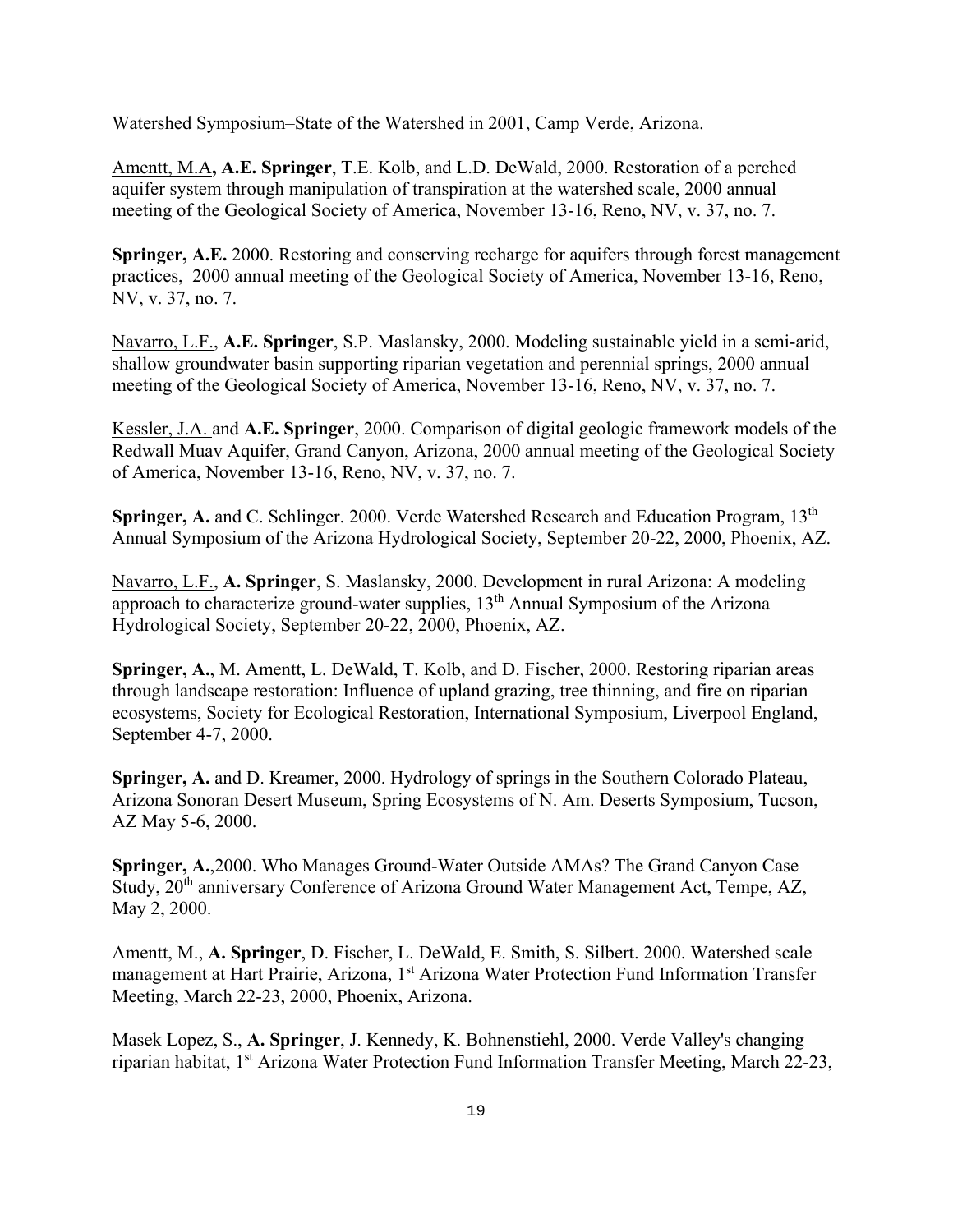Watershed Symposium–State of the Watershed in 2001, Camp Verde, Arizona.

Amentt, M.A, **A.E. Springer**, T.E. Kolb, and L.D. DeWald, 2000. Restoration of a perched aquifer system through manipulation of transpiration at the watershed scale, 2000 annual meeting of the Geological Society of America, November 13-16, Reno, NV, v. 37, no. 7.

**Springer, A.E.** 2000. Restoring and conserving recharge for aquifers through forest management practices, 2000 annual meeting of the Geological Society of America, November 13-16, Reno, NV, v. 37, no. 7.

Navarro, L.F., **A.E. Springer**, S.P. Maslansky, 2000. Modeling sustainable yield in a semi-arid, shallow groundwater basin supporting riparian vegetation and perennial springs, 2000 annual meeting of the Geological Society of America, November 13-16, Reno, NV, v. 37, no. 7.

Kessler, J.A. and **A.E. Springer**, 2000. Comparison of digital geologic framework models of the Redwall Muav Aquifer, Grand Canyon, Arizona, 2000 annual meeting of the Geological Society of America, November 13-16, Reno, NV, v. 37, no. 7.

**Springer, A.** and C. Schlinger. 2000. Verde Watershed Research and Education Program, 13th Annual Symposium of the Arizona Hydrological Society, September 20-22, 2000, Phoenix, AZ.

Navarro, L.F., **A. Springer**, S. Maslansky, 2000. Development in rural Arizona: A modeling approach to characterize ground-water supplies, 13th Annual Symposium of the Arizona Hydrological Society, September 20-22, 2000, Phoenix, AZ.

**Springer, A.**, M. Amentt, L. DeWald, T. Kolb, and D. Fischer, 2000. Restoring riparian areas through landscape restoration: Influence of upland grazing, tree thinning, and fire on riparian ecosystems, Society for Ecological Restoration, International Symposium, Liverpool England, September 4-7, 2000.

**Springer, A.** and D. Kreamer, 2000. Hydrology of springs in the Southern Colorado Plateau, Arizona Sonoran Desert Museum, Spring Ecosystems of N. Am. Deserts Symposium, Tucson, AZ May 5-6, 2000.

**Springer, A.**,2000. Who Manages Ground-Water Outside AMAs? The Grand Canyon Case Study, 20th anniversary Conference of Arizona Ground Water Management Act, Tempe, AZ, May 2, 2000.

Amentt, M., **A. Springer**, D. Fischer, L. DeWald, E. Smith, S. Silbert. 2000. Watershed scale management at Hart Prairie, Arizona, 1st Arizona Water Protection Fund Information Transfer Meeting, March 22-23, 2000, Phoenix, Arizona.

Masek Lopez, S., **A. Springer**, J. Kennedy, K. Bohnenstiehl, 2000. Verde Valley's changing riparian habitat, 1st Arizona Water Protection Fund Information Transfer Meeting, March 22-23,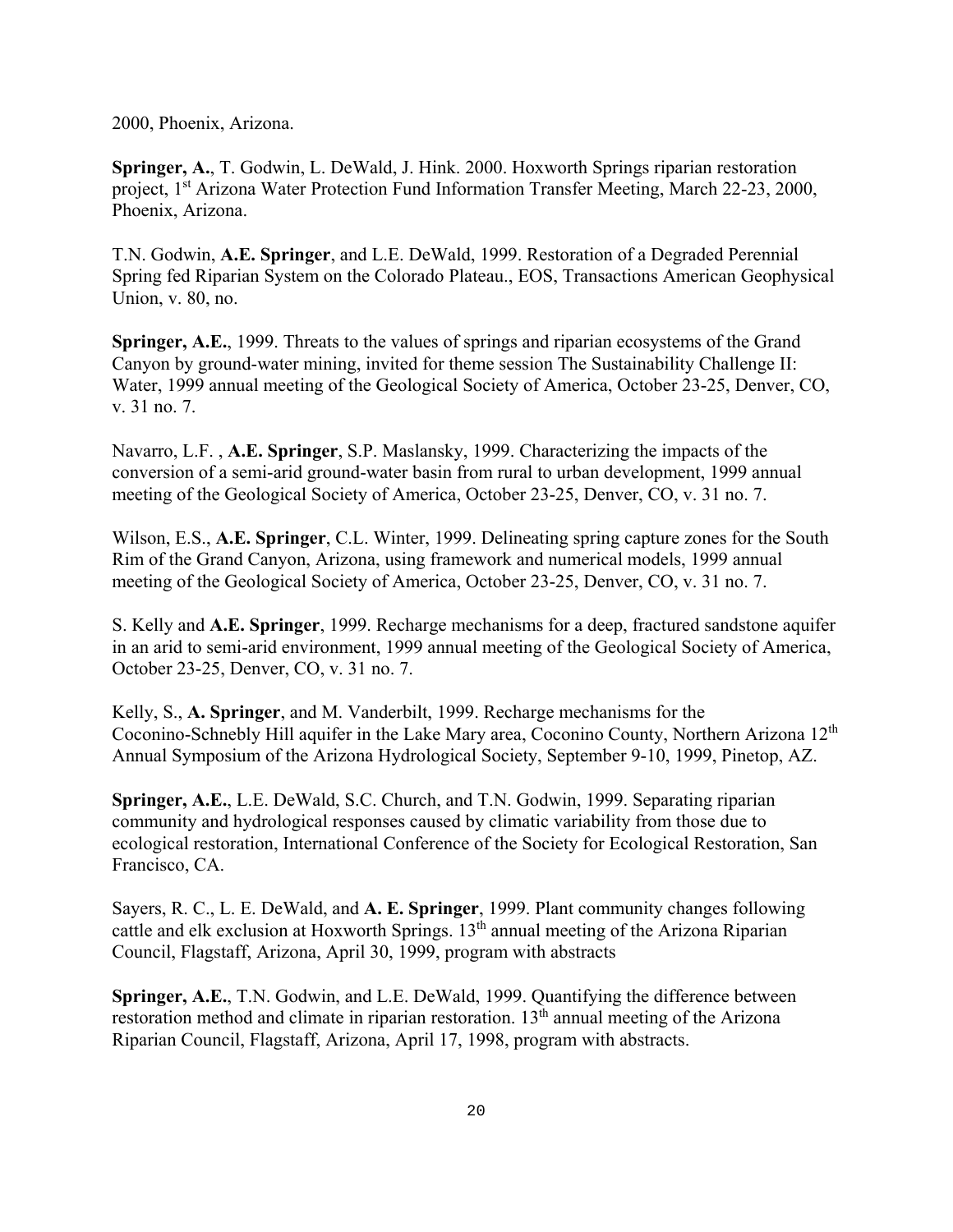2000, Phoenix, Arizona.

**Springer, A.**, T. Godwin, L. DeWald, J. Hink. 2000. Hoxworth Springs riparian restoration project, 1st Arizona Water Protection Fund Information Transfer Meeting, March 22-23, 2000, Phoenix, Arizona.

T.N. Godwin, **A.E. Springer**, and L.E. DeWald, 1999. Restoration of a Degraded Perennial Spring fed Riparian System on the Colorado Plateau., EOS, Transactions American Geophysical Union, v. 80, no.

**Springer, A.E.**, 1999. Threats to the values of springs and riparian ecosystems of the Grand Canyon by ground-water mining, invited for theme session The Sustainability Challenge II: Water, 1999 annual meeting of the Geological Society of America, October 23-25, Denver, CO, v. 31 no. 7.

Navarro, L.F. , **A.E. Springer**, S.P. Maslansky, 1999. Characterizing the impacts of the conversion of a semi-arid ground-water basin from rural to urban development, 1999 annual meeting of the Geological Society of America, October 23-25, Denver, CO, v. 31 no. 7.

Wilson, E.S., **A.E. Springer**, C.L. Winter, 1999. Delineating spring capture zones for the South Rim of the Grand Canyon, Arizona, using framework and numerical models, 1999 annual meeting of the Geological Society of America, October 23-25, Denver, CO, v. 31 no. 7.

S. Kelly and **A.E. Springer**, 1999. Recharge mechanisms for a deep, fractured sandstone aquifer in an arid to semi-arid environment, 1999 annual meeting of the Geological Society of America, October 23-25, Denver, CO, v. 31 no. 7.

Kelly, S., **A. Springer**, and M. Vanderbilt, 1999. Recharge mechanisms for the Coconino-Schnebly Hill aquifer in the Lake Mary area, Coconino County, Northern Arizona 12th Annual Symposium of the Arizona Hydrological Society, September 9-10, 1999, Pinetop, AZ.

**Springer, A.E.**, L.E. DeWald, S.C. Church, and T.N. Godwin, 1999. Separating riparian community and hydrological responses caused by climatic variability from those due to ecological restoration, International Conference of the Society for Ecological Restoration, San Francisco, CA.

Sayers, R. C., L. E. DeWald, and **A. E. Springer**, 1999. Plant community changes following cattle and elk exclusion at Hoxworth Springs. 13th annual meeting of the Arizona Riparian Council, Flagstaff, Arizona, April 30, 1999, program with abstracts

**Springer, A.E.**, T.N. Godwin, and L.E. DeWald, 1999. Quantifying the difference between restoration method and climate in riparian restoration. 13th annual meeting of the Arizona Riparian Council, Flagstaff, Arizona, April 17, 1998, program with abstracts.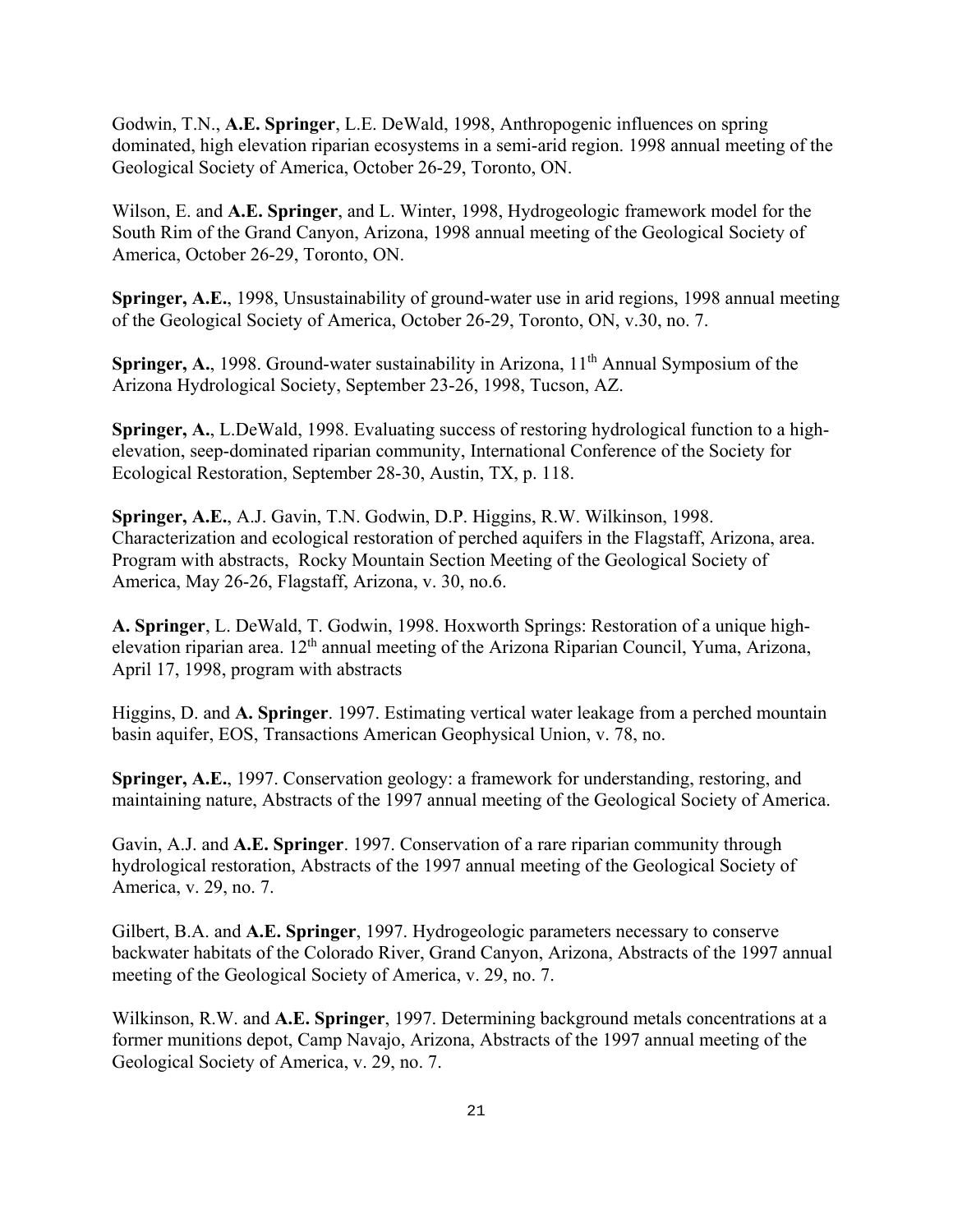Godwin, T.N., **A.E. Springer**, L.E. DeWald, 1998, Anthropogenic influences on spring dominated, high elevation riparian ecosystems in a semi-arid region. 1998 annual meeting of the Geological Society of America, October 26-29, Toronto, ON.

Wilson, E. and **A.E. Springer**, and L. Winter, 1998, Hydrogeologic framework model for the South Rim of the Grand Canyon, Arizona, 1998 annual meeting of the Geological Society of America, October 26-29, Toronto, ON.

**Springer, A.E.**, 1998, Unsustainability of ground-water use in arid regions, 1998 annual meeting of the Geological Society of America, October 26-29, Toronto, ON, v.30, no. 7.

**Springer, A.**, 1998. Ground-water sustainability in Arizona, 11th Annual Symposium of the Arizona Hydrological Society, September 23-26, 1998, Tucson, AZ.

**Springer, A.**, L.DeWald, 1998. Evaluating success of restoring hydrological function to a high-elevation, seep-dominated riparian community, International Conference of the Society for Ecological Restoration, September 28-30, Austin, TX, p. 118.

**Springer, A.E.**, A.J. Gavin, T.N. Godwin, D.P. Higgins, R.W. Wilkinson, 1998. Characterization and ecological restoration of perched aquifers in the Flagstaff, Arizona, area. Program with abstracts, Rocky Mountain Section Meeting of the Geological Society of America, May 26-26, Flagstaff, Arizona, v. 30, no.6.

**A. Springer**, L. DeWald, T. Godwin, 1998. Hoxworth Springs: Restoration of a unique high-elevation riparian area. 12th annual meeting of the Arizona Riparian Council, Yuma, Arizona, April 17, 1998, program with abstracts

Higgins, D. and **A. Springer**. 1997. Estimating vertical water leakage from a perched mountain basin aquifer, EOS, Transactions American Geophysical Union, v. 78, no.

**Springer, A.E.**, 1997. Conservation geology: a framework for understanding, restoring, and maintaining nature, Abstracts of the 1997 annual meeting of the Geological Society of America.

Gavin, A.J. and **A.E. Springer**. 1997. Conservation of a rare riparian community through hydrological restoration, Abstracts of the 1997 annual meeting of the Geological Society of America, v. 29, no. 7.

Gilbert, B.A. and **A.E. Springer**, 1997. Hydrogeologic parameters necessary to conserve backwater habitats of the Colorado River, Grand Canyon, Arizona, Abstracts of the 1997 annual meeting of the Geological Society of America, v. 29, no. 7.

Wilkinson, R.W. and **A.E. Springer**, 1997. Determining background metals concentrations at a former munitions depot, Camp Navajo, Arizona, Abstracts of the 1997 annual meeting of the Geological Society of America, v. 29, no. 7.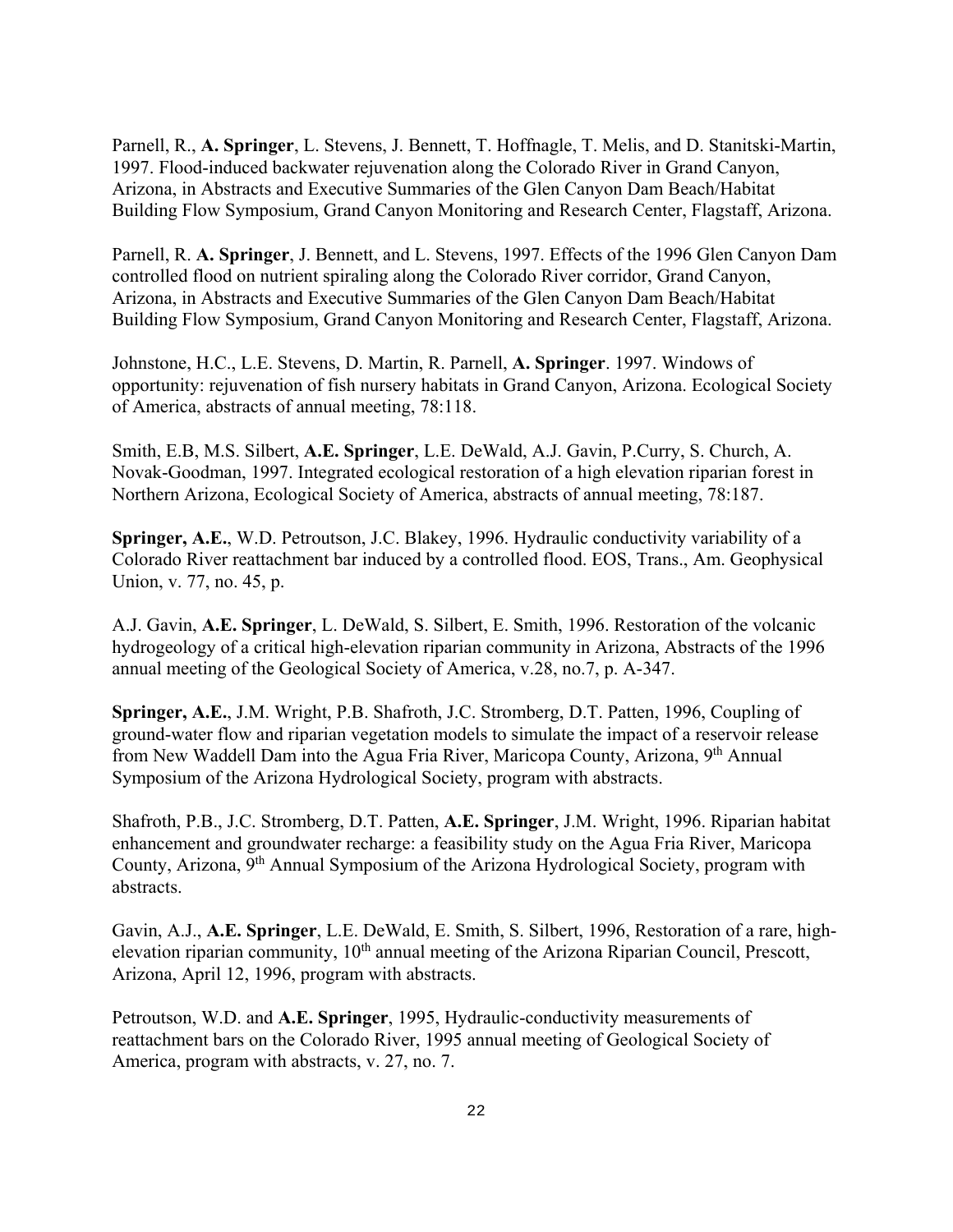Parnell, R., **A. Springer**, L. Stevens, J. Bennett, T. Hoffnagle, T. Melis, and D. Stanitski-Martin, 1997. Flood-induced backwater rejuvenation along the Colorado River in Grand Canyon, Arizona, in Abstracts and Executive Summaries of the Glen Canyon Dam Beach/Habitat Building Flow Symposium, Grand Canyon Monitoring and Research Center, Flagstaff, Arizona.

Parnell, R. **A. Springer**, J. Bennett, and L. Stevens, 1997. Effects of the 1996 Glen Canyon Dam controlled flood on nutrient spiraling along the Colorado River corridor, Grand Canyon, Arizona, in Abstracts and Executive Summaries of the Glen Canyon Dam Beach/Habitat Building Flow Symposium, Grand Canyon Monitoring and Research Center, Flagstaff, Arizona.

Johnstone, H.C., L.E. Stevens, D. Martin, R. Parnell, **A. Springer**. 1997. Windows of opportunity: rejuvenation of fish nursery habitats in Grand Canyon, Arizona. Ecological Society of America, abstracts of annual meeting, 78:118.

Smith, E.B, M.S. Silbert, **A.E. Springer**, L.E. DeWald, A.J. Gavin, P.Curry, S. Church, A. Novak-Goodman, 1997. Integrated ecological restoration of a high elevation riparian forest in Northern Arizona, Ecological Society of America, abstracts of annual meeting, 78:187.

**Springer, A.E.**, W.D. Petroutson, J.C. Blakey, 1996. Hydraulic conductivity variability of a Colorado River reattachment bar induced by a controlled flood. EOS, Trans., Am. Geophysical Union, v. 77, no. 45, p.

A.J. Gavin, **A.E. Springer**, L. DeWald, S. Silbert, E. Smith, 1996. Restoration of the volcanic hydrogeology of a critical high-elevation riparian community in Arizona, Abstracts of the 1996 annual meeting of the Geological Society of America, v.28, no.7, p. A-347.

**Springer, A.E.**, J.M. Wright, P.B. Shafroth, J.C. Stromberg, D.T. Patten, 1996, Coupling of ground-water flow and riparian vegetation models to simulate the impact of a reservoir release from New Waddell Dam into the Agua Fria River, Maricopa County, Arizona, 9th Annual Symposium of the Arizona Hydrological Society, program with abstracts.

Shafroth, P.B., J.C. Stromberg, D.T. Patten, **A.E. Springer**, J.M. Wright, 1996. Riparian habitat enhancement and groundwater recharge: a feasibility study on the Agua Fria River, Maricopa County, Arizona, 9th Annual Symposium of the Arizona Hydrological Society, program with abstracts.

Gavin, A.J., **A.E. Springer**, L.E. DeWald, E. Smith, S. Silbert, 1996, Restoration of a rare, high-elevation riparian community, 10th annual meeting of the Arizona Riparian Council, Prescott, Arizona, April 12, 1996, program with abstracts.

Petroutson, W.D. and **A.E. Springer**, 1995, Hydraulic-conductivity measurements of reattachment bars on the Colorado River, 1995 annual meeting of Geological Society of America, program with abstracts, v. 27, no. 7.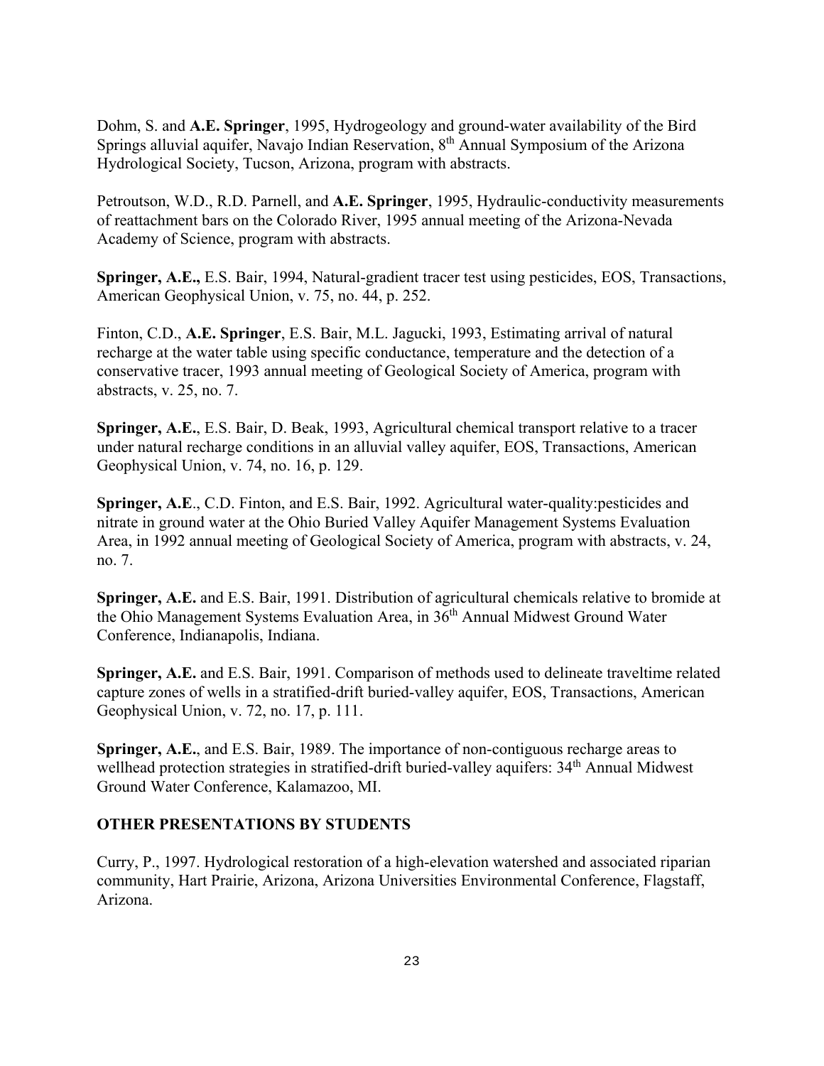Dohm, S. and **A.E. Springer**, 1995, Hydrogeology and ground-water availability of the Bird Springs alluvial aquifer, Navajo Indian Reservation, 8th Annual Symposium of the Arizona Hydrological Society, Tucson, Arizona, program with abstracts.

Petroutson, W.D., R.D. Parnell, and **A.E. Springer**, 1995, Hydraulic-conductivity measurements of reattachment bars on the Colorado River, 1995 annual meeting of the Arizona-Nevada Academy of Science, program with abstracts.

**Springer, A.E.,** E.S. Bair, 1994, Natural-gradient tracer test using pesticides, EOS, Transactions, American Geophysical Union, v. 75, no. 44, p. 252.

Finton, C.D., **A.E. Springer**, E.S. Bair, M.L. Jagucki, 1993, Estimating arrival of natural recharge at the water table using specific conductance, temperature and the detection of a conservative tracer, 1993 annual meeting of Geological Society of America, program with abstracts, v. 25, no. 7.

**Springer, A.E.**, E.S. Bair, D. Beak, 1993, Agricultural chemical transport relative to a tracer under natural recharge conditions in an alluvial valley aquifer, EOS, Transactions, American Geophysical Union, v. 74, no. 16, p. 129.

**Springer, A.E**., C.D. Finton, and E.S. Bair, 1992. Agricultural water-quality:pesticides and nitrate in ground water at the Ohio Buried Valley Aquifer Management Systems Evaluation Area, in 1992 annual meeting of Geological Society of America, program with abstracts, v. 24, no. 7.

**Springer, A.E.** and E.S. Bair, 1991. Distribution of agricultural chemicals relative to bromide at the Ohio Management Systems Evaluation Area, in 36th Annual Midwest Ground Water Conference, Indianapolis, Indiana.

**Springer, A.E.** and E.S. Bair, 1991. Comparison of methods used to delineate traveltime related capture zones of wells in a stratified-drift buried-valley aquifer, EOS, Transactions, American Geophysical Union, v. 72, no. 17, p. 111.

**Springer, A.E.**, and E.S. Bair, 1989. The importance of non-contiguous recharge areas to wellhead protection strategies in stratified-drift buried-valley aquifers: 34th Annual Midwest Ground Water Conference, Kalamazoo, MI.

## OTHER PRESENTATIONS BY STUDENTS

Curry, P., 1997. Hydrological restoration of a high-elevation watershed and associated riparian community, Hart Prairie, Arizona, Arizona Universities Environmental Conference, Flagstaff, Arizona.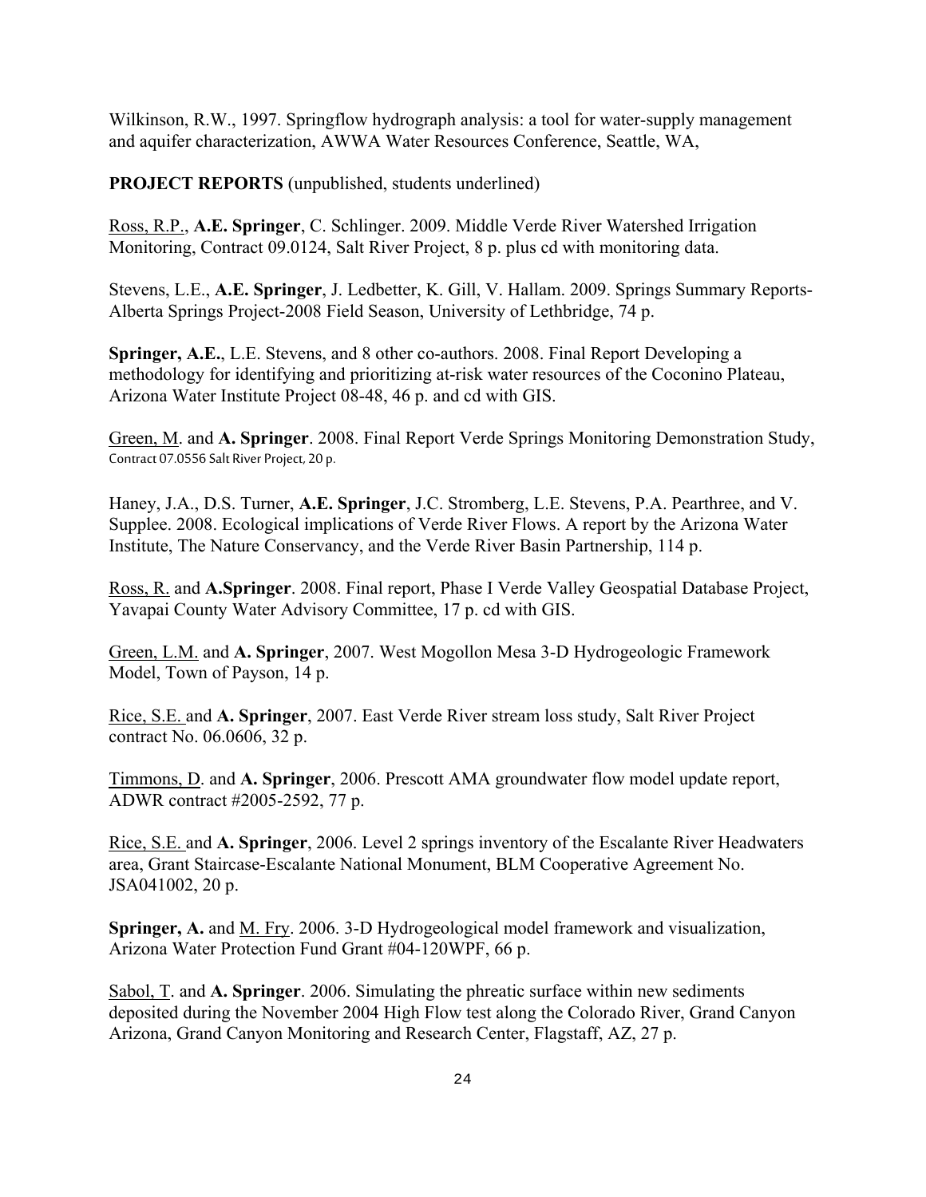Wilkinson, R.W., 1997. Springflow hydrograph analysis: a tool for water-supply management and aquifer characterization, AWWA Water Resources Conference, Seattle, WA,

**PROJECT REPORTS** (unpublished, students underlined)

<u>Ross, R.P.</u>, **A.E. Springer**, C. Schlinger. 2009. Middle Verde River Watershed Irrigation Monitoring, Contract 09.0124, Salt River Project, 8 p. plus cd with monitoring data.

Stevens, L.E., **A.E. Springer**, J. Ledbetter, K. Gill, V. Hallam. 2009. Springs Summary Reports-Alberta Springs Project-2008 Field Season, University of Lethbridge, 74 p.

**Springer, A.E.**, L.E. Stevens, and 8 other co-authors. 2008. Final Report Developing a methodology for identifying and prioritizing at-risk water resources of the Coconino Plateau, Arizona Water Institute Project 08-48, 46 p. and cd with GIS.

<u>Green, M</u>. and **A. Springer**. 2008. Final Report Verde Springs Monitoring Demonstration Study, Contract 07.0556 Salt River Project, 20 p.

Haney, J.A., D.S. Turner, **A.E. Springer**, J.C. Stromberg, L.E. Stevens, P.A. Pearthree, and V. Supplee. 2008. Ecological implications of Verde River Flows. A report by the Arizona Water Institute, The Nature Conservancy, and the Verde River Basin Partnership, 114 p.

<u>Ross, R.</u> and **A.Springer**. 2008. Final report, Phase I Verde Valley Geospatial Database Project, Yavapai County Water Advisory Committee, 17 p. cd with GIS.

<u>Green, L.M.</u> and **A. Springer**, 2007. West Mogollon Mesa 3-D Hydrogeologic Framework Model, Town of Payson, 14 p.

<u>Rice, S.E.</u> and **A. Springer**, 2007. East Verde River stream loss study, Salt River Project contract No. 06.0606, 32 p.

<u>Timmons, D</u>. and **A. Springer**, 2006. Prescott AMA groundwater flow model update report, ADWR contract #2005-2592, 77 p.

<u>Rice, S.E.</u> and **A. Springer**, 2006. Level 2 springs inventory of the Escalante River Headwaters area, Grant Staircase-Escalante National Monument, BLM Cooperative Agreement No. JSA041002, 20 p.

**Springer, A.** and <u>M. Fry</u>. 2006. 3-D Hydrogeological model framework and visualization, Arizona Water Protection Fund Grant #04-120WPF, 66 p.

<u>Sabol, T</u>. and **A. Springer**. 2006. Simulating the phreatic surface within new sediments deposited during the November 2004 High Flow test along the Colorado River, Grand Canyon Arizona, Grand Canyon Monitoring and Research Center, Flagstaff, AZ, 27 p.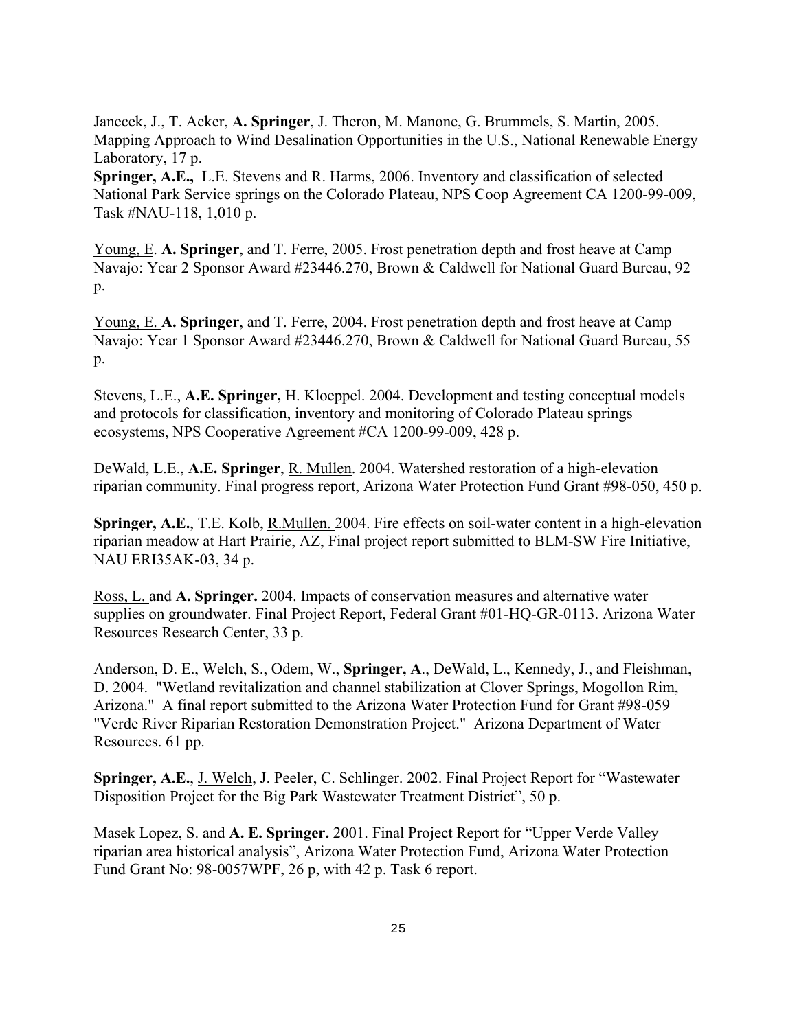Janecek, J., T. Acker, **A. Springer**, J. Theron, M. Manone, G. Brummels, S. Martin, 2005. Mapping Approach to Wind Desalination Opportunities in the U.S., National Renewable Energy Laboratory, 17 p.

**Springer, A.E.,** L.E. Stevens and R. Harms, 2006. Inventory and classification of selected National Park Service springs on the Colorado Plateau, NPS Coop Agreement CA 1200-99-009, Task #NAU-118, 1,010 p.

Young, E. **A. Springer**, and T. Ferre, 2005. Frost penetration depth and frost heave at Camp Navajo: Year 2 Sponsor Award #23446.270, Brown & Caldwell for National Guard Bureau, 92 p.

Young, E. **A. Springer**, and T. Ferre, 2004. Frost penetration depth and frost heave at Camp Navajo: Year 1 Sponsor Award #23446.270, Brown & Caldwell for National Guard Bureau, 55 p.

Stevens, L.E., **A.E. Springer,** H. Kloeppel. 2004. Development and testing conceptual models and protocols for classification, inventory and monitoring of Colorado Plateau springs ecosystems, NPS Cooperative Agreement #CA 1200-99-009, 428 p.

DeWald, L.E., **A.E. Springer**, R. Mullen. 2004. Watershed restoration of a high-elevation riparian community. Final progress report, Arizona Water Protection Fund Grant #98-050, 450 p.

**Springer, A.E.**, T.E. Kolb, R.Mullen. 2004. Fire effects on soil-water content in a high-elevation riparian meadow at Hart Prairie, AZ, Final project report submitted to BLM-SW Fire Initiative, NAU ERI35AK-03, 34 p.

Ross, L. and **A. Springer.** 2004. Impacts of conservation measures and alternative water supplies on groundwater. Final Project Report, Federal Grant #01-HQ-GR-0113. Arizona Water Resources Research Center, 33 p.

Anderson, D. E., Welch, S., Odem, W., **Springer, A**., DeWald, L., Kennedy, J., and Fleishman, D. 2004. "Wetland revitalization and channel stabilization at Clover Springs, Mogollon Rim, Arizona." A final report submitted to the Arizona Water Protection Fund for Grant #98-059 "Verde River Riparian Restoration Demonstration Project." Arizona Department of Water Resources. 61 pp.

**Springer, A.E.**, J. Welch, J. Peeler, C. Schlinger. 2002. Final Project Report for "Wastewater Disposition Project for the Big Park Wastewater Treatment District", 50 p.

Masek Lopez, S. and **A. E. Springer.** 2001. Final Project Report for "Upper Verde Valley riparian area historical analysis", Arizona Water Protection Fund, Arizona Water Protection Fund Grant No: 98-0057WPF, 26 p, with 42 p. Task 6 report.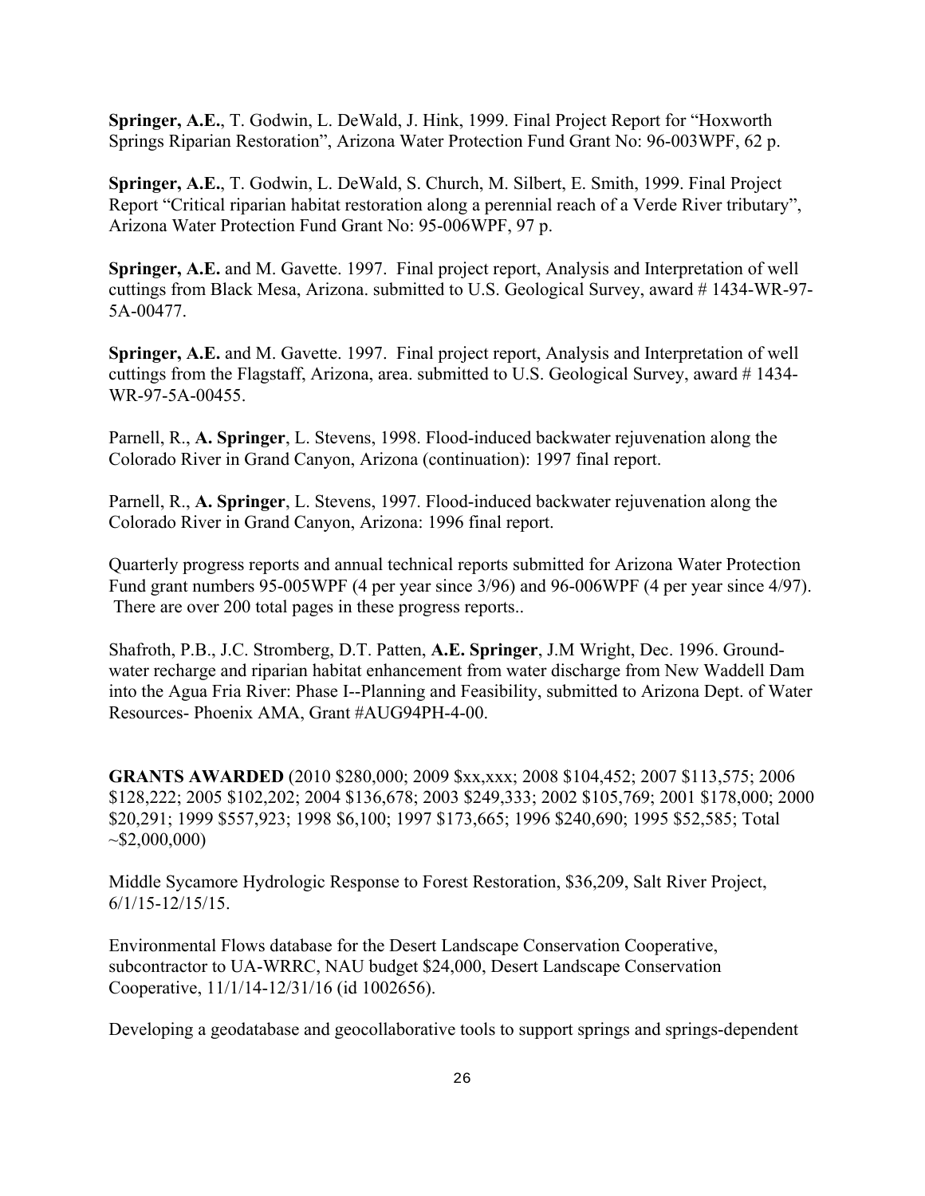**Springer, A.E.**, T. Godwin, L. DeWald, J. Hink, 1999. Final Project Report for "Hoxworth Springs Riparian Restoration", Arizona Water Protection Fund Grant No: 96-003WPF, 62 p.

**Springer, A.E.**, T. Godwin, L. DeWald, S. Church, M. Silbert, E. Smith, 1999. Final Project Report "Critical riparian habitat restoration along a perennial reach of a Verde River tributary", Arizona Water Protection Fund Grant No: 95-006WPF, 97 p.

**Springer, A.E.** and M. Gavette. 1997. Final project report, Analysis and Interpretation of well cuttings from Black Mesa, Arizona. submitted to U.S. Geological Survey, award # 1434-WR-97-5A-00477.

**Springer, A.E.** and M. Gavette. 1997. Final project report, Analysis and Interpretation of well cuttings from the Flagstaff, Arizona, area. submitted to U.S. Geological Survey, award # 1434-WR-97-5A-00455.

Parnell, R., **A. Springer**, L. Stevens, 1998. Flood-induced backwater rejuvenation along the Colorado River in Grand Canyon, Arizona (continuation): 1997 final report.

Parnell, R., **A. Springer**, L. Stevens, 1997. Flood-induced backwater rejuvenation along the Colorado River in Grand Canyon, Arizona: 1996 final report.

Quarterly progress reports and annual technical reports submitted for Arizona Water Protection Fund grant numbers 95-005WPF (4 per year since 3/96) and 96-006WPF (4 per year since 4/97). There are over 200 total pages in these progress reports..

Shafroth, P.B., J.C. Stromberg, D.T. Patten, **A.E. Springer**, J.M Wright, Dec. 1996. Ground-water recharge and riparian habitat enhancement from water discharge from New Waddell Dam into the Agua Fria River: Phase I--Planning and Feasibility, submitted to Arizona Dept. of Water Resources- Phoenix AMA, Grant #AUG94PH-4-00.

**GRANTS AWARDED** (2010 $280,000; 2009 $xx,xxx; 2008 $104,452; 2007 $113,575; 2006 $128,222; 2005 $102,202; 2004 $136,678; 2003 $249,333; 2002 $105,769; 2001 $178,000; 2000 $20,291; 1999 $557,923; 1998 $6,100; 1997 $173,665; 1996 $240,690; 1995 $52,585; Total ~$2,000,000)

Middle Sycamore Hydrologic Response to Forest Restoration, $36,209, Salt River Project, 6/1/15-12/15/15.

Environmental Flows database for the Desert Landscape Conservation Cooperative, subcontractor to UA-WRRC, NAU budget $24,000, Desert Landscape Conservation Cooperative, 11/1/14-12/31/16 (id 1002656).

Developing a geodatabase and geocollaborative tools to support springs and springs-dependent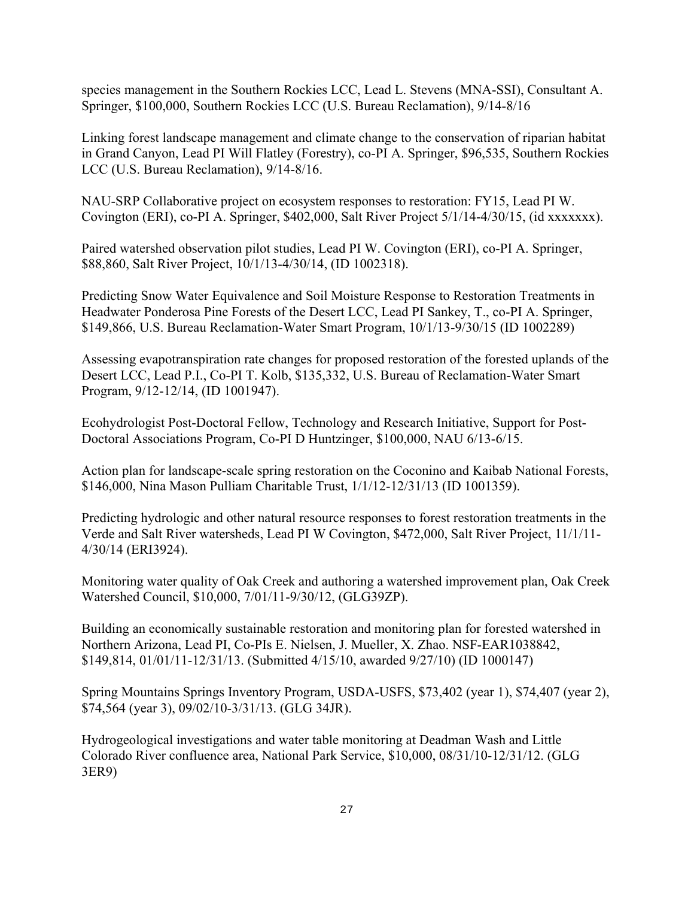species management in the Southern Rockies LCC, Lead L. Stevens (MNA-SSI), Consultant A. Springer, $100,000, Southern Rockies LCC (U.S. Bureau Reclamation), 9/14-8/16

Linking forest landscape management and climate change to the conservation of riparian habitat in Grand Canyon, Lead PI Will Flatley (Forestry), co-PI A. Springer, $96,535, Southern Rockies LCC (U.S. Bureau Reclamation), 9/14-8/16.

NAU-SRP Collaborative project on ecosystem responses to restoration: FY15, Lead PI W. Covington (ERI), co-PI A. Springer, $402,000, Salt River Project 5/1/14-4/30/15, (id xxxxxxx).

Paired watershed observation pilot studies, Lead PI W. Covington (ERI), co-PI A. Springer, $88,860, Salt River Project, 10/1/13-4/30/14, (ID 1002318).

Predicting Snow Water Equivalence and Soil Moisture Response to Restoration Treatments in Headwater Ponderosa Pine Forests of the Desert LCC, Lead PI Sankey, T., co-PI A. Springer, $149,866, U.S. Bureau Reclamation-Water Smart Program, 10/1/13-9/30/15 (ID 1002289)

Assessing evapotranspiration rate changes for proposed restoration of the forested uplands of the Desert LCC, Lead P.I., Co-PI T. Kolb, $135,332, U.S. Bureau of Reclamation-Water Smart Program, 9/12-12/14, (ID 1001947).

Ecohydrologist Post-Doctoral Fellow, Technology and Research Initiative, Support for Post-Doctoral Associations Program, Co-PI D Huntzinger, $100,000, NAU 6/13-6/15.

Action plan for landscape-scale spring restoration on the Coconino and Kaibab National Forests, $146,000, Nina Mason Pulliam Charitable Trust, 1/1/12-12/31/13 (ID 1001359).

Predicting hydrologic and other natural resource responses to forest restoration treatments in the Verde and Salt River watersheds, Lead PI W Covington, $472,000, Salt River Project, 11/1/11-4/30/14 (ERI3924).

Monitoring water quality of Oak Creek and authoring a watershed improvement plan, Oak Creek Watershed Council, $10,000, 7/01/11-9/30/12, (GLG39ZP).

Building an economically sustainable restoration and monitoring plan for forested watershed in Northern Arizona, Lead PI, Co-PIs E. Nielsen, J. Mueller, X. Zhao. NSF-EAR1038842, $149,814, 01/01/11-12/31/13. (Submitted 4/15/10, awarded 9/27/10) (ID 1000147)

Spring Mountains Springs Inventory Program, USDA-USFS, $73,402 (year 1), $74,407 (year 2), $74,564 (year 3), 09/02/10-3/31/13. (GLG 34JR).

Hydrogeological investigations and water table monitoring at Deadman Wash and Little Colorado River confluence area, National Park Service, $10,000, 08/31/10-12/31/12. (GLG 3ER9)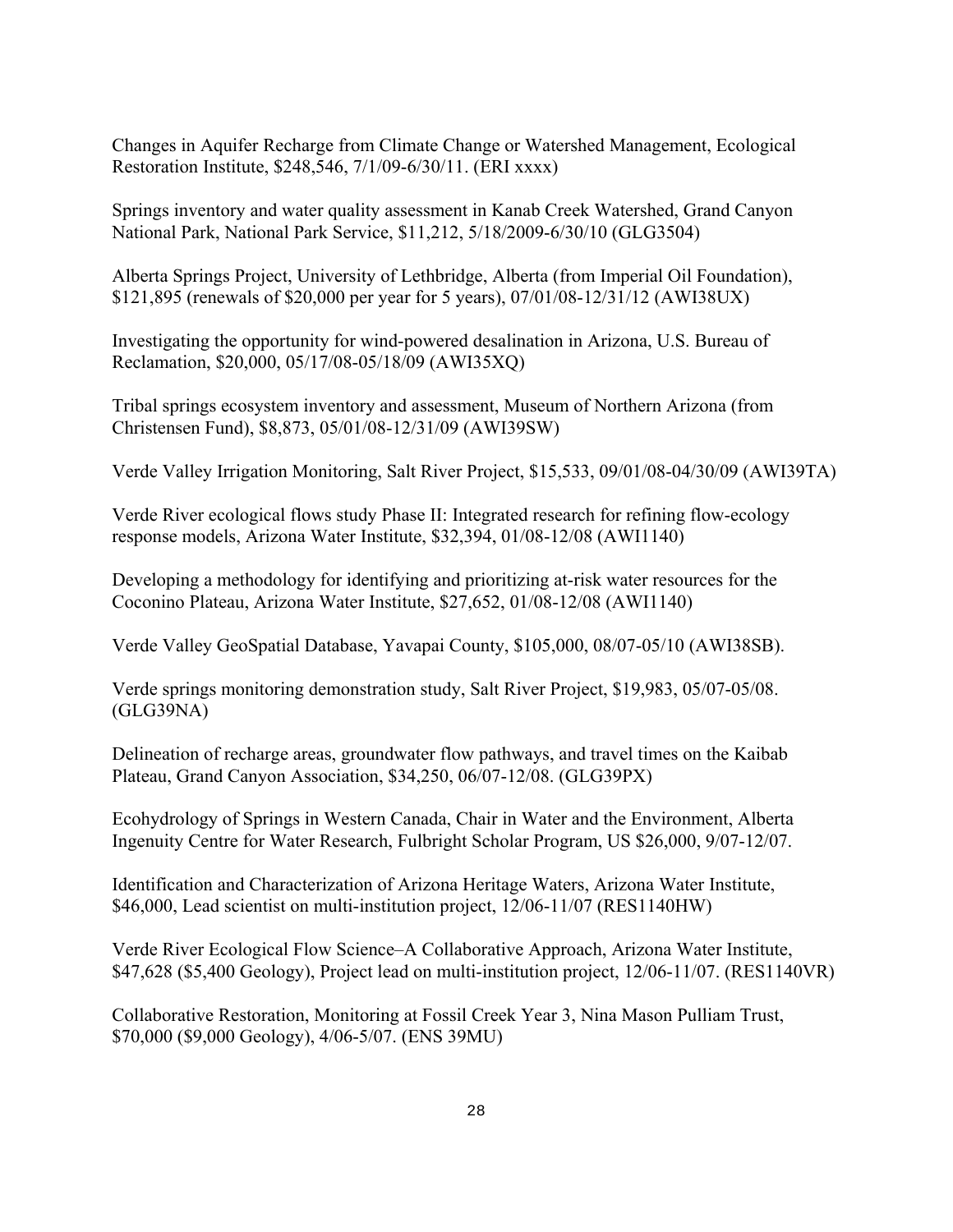Changes in Aquifer Recharge from Climate Change or Watershed Management, Ecological Restoration Institute, $248,546, 7/1/09-6/30/11. (ERI xxxx)

Springs inventory and water quality assessment in Kanab Creek Watershed, Grand Canyon National Park, National Park Service, $11,212, 5/18/2009-6/30/10 (GLG3504)

Alberta Springs Project, University of Lethbridge, Alberta (from Imperial Oil Foundation), $121,895 (renewals of $20,000 per year for 5 years), 07/01/08-12/31/12 (AWI38UX)

Investigating the opportunity for wind-powered desalination in Arizona, U.S. Bureau of Reclamation, $20,000, 05/17/08-05/18/09 (AWI35XQ)

Tribal springs ecosystem inventory and assessment, Museum of Northern Arizona (from Christensen Fund), $8,873, 05/01/08-12/31/09 (AWI39SW)

Verde Valley Irrigation Monitoring, Salt River Project, $15,533, 09/01/08-04/30/09 (AWI39TA)

Verde River ecological flows study Phase II: Integrated research for refining flow-ecology response models, Arizona Water Institute, $32,394, 01/08-12/08 (AWI1140)

Developing a methodology for identifying and prioritizing at-risk water resources for the Coconino Plateau, Arizona Water Institute, $27,652, 01/08-12/08 (AWI1140)

Verde Valley GeoSpatial Database, Yavapai County, $105,000, 08/07-05/10 (AWI38SB).

Verde springs monitoring demonstration study, Salt River Project, $19,983, 05/07-05/08. (GLG39NA)

Delineation of recharge areas, groundwater flow pathways, and travel times on the Kaibab Plateau, Grand Canyon Association, $34,250, 06/07-12/08. (GLG39PX)

Ecohydrology of Springs in Western Canada, Chair in Water and the Environment, Alberta Ingenuity Centre for Water Research, Fulbright Scholar Program, US $26,000, 9/07-12/07.

Identification and Characterization of Arizona Heritage Waters, Arizona Water Institute, $46,000, Lead scientist on multi-institution project, 12/06-11/07 (RES1140HW)

Verde River Ecological Flow Science–A Collaborative Approach, Arizona Water Institute, $47,628 ($5,400 Geology), Project lead on multi-institution project, 12/06-11/07. (RES1140VR)

Collaborative Restoration, Monitoring at Fossil Creek Year 3, Nina Mason Pulliam Trust, $70,000 ($9,000 Geology), 4/06-5/07. (ENS 39MU)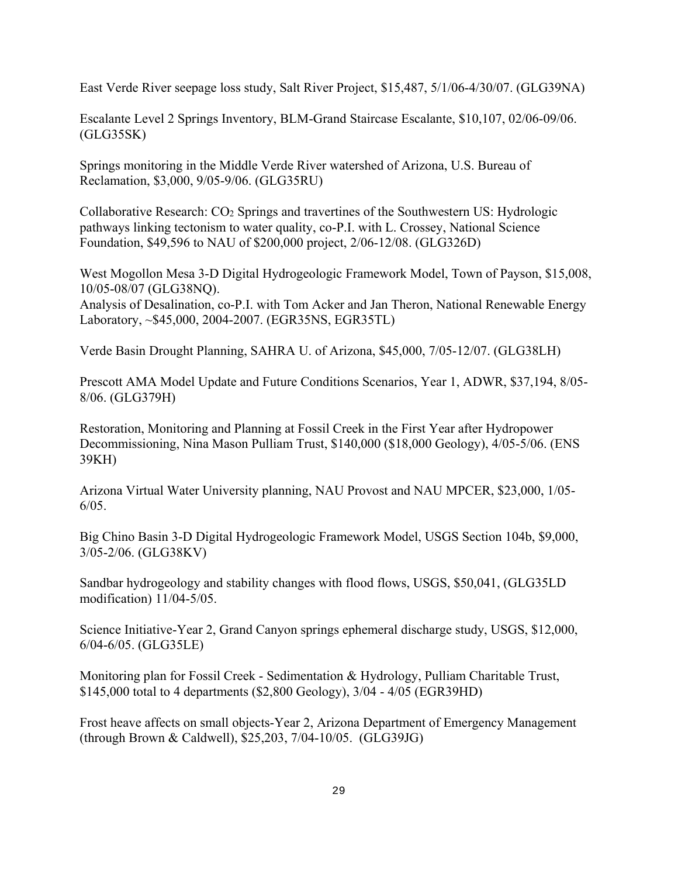East Verde River seepage loss study, Salt River Project, \$15,487, 5/1/06-4/30/07. (GLG39NA)

Escalante Level 2 Springs Inventory, BLM-Grand Staircase Escalante, \$10,107, 02/06-09/06. (GLG35SK)

Springs monitoring in the Middle Verde River watershed of Arizona, U.S. Bureau of Reclamation, \$3,000, 9/05-9/06. (GLG35RU)

Collaborative Research: $CO_2$ Springs and travertines of the Southwestern US: Hydrologic pathways linking tectonism to water quality, co-P.I. with L. Crossey, National Science Foundation, \$49,596 to NAU of \$200,000 project, 2/06-12/08. (GLG326D)

West Mogollon Mesa 3-D Digital Hydrogeologic Framework Model, Town of Payson, \$15,008, 10/05-08/07 (GLG38NQ).
Analysis of Desalination, co-P.I. with Tom Acker and Jan Theron, National Renewable Energy Laboratory, ~\$45,000, 2004-2007. (EGR35NS, EGR35TL)

Verde Basin Drought Planning, SAHRA U. of Arizona, \$45,000, 7/05-12/07. (GLG38LH)

Prescott AMA Model Update and Future Conditions Scenarios, Year 1, ADWR, \$37,194, 8/05-8/06. (GLG379H)

Restoration, Monitoring and Planning at Fossil Creek in the First Year after Hydropower Decommissioning, Nina Mason Pulliam Trust, \$140,000 (\$18,000 Geology), 4/05-5/06. (ENS 39KH)

Arizona Virtual Water University planning, NAU Provost and NAU MPCER, \$23,000, 1/05-6/05.

Big Chino Basin 3-D Digital Hydrogeologic Framework Model, USGS Section 104b, \$9,000, 3/05-2/06. (GLG38KV)

Sandbar hydrogeology and stability changes with flood flows, USGS, \$50,041, (GLG35LD modification) 11/04-5/05.

Science Initiative-Year 2, Grand Canyon springs ephemeral discharge study, USGS, \$12,000, 6/04-6/05. (GLG35LE)

Monitoring plan for Fossil Creek - Sedimentation & Hydrology, Pulliam Charitable Trust, \$145,000 total to 4 departments (\$2,800 Geology), 3/04 - 4/05 (EGR39HD)

Frost heave affects on small objects-Year 2, Arizona Department of Emergency Management (through Brown & Caldwell), \$25,203, 7/04-10/05. (GLG39JG)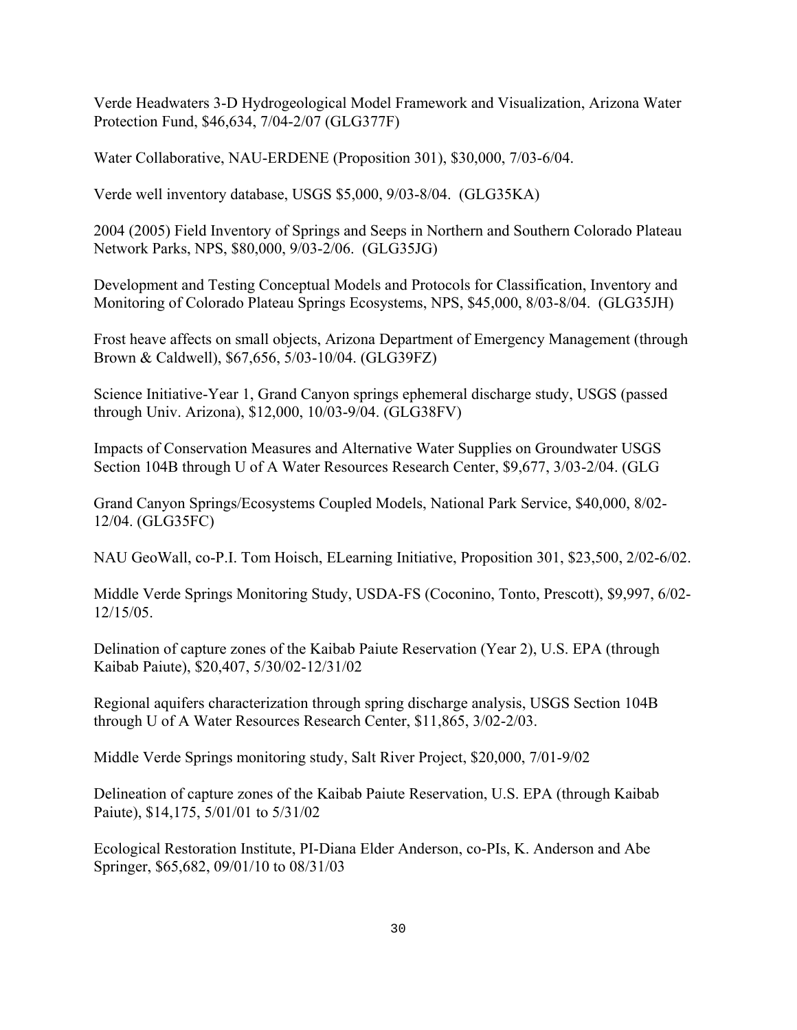Verde Headwaters 3-D Hydrogeological Model Framework and Visualization, Arizona Water Protection Fund, $46,634, 7/04-2/07 (GLG377F)

Water Collaborative, NAU-ERDENE (Proposition 301), $30,000, 7/03-6/04.

Verde well inventory database, USGS $5,000, 9/03-8/04. (GLG35KA)

2004 (2005) Field Inventory of Springs and Seeps in Northern and Southern Colorado Plateau Network Parks, NPS, $80,000, 9/03-2/06. (GLG35JG)

Development and Testing Conceptual Models and Protocols for Classification, Inventory and Monitoring of Colorado Plateau Springs Ecosystems, NPS, $45,000, 8/03-8/04. (GLG35JH)

Frost heave affects on small objects, Arizona Department of Emergency Management (through Brown & Caldwell), $67,656, 5/03-10/04. (GLG39FZ)

Science Initiative-Year 1, Grand Canyon springs ephemeral discharge study, USGS (passed through Univ. Arizona), $12,000, 10/03-9/04. (GLG38FV)

Impacts of Conservation Measures and Alternative Water Supplies on Groundwater USGS Section 104B through U of A Water Resources Research Center, $9,677, 3/03-2/04. (GLG

Grand Canyon Springs/Ecosystems Coupled Models, National Park Service, $40,000, 8/02-12/04. (GLG35FC)

NAU GeoWall, co-P.I. Tom Hoisch, ELearning Initiative, Proposition 301, $23,500, 2/02-6/02.

Middle Verde Springs Monitoring Study, USDA-FS (Coconino, Tonto, Prescott), $9,997, 6/02-12/15/05.

Delination of capture zones of the Kaibab Paiute Reservation (Year 2), U.S. EPA (through Kaibab Paiute), $20,407, 5/30/02-12/31/02

Regional aquifers characterization through spring discharge analysis, USGS Section 104B through U of A Water Resources Research Center, $11,865, 3/02-2/03.

Middle Verde Springs monitoring study, Salt River Project, $20,000, 7/01-9/02

Delineation of capture zones of the Kaibab Paiute Reservation, U.S. EPA (through Kaibab Paiute), $14,175, 5/01/01 to 5/31/02

Ecological Restoration Institute, PI-Diana Elder Anderson, co-PIs, K. Anderson and Abe Springer, $65,682, 09/01/10 to 08/31/03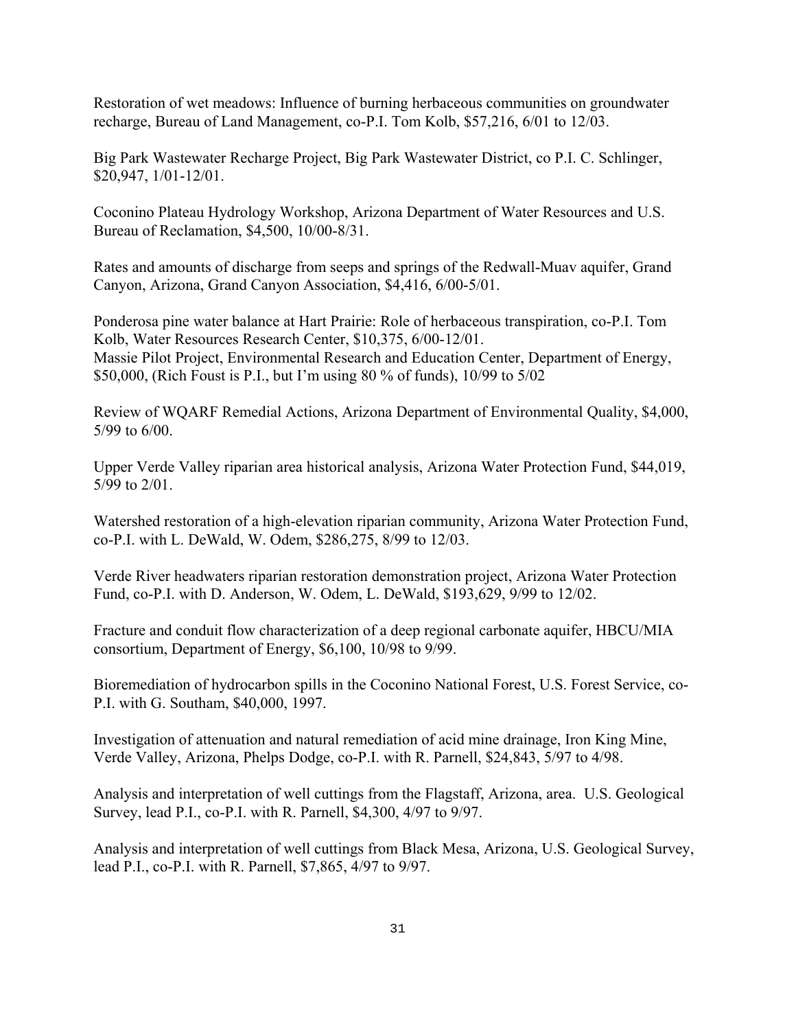Restoration of wet meadows: Influence of burning herbaceous communities on groundwater recharge, Bureau of Land Management, co-P.I. Tom Kolb, $57,216, 6/01 to 12/03.

Big Park Wastewater Recharge Project, Big Park Wastewater District, co P.I. C. Schlinger, $20,947, 1/01-12/01.

Coconino Plateau Hydrology Workshop, Arizona Department of Water Resources and U.S. Bureau of Reclamation, $4,500, 10/00-8/31.

Rates and amounts of discharge from seeps and springs of the Redwall-Muav aquifer, Grand Canyon, Arizona, Grand Canyon Association, $4,416, 6/00-5/01.

Ponderosa pine water balance at Hart Prairie: Role of herbaceous transpiration, co-P.I. Tom Kolb, Water Resources Research Center, $10,375, 6/00-12/01.
Massie Pilot Project, Environmental Research and Education Center, Department of Energy, $50,000, (Rich Foust is P.I., but I'm using 80 % of funds), 10/99 to 5/02

Review of WQARF Remedial Actions, Arizona Department of Environmental Quality, $4,000, 5/99 to 6/00.

Upper Verde Valley riparian area historical analysis, Arizona Water Protection Fund, $44,019, 5/99 to 2/01.

Watershed restoration of a high-elevation riparian community, Arizona Water Protection Fund, co-P.I. with L. DeWald, W. Odem, $286,275, 8/99 to 12/03.

Verde River headwaters riparian restoration demonstration project, Arizona Water Protection Fund, co-P.I. with D. Anderson, W. Odem, L. DeWald, $193,629, 9/99 to 12/02.

Fracture and conduit flow characterization of a deep regional carbonate aquifer, HBCU/MIA consortium, Department of Energy, $6,100, 10/98 to 9/99.

Bioremediation of hydrocarbon spills in the Coconino National Forest, U.S. Forest Service, co-P.I. with G. Southam, $40,000, 1997.

Investigation of attenuation and natural remediation of acid mine drainage, Iron King Mine, Verde Valley, Arizona, Phelps Dodge, co-P.I. with R. Parnell, $24,843, 5/97 to 4/98.

Analysis and interpretation of well cuttings from the Flagstaff, Arizona, area. U.S. Geological Survey, lead P.I., co-P.I. with R. Parnell, $4,300, 4/97 to 9/97.

Analysis and interpretation of well cuttings from Black Mesa, Arizona, U.S. Geological Survey, lead P.I., co-P.I. with R. Parnell, $7,865, 4/97 to 9/97.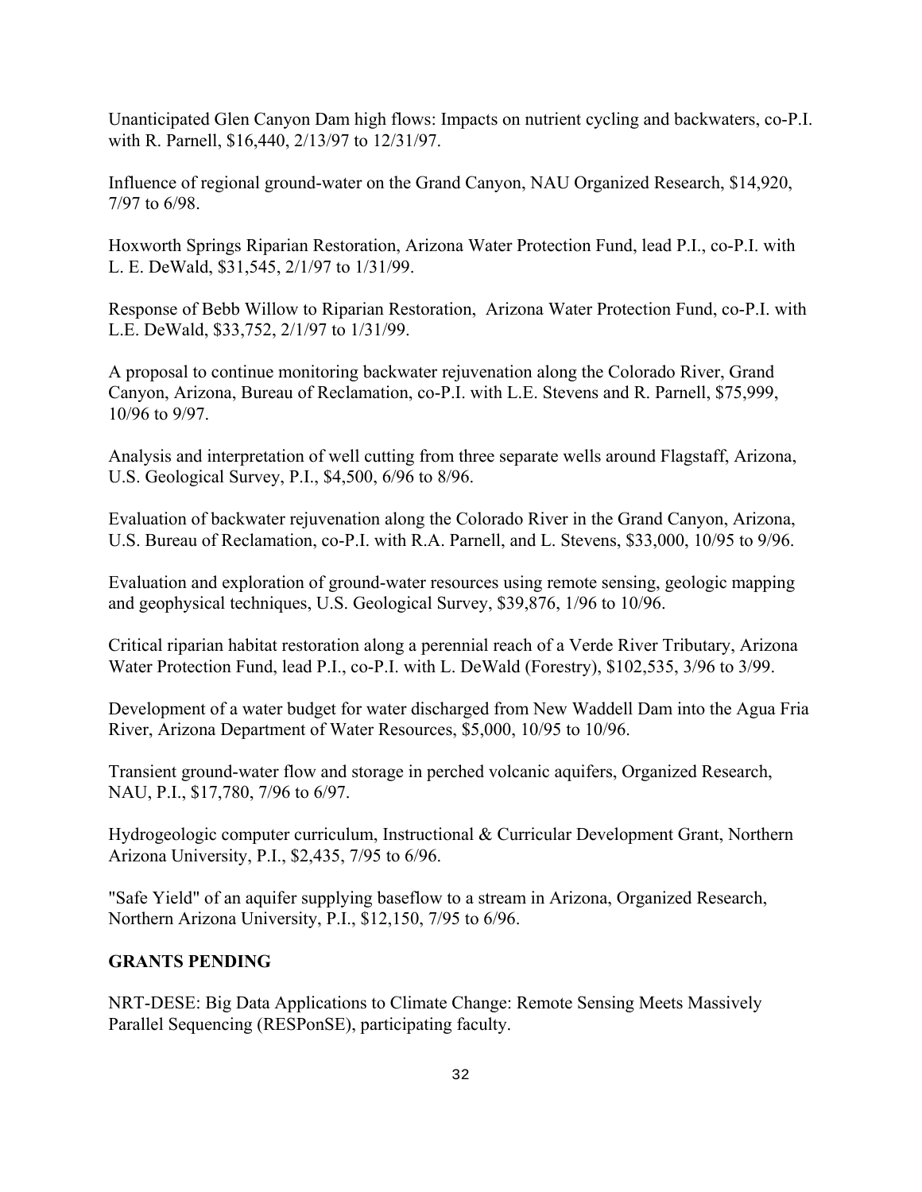Unanticipated Glen Canyon Dam high flows: Impacts on nutrient cycling and backwaters, co-P.I. with R. Parnell, $16,440, 2/13/97 to 12/31/97.

Influence of regional ground-water on the Grand Canyon, NAU Organized Research, $14,920, 7/97 to 6/98.

Hoxworth Springs Riparian Restoration, Arizona Water Protection Fund, lead P.I., co-P.I. with L. E. DeWald, $31,545, 2/1/97 to 1/31/99.

Response of Bebb Willow to Riparian Restoration, Arizona Water Protection Fund, co-P.I. with L.E. DeWald, $33,752, 2/1/97 to 1/31/99.

A proposal to continue monitoring backwater rejuvenation along the Colorado River, Grand Canyon, Arizona, Bureau of Reclamation, co-P.I. with L.E. Stevens and R. Parnell, $75,999, 10/96 to 9/97.

Analysis and interpretation of well cutting from three separate wells around Flagstaff, Arizona, U.S. Geological Survey, P.I., $4,500, 6/96 to 8/96.

Evaluation of backwater rejuvenation along the Colorado River in the Grand Canyon, Arizona, U.S. Bureau of Reclamation, co-P.I. with R.A. Parnell, and L. Stevens, $33,000, 10/95 to 9/96.

Evaluation and exploration of ground-water resources using remote sensing, geologic mapping and geophysical techniques, U.S. Geological Survey, $39,876, 1/96 to 10/96.

Critical riparian habitat restoration along a perennial reach of a Verde River Tributary, Arizona Water Protection Fund, lead P.I., co-P.I. with L. DeWald (Forestry), $102,535, 3/96 to 3/99.

Development of a water budget for water discharged from New Waddell Dam into the Agua Fria River, Arizona Department of Water Resources, $5,000, 10/95 to 10/96.

Transient ground-water flow and storage in perched volcanic aquifers, Organized Research, NAU, P.I., $17,780, 7/96 to 6/97.

Hydrogeologic computer curriculum, Instructional & Curricular Development Grant, Northern Arizona University, P.I., $2,435, 7/95 to 6/96.

"Safe Yield" of an aquifer supplying baseflow to a stream in Arizona, Organized Research, Northern Arizona University, P.I., $12,150, 7/95 to 6/96.

**GRANTS PENDING**

NRT-DESE: Big Data Applications to Climate Change: Remote Sensing Meets Massively Parallel Sequencing (RESPonSE), participating faculty.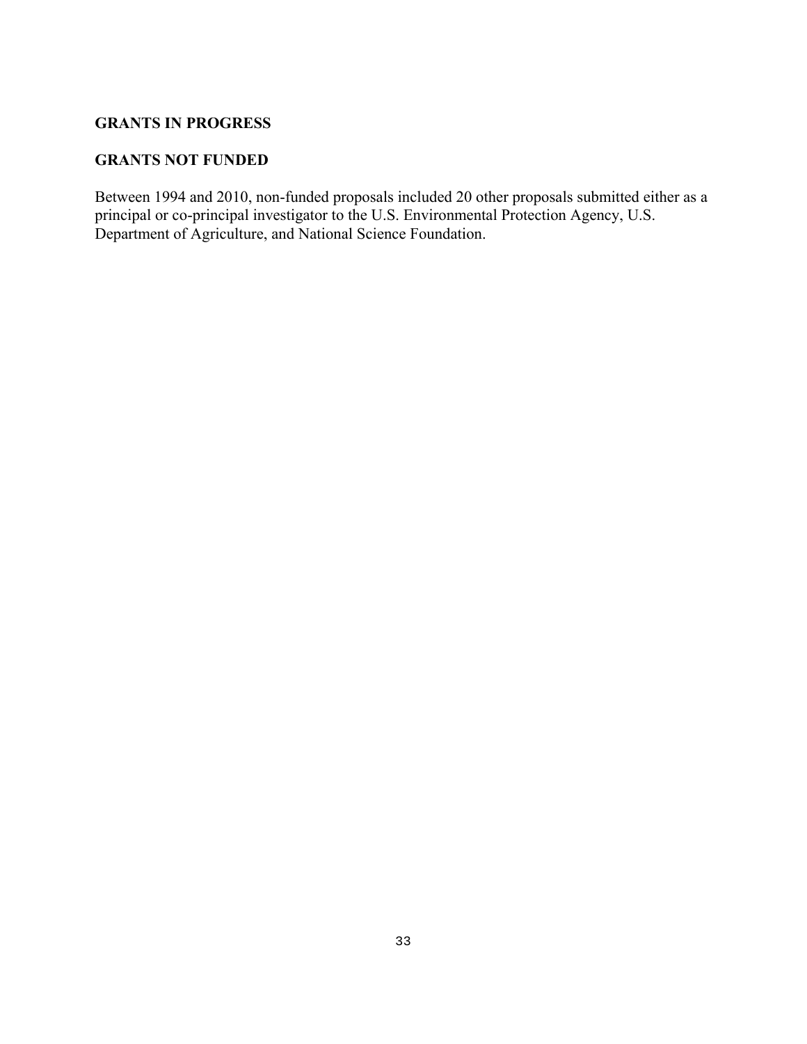## GRANTS IN PROGRESS

## GRANTS NOT FUNDED

Between 1994 and 2010, non-funded proposals included 20 other proposals submitted either as a principal or co-principal investigator to the U.S. Environmental Protection Agency, U.S. Department of Agriculture, and National Science Foundation.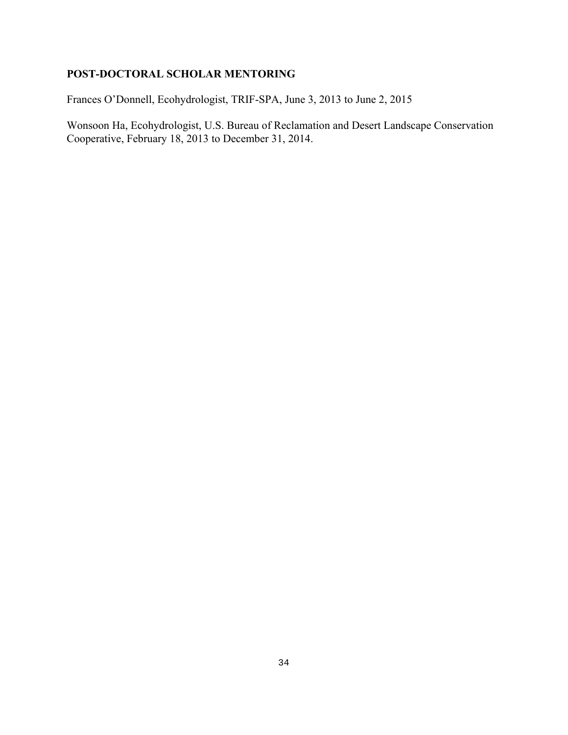**POST-DOCTORAL SCHOLAR MENTORING**

Frances O'Donnell, Ecohydrologist, TRIF-SPA, June 3, 2013 to June 2, 2015

Wonsoon Ha, Ecohydrologist, U.S. Bureau of Reclamation and Desert Landscape Conservation Cooperative, February 18, 2013 to December 31, 2014.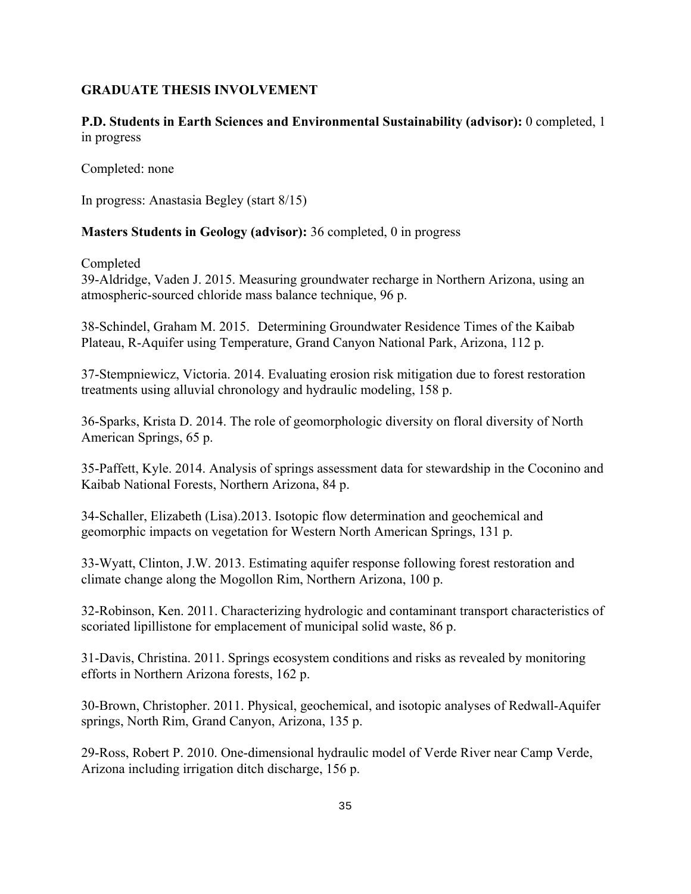## GRADUATE THESIS INVOLVEMENT

**P.D. Students in Earth Sciences and Environmental Sustainability (advisor):** 0 completed, 1 in progress

Completed: none

In progress: Anastasia Begley (start 8/15)

**Masters Students in Geology (advisor):** 36 completed, 0 in progress

Completed

39-Aldridge, Vaden J. 2015. Measuring groundwater recharge in Northern Arizona, using an atmospheric-sourced chloride mass balance technique, 96 p.

38-Schindel, Graham M. 2015. Determining Groundwater Residence Times of the Kaibab Plateau, R-Aquifer using Temperature, Grand Canyon National Park, Arizona, 112 p.

37-Stempniewicz, Victoria. 2014. Evaluating erosion risk mitigation due to forest restoration treatments using alluvial chronology and hydraulic modeling, 158 p.

36-Sparks, Krista D. 2014. The role of geomorphologic diversity on floral diversity of North American Springs, 65 p.

35-Paffett, Kyle. 2014. Analysis of springs assessment data for stewardship in the Coconino and Kaibab National Forests, Northern Arizona, 84 p.

34-Schaller, Elizabeth (Lisa).2013. Isotopic flow determination and geochemical and geomorphic impacts on vegetation for Western North American Springs, 131 p.

33-Wyatt, Clinton, J.W. 2013. Estimating aquifer response following forest restoration and climate change along the Mogollon Rim, Northern Arizona, 100 p.

32-Robinson, Ken. 2011. Characterizing hydrologic and contaminant transport characteristics of scoriated lipillistone for emplacement of municipal solid waste, 86 p.

31-Davis, Christina. 2011. Springs ecosystem conditions and risks as revealed by monitoring efforts in Northern Arizona forests, 162 p.

30-Brown, Christopher. 2011. Physical, geochemical, and isotopic analyses of Redwall-Aquifer springs, North Rim, Grand Canyon, Arizona, 135 p.

29-Ross, Robert P. 2010. One-dimensional hydraulic model of Verde River near Camp Verde, Arizona including irrigation ditch discharge, 156 p.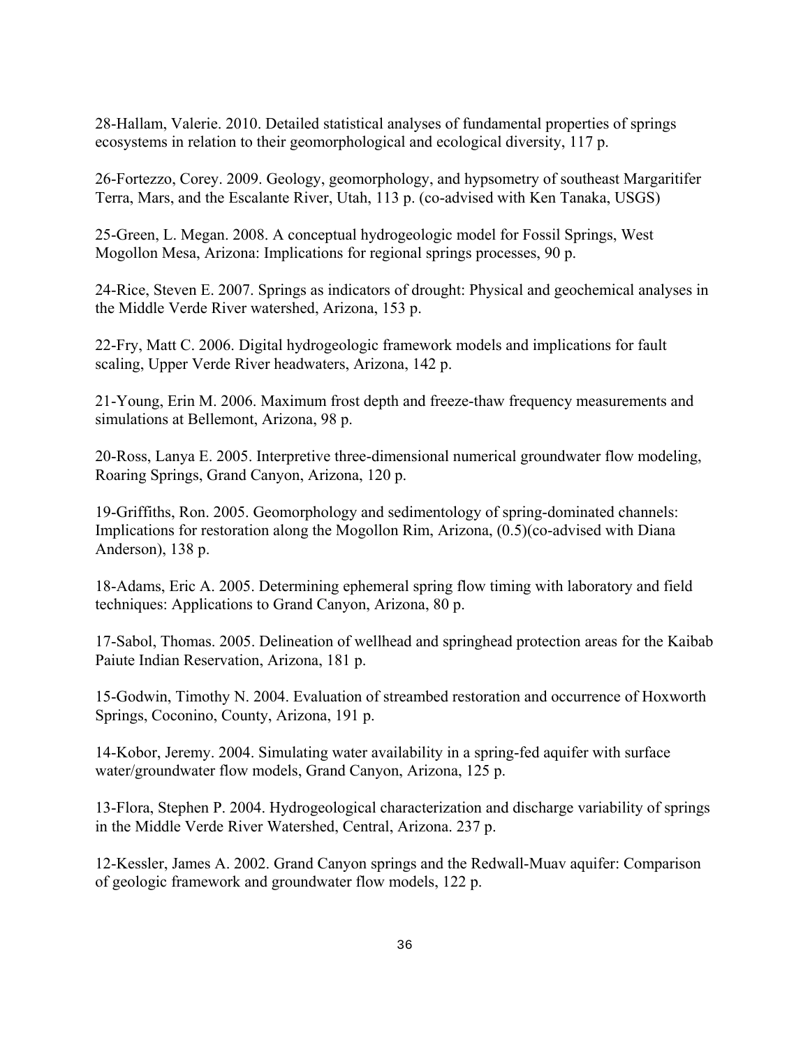28-Hallam, Valerie. 2010. Detailed statistical analyses of fundamental properties of springs ecosystems in relation to their geomorphological and ecological diversity, 117 p.

26-Fortezzo, Corey. 2009. Geology, geomorphology, and hypsometry of southeast Margaritifer Terra, Mars, and the Escalante River, Utah, 113 p. (co-advised with Ken Tanaka, USGS)

25-Green, L. Megan. 2008. A conceptual hydrogeologic model for Fossil Springs, West Mogollon Mesa, Arizona: Implications for regional springs processes, 90 p.

24-Rice, Steven E. 2007. Springs as indicators of drought: Physical and geochemical analyses in the Middle Verde River watershed, Arizona, 153 p.

22-Fry, Matt C. 2006. Digital hydrogeologic framework models and implications for fault scaling, Upper Verde River headwaters, Arizona, 142 p.

21-Young, Erin M. 2006. Maximum frost depth and freeze-thaw frequency measurements and simulations at Bellemont, Arizona, 98 p.

20-Ross, Lanya E. 2005. Interpretive three-dimensional numerical groundwater flow modeling, Roaring Springs, Grand Canyon, Arizona, 120 p.

19-Griffiths, Ron. 2005. Geomorphology and sedimentology of spring-dominated channels: Implications for restoration along the Mogollon Rim, Arizona, (0.5)(co-advised with Diana Anderson), 138 p.

18-Adams, Eric A. 2005. Determining ephemeral spring flow timing with laboratory and field techniques: Applications to Grand Canyon, Arizona, 80 p.

17-Sabol, Thomas. 2005. Delineation of wellhead and springhead protection areas for the Kaibab Paiute Indian Reservation, Arizona, 181 p.

15-Godwin, Timothy N. 2004. Evaluation of streambed restoration and occurrence of Hoxworth Springs, Coconino, County, Arizona, 191 p.

14-Kobor, Jeremy. 2004. Simulating water availability in a spring-fed aquifer with surface water/groundwater flow models, Grand Canyon, Arizona, 125 p.

13-Flora, Stephen P. 2004. Hydrogeological characterization and discharge variability of springs in the Middle Verde River Watershed, Central, Arizona. 237 p.

12-Kessler, James A. 2002. Grand Canyon springs and the Redwall-Muav aquifer: Comparison of geologic framework and groundwater flow models, 122 p.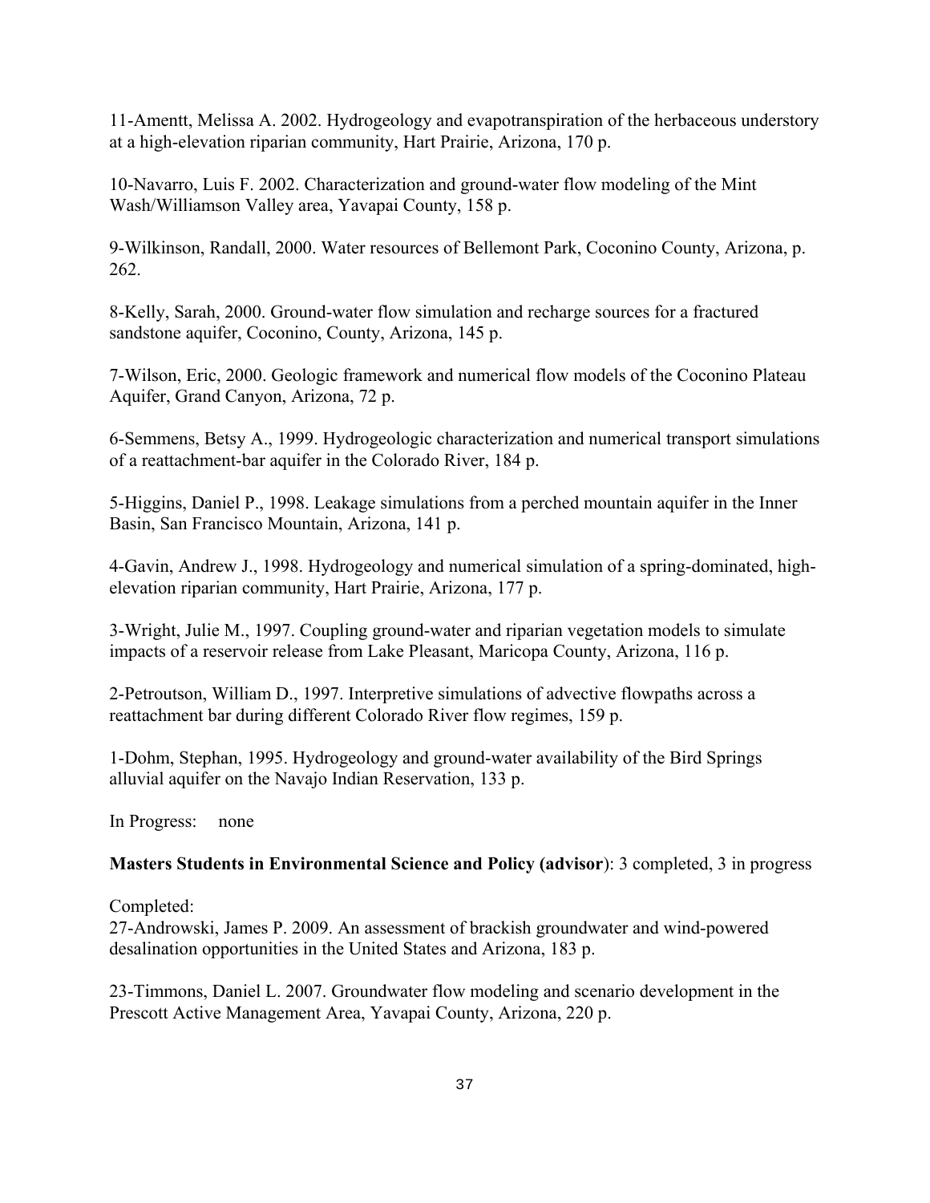11-Amentt, Melissa A. 2002. Hydrogeology and evapotranspiration of the herbaceous understory at a high-elevation riparian community, Hart Prairie, Arizona, 170 p.

10-Navarro, Luis F. 2002. Characterization and ground-water flow modeling of the Mint Wash/Williamson Valley area, Yavapai County, 158 p.

9-Wilkinson, Randall, 2000. Water resources of Bellemont Park, Coconino County, Arizona, p. 262.

8-Kelly, Sarah, 2000. Ground-water flow simulation and recharge sources for a fractured sandstone aquifer, Coconino, County, Arizona, 145 p.

7-Wilson, Eric, 2000. Geologic framework and numerical flow models of the Coconino Plateau Aquifer, Grand Canyon, Arizona, 72 p.

6-Semmens, Betsy A., 1999. Hydrogeologic characterization and numerical transport simulations of a reattachment-bar aquifer in the Colorado River, 184 p.

5-Higgins, Daniel P., 1998. Leakage simulations from a perched mountain aquifer in the Inner Basin, San Francisco Mountain, Arizona, 141 p.

4-Gavin, Andrew J., 1998. Hydrogeology and numerical simulation of a spring-dominated, high-elevation riparian community, Hart Prairie, Arizona, 177 p.

3-Wright, Julie M., 1997. Coupling ground-water and riparian vegetation models to simulate impacts of a reservoir release from Lake Pleasant, Maricopa County, Arizona, 116 p.

2-Petroutson, William D., 1997. Interpretive simulations of advective flowpaths across a reattachment bar during different Colorado River flow regimes, 159 p.

1-Dohm, Stephan, 1995. Hydrogeology and ground-water availability of the Bird Springs alluvial aquifer on the Navajo Indian Reservation, 133 p.

In Progress: none

**Masters Students in Environmental Science and Policy (advisor)**: 3 completed, 3 in progress

Completed:

27-Androwski, James P. 2009. An assessment of brackish groundwater and wind-powered desalination opportunities in the United States and Arizona, 183 p.

23-Timmons, Daniel L. 2007. Groundwater flow modeling and scenario development in the Prescott Active Management Area, Yavapai County, Arizona, 220 p.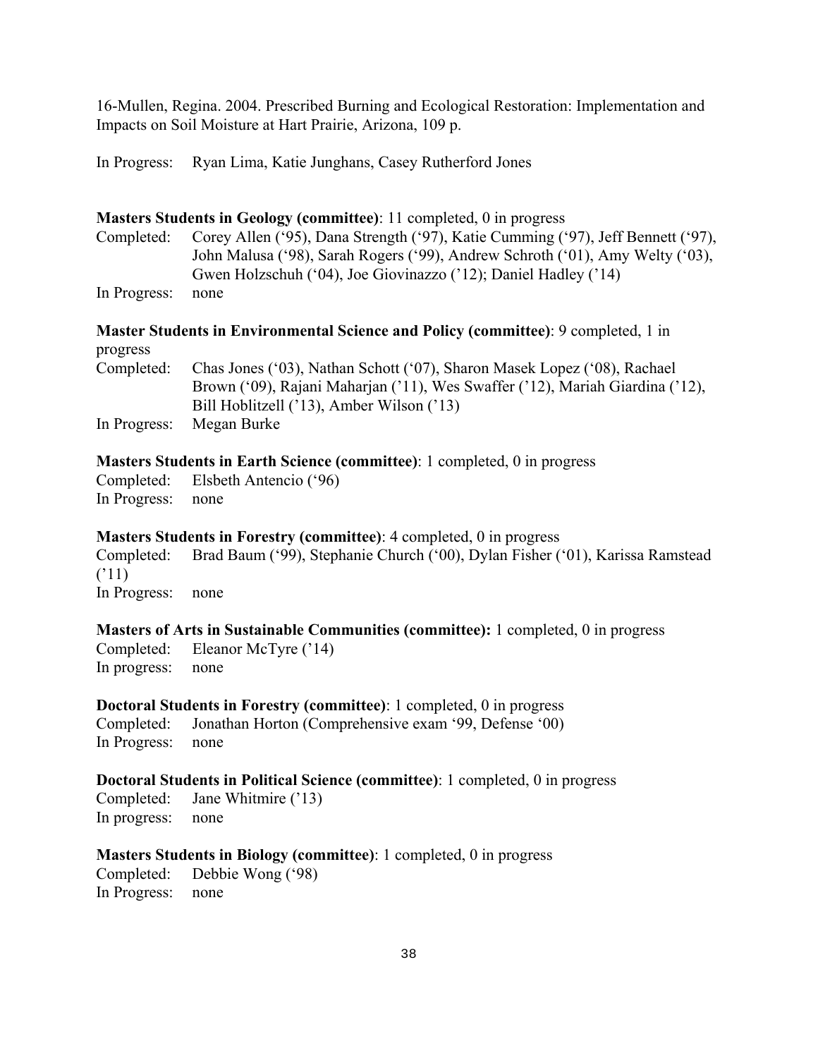16-Mullen, Regina. 2004. Prescribed Burning and Ecological Restoration: Implementation and Impacts on Soil Moisture at Hart Prairie, Arizona, 109 p.

In Progress: Ryan Lima, Katie Junghans, Casey Rutherford Jones

**Masters Students in Geology (committee)**: 11 completed, 0 in progress

Completed: Corey Allen ('95), Dana Strength ('97), Katie Cumming ('97), Jeff Bennett ('97), John Malusa ('98), Sarah Rogers ('99), Andrew Schroth ('01), Amy Welty ('03), Gwen Holzschuh ('04), Joe Giovinazzo ('12); Daniel Hadley ('14)

In Progress: none

**Master Students in Environmental Science and Policy (committee)**: 9 completed, 1 in progress

Completed: Chas Jones ('03), Nathan Schott ('07), Sharon Masek Lopez ('08), Rachael Brown ('09), Rajani Maharjan ('11), Wes Swaffer ('12), Mariah Giardina ('12), Bill Hoblitzell ('13), Amber Wilson ('13)

In Progress: Megan Burke

**Masters Students in Earth Science (committee)**: 1 completed, 0 in progress

Completed: Elsbeth Antencio ('96)

In Progress: none

**Masters Students in Forestry (committee)**: 4 completed, 0 in progress

Completed: Brad Baum ('99), Stephanie Church ('00), Dylan Fisher ('01), Karissa Ramstead ('11)

In Progress: none

**Masters of Arts in Sustainable Communities (committee):** 1 completed, 0 in progress

Completed: Eleanor McTyre ('14)

In progress: none

**Doctoral Students in Forestry (committee)**: 1 completed, 0 in progress

Completed: Jonathan Horton (Comprehensive exam '99, Defense '00)

In Progress: none

**Doctoral Students in Political Science (committee)**: 1 completed, 0 in progress

Completed: Jane Whitmire ('13)

In progress: none

**Masters Students in Biology (committee)**: 1 completed, 0 in progress

Completed: Debbie Wong ('98)

In Progress: none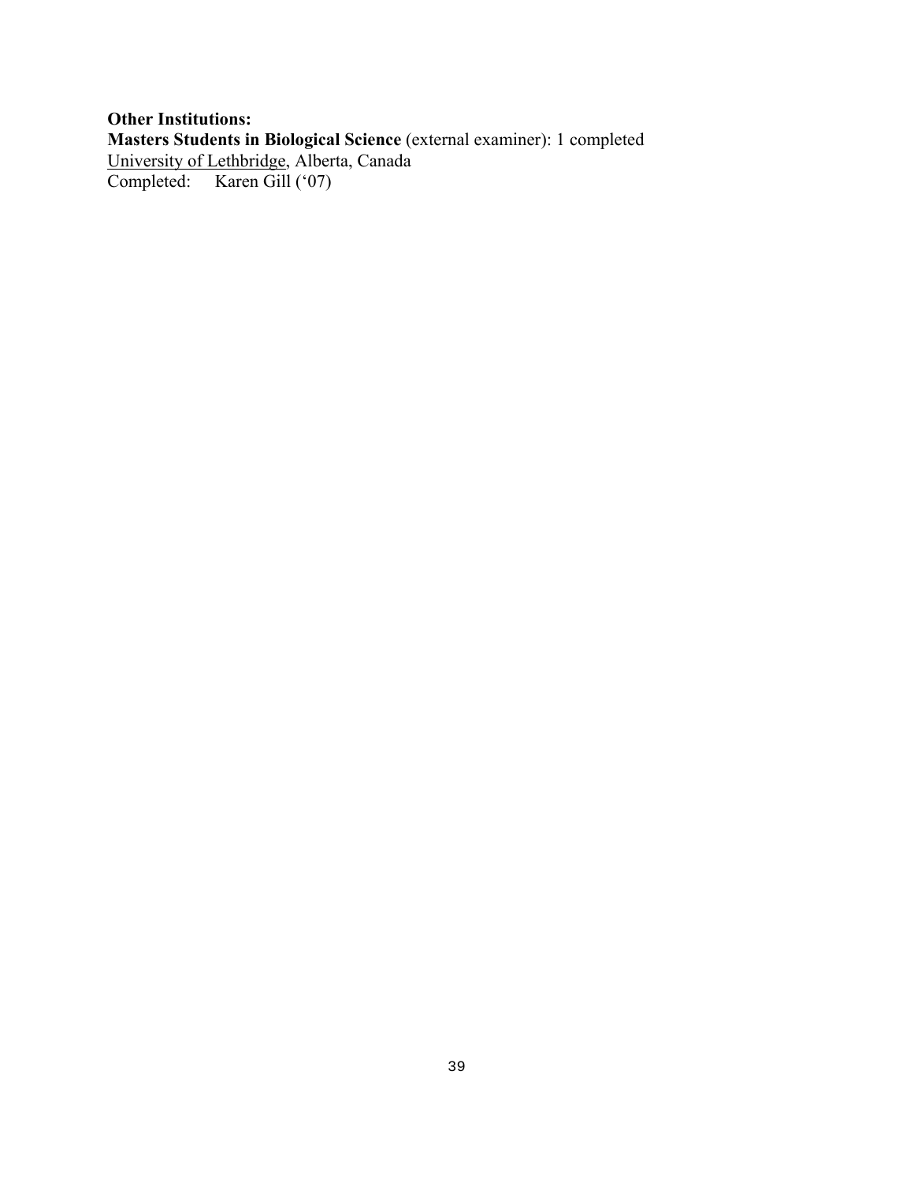**Other Institutions:**
**Masters Students in Biological Science** (external examiner): 1 completed
University of Lethbridge, Alberta, Canada
Completed: Karen Gill (‘07)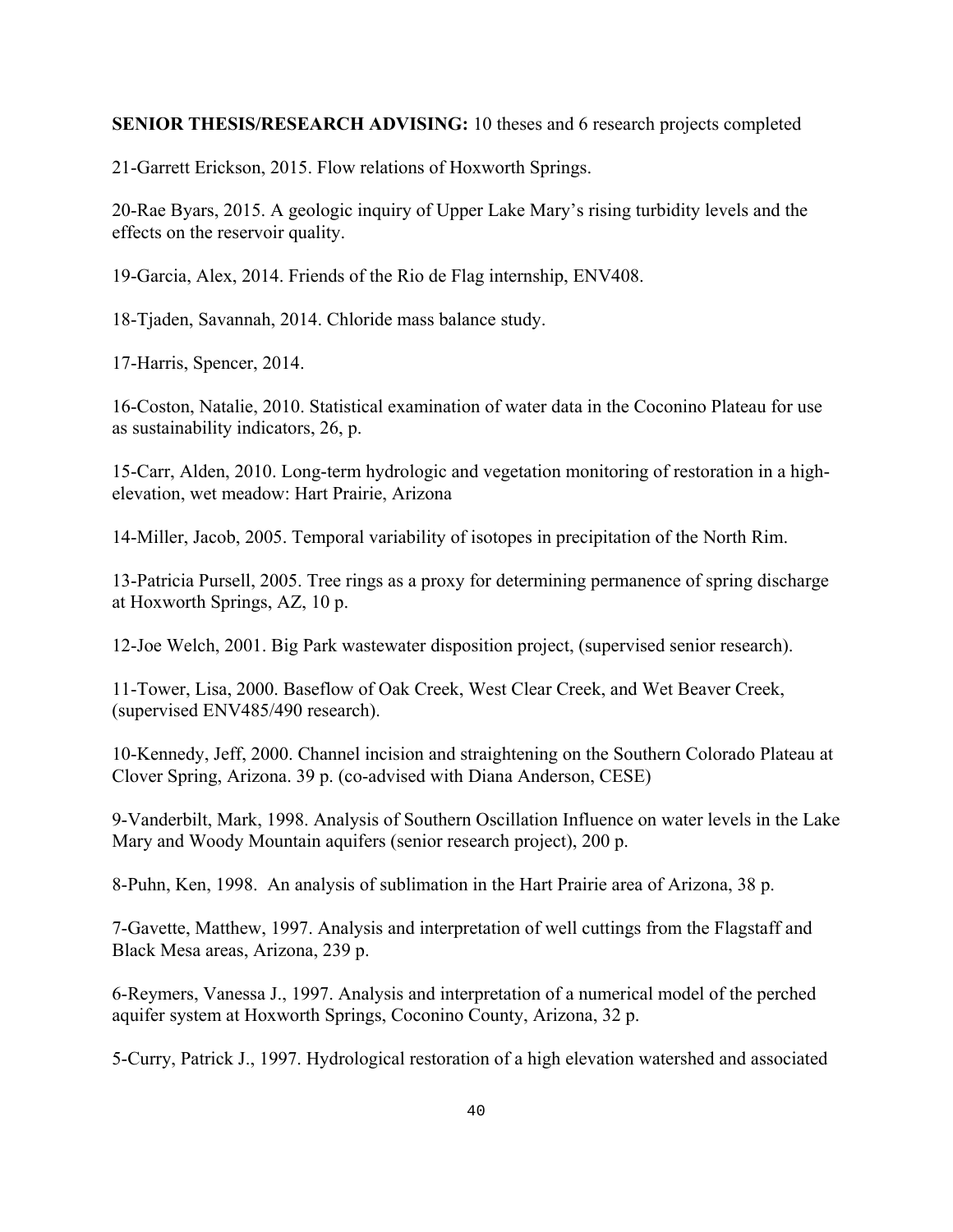**SENIOR THESIS/RESEARCH ADVISING:** 10 theses and 6 research projects completed

21-Garrett Erickson, 2015. Flow relations of Hoxworth Springs.

20-Rae Byars, 2015. A geologic inquiry of Upper Lake Mary's rising turbidity levels and the effects on the reservoir quality.

19-Garcia, Alex, 2014. Friends of the Rio de Flag internship, ENV408.

18-Tjaden, Savannah, 2014. Chloride mass balance study.

17-Harris, Spencer, 2014.

16-Coston, Natalie, 2010. Statistical examination of water data in the Coconino Plateau for use as sustainability indicators, 26, p.

15-Carr, Alden, 2010. Long-term hydrologic and vegetation monitoring of restoration in a high-elevation, wet meadow: Hart Prairie, Arizona

14-Miller, Jacob, 2005. Temporal variability of isotopes in precipitation of the North Rim.

13-Patricia Pursell, 2005. Tree rings as a proxy for determining permanence of spring discharge at Hoxworth Springs, AZ, 10 p.

12-Joe Welch, 2001. Big Park wastewater disposition project, (supervised senior research).

11-Tower, Lisa, 2000. Baseflow of Oak Creek, West Clear Creek, and Wet Beaver Creek, (supervised ENV485/490 research).

10-Kennedy, Jeff, 2000. Channel incision and straightening on the Southern Colorado Plateau at Clover Spring, Arizona. 39 p. (co-advised with Diana Anderson, CESE)

9-Vanderbilt, Mark, 1998. Analysis of Southern Oscillation Influence on water levels in the Lake Mary and Woody Mountain aquifers (senior research project), 200 p.

8-Puhn, Ken, 1998. An analysis of sublimation in the Hart Prairie area of Arizona, 38 p.

7-Gavette, Matthew, 1997. Analysis and interpretation of well cuttings from the Flagstaff and Black Mesa areas, Arizona, 239 p.

6-Reymers, Vanessa J., 1997. Analysis and interpretation of a numerical model of the perched aquifer system at Hoxworth Springs, Coconino County, Arizona, 32 p.

5-Curry, Patrick J., 1997. Hydrological restoration of a high elevation watershed and associated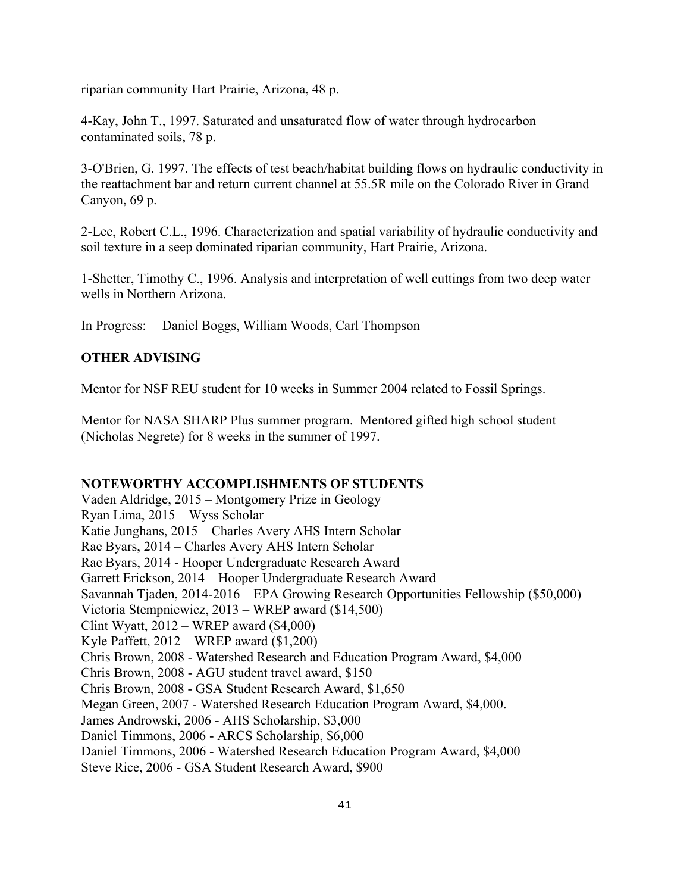riparian community Hart Prairie, Arizona, 48 p.

4-Kay, John T., 1997. Saturated and unsaturated flow of water through hydrocarbon contaminated soils, 78 p.

3-O'Brien, G. 1997. The effects of test beach/habitat building flows on hydraulic conductivity in the reattachment bar and return current channel at 55.5R mile on the Colorado River in Grand Canyon, 69 p.

2-Lee, Robert C.L., 1996. Characterization and spatial variability of hydraulic conductivity and soil texture in a seep dominated riparian community, Hart Prairie, Arizona.

1-Shetter, Timothy C., 1996. Analysis and interpretation of well cuttings from two deep water wells in Northern Arizona.

In Progress: Daniel Boggs, William Woods, Carl Thompson

## OTHER ADVISING

Mentor for NSF REU student for 10 weeks in Summer 2004 related to Fossil Springs.

Mentor for NASA SHARP Plus summer program. Mentored gifted high school student (Nicholas Negrete) for 8 weeks in the summer of 1997.

## NOTEWORTHY ACCOMPLISHMENTS OF STUDENTS

Vaden Aldridge, 2015 – Montgomery Prize in Geology
Ryan Lima, 2015 – Wyss Scholar
Katie Junghans, 2015 – Charles Avery AHS Intern Scholar
Rae Byars, 2014 – Charles Avery AHS Intern Scholar
Rae Byars, 2014 - Hooper Undergraduate Research Award
Garrett Erickson, 2014 – Hooper Undergraduate Research Award
Savannah Tjaden, 2014-2016 – EPA Growing Research Opportunities Fellowship ($50,000)
Victoria Stempniewicz, 2013 – WREP award ($14,500)
Clint Wyatt, 2012 – WREP award ($4,000)
Kyle Paffett, 2012 – WREP award ($1,200)
Chris Brown, 2008 - Watershed Research and Education Program Award, $4,000
Chris Brown, 2008 - AGU student travel award, $150
Chris Brown, 2008 - GSA Student Research Award, $1,650
Megan Green, 2007 - Watershed Research Education Program Award, $4,000.
James Androwski, 2006 - AHS Scholarship, $3,000
Daniel Timmons, 2006 - ARCS Scholarship, $6,000
Daniel Timmons, 2006 - Watershed Research Education Program Award, $4,000
Steve Rice, 2006 - GSA Student Research Award, $900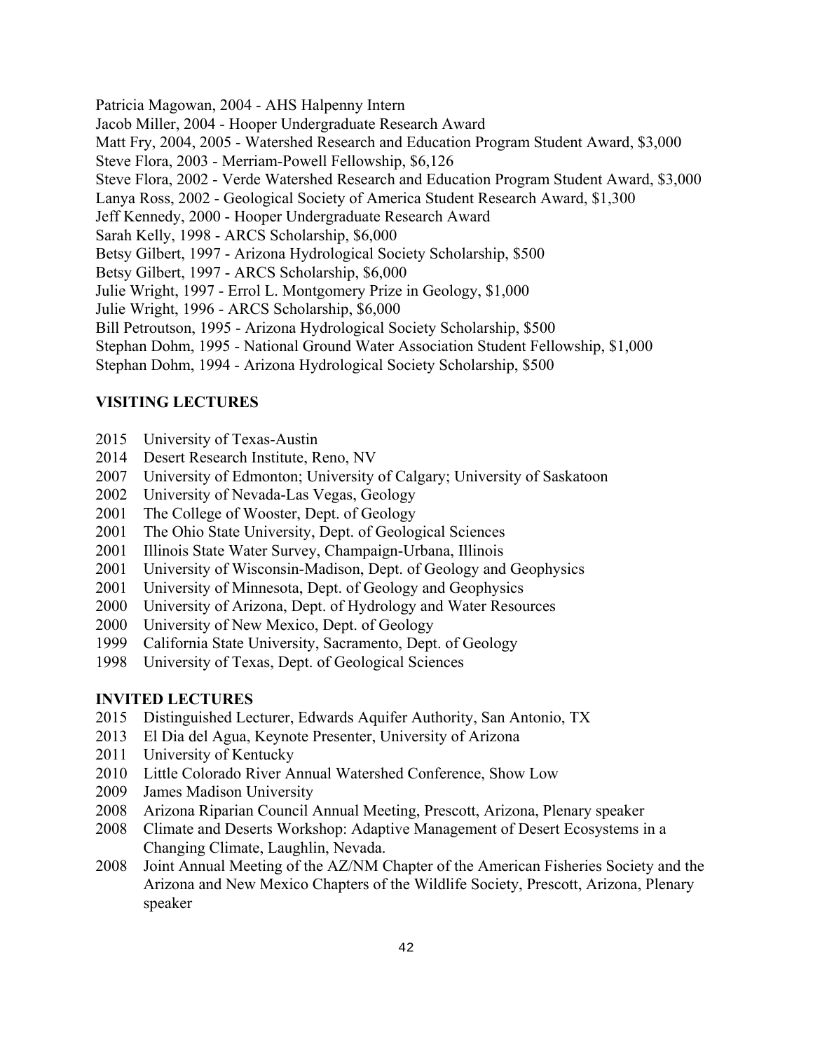Patricia Magowan, 2004 - AHS Halpenny Intern
Jacob Miller, 2004 - Hooper Undergraduate Research Award
Matt Fry, 2004, 2005 - Watershed Research and Education Program Student Award, $3,000
Steve Flora, 2003 - Merriam-Powell Fellowship, $6,126
Steve Flora, 2002 - Verde Watershed Research and Education Program Student Award, $3,000
Lanya Ross, 2002 - Geological Society of America Student Research Award, $1,300
Jeff Kennedy, 2000 - Hooper Undergraduate Research Award
Sarah Kelly, 1998 - ARCS Scholarship, $6,000
Betsy Gilbert, 1997 - Arizona Hydrological Society Scholarship, $500
Betsy Gilbert, 1997 - ARCS Scholarship, $6,000
Julie Wright, 1997 - Errol L. Montgomery Prize in Geology, $1,000
Julie Wright, 1996 - ARCS Scholarship, $6,000
Bill Petroutson, 1995 - Arizona Hydrological Society Scholarship, $500
Stephan Dohm, 1995 - National Ground Water Association Student Fellowship, $1,000
Stephan Dohm, 1994 - Arizona Hydrological Society Scholarship, $500

**VISITING LECTURES**

2015 University of Texas-Austin
2014 Desert Research Institute, Reno, NV
2007 University of Edmonton; University of Calgary; University of Saskatoon
2002 University of Nevada-Las Vegas, Geology
2001 The College of Wooster, Dept. of Geology
2001 The Ohio State University, Dept. of Geological Sciences
2001 Illinois State Water Survey, Champaign-Urbana, Illinois
2001 University of Wisconsin-Madison, Dept. of Geology and Geophysics
2001 University of Minnesota, Dept. of Geology and Geophysics
2000 University of Arizona, Dept. of Hydrology and Water Resources
2000 University of New Mexico, Dept. of Geology
1999 California State University, Sacramento, Dept. of Geology
1998 University of Texas, Dept. of Geological Sciences

**INVITED LECTURES**

2015 Distinguished Lecturer, Edwards Aquifer Authority, San Antonio, TX
2013 El Dia del Agua, Keynote Presenter, University of Arizona
2011 University of Kentucky
2010 Little Colorado River Annual Watershed Conference, Show Low
2009 James Madison University
2008 Arizona Riparian Council Annual Meeting, Prescott, Arizona, Plenary speaker
2008 Climate and Deserts Workshop: Adaptive Management of Desert Ecosystems in a Changing Climate, Laughlin, Nevada.
2008 Joint Annual Meeting of the AZ/NM Chapter of the American Fisheries Society and the Arizona and New Mexico Chapters of the Wildlife Society, Prescott, Arizona, Plenary speaker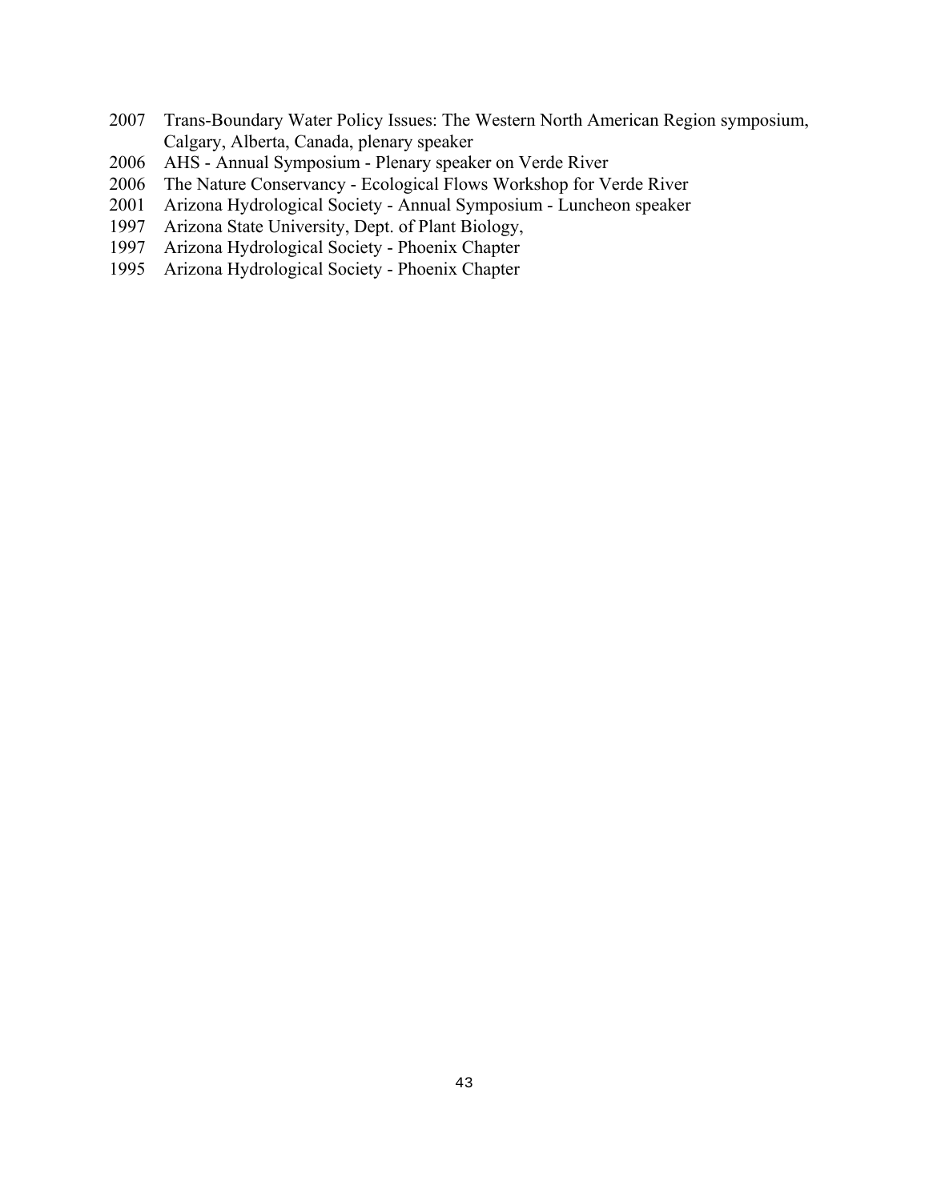2007 Trans-Boundary Water Policy Issues: The Western North American Region symposium, Calgary, Alberta, Canada, plenary speaker
2006 AHS - Annual Symposium - Plenary speaker on Verde River
2006 The Nature Conservancy - Ecological Flows Workshop for Verde River
2001 Arizona Hydrological Society - Annual Symposium - Luncheon speaker
1997 Arizona State University, Dept. of Plant Biology,
1997 Arizona Hydrological Society - Phoenix Chapter
1995 Arizona Hydrological Society - Phoenix Chapter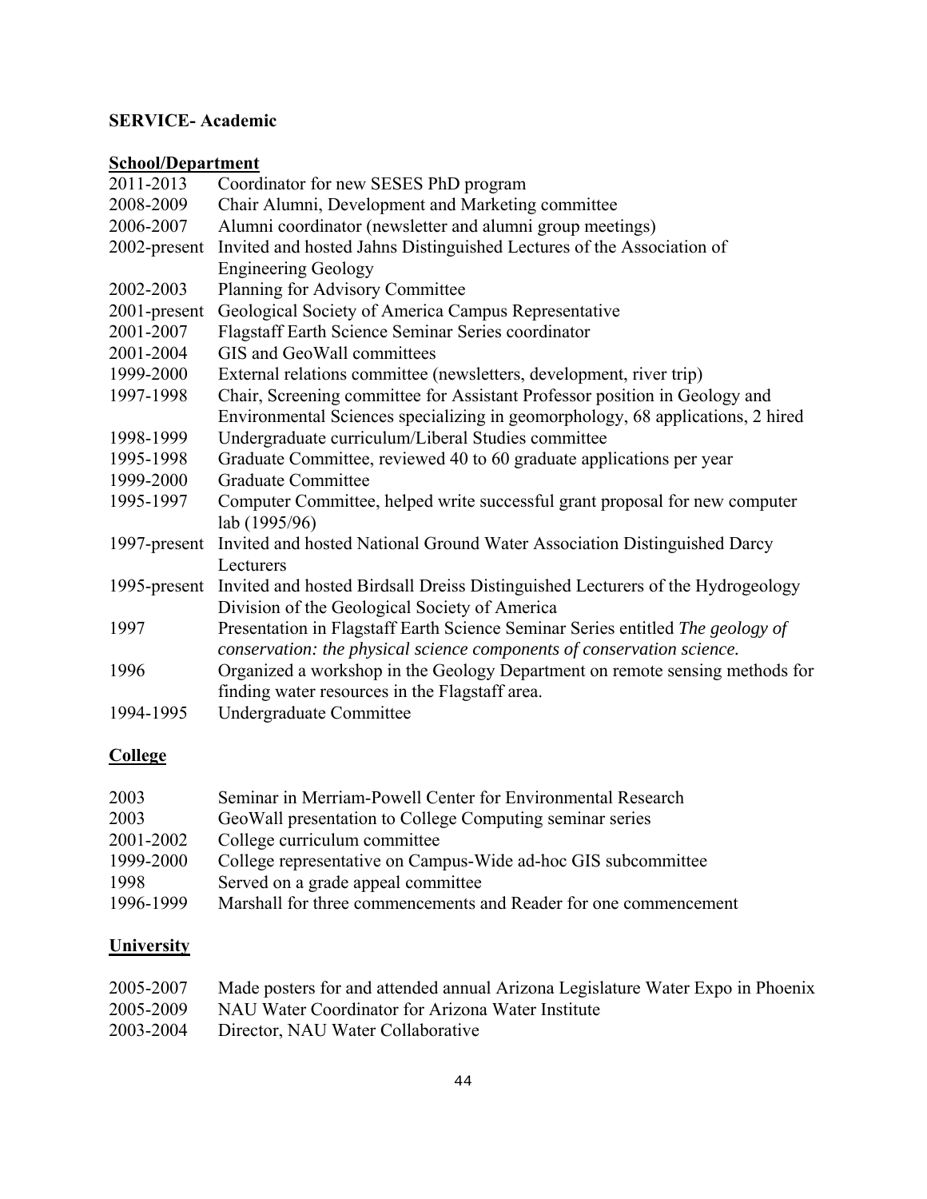**SERVICE- Academic**

**School/Department**

| | |
|---|---|
| 2011-2013 | Coordinator for new SESES PhD program |
| 2008-2009 | Chair Alumni, Development and Marketing committee |
| 2006-2007 | Alumni coordinator (newsletter and alumni group meetings) |
| 2002-present | Invited and hosted Jahns Distinguished Lectures of the Association of Engineering Geology |
| 2002-2003 | Planning for Advisory Committee |
| 2001-present | Geological Society of America Campus Representative |
| 2001-2007 | Flagstaff Earth Science Seminar Series coordinator |
| 2001-2004 | GIS and GeoWall committees |
| 1999-2000 | External relations committee (newsletters, development, river trip) |
| 1997-1998 | Chair, Screening committee for Assistant Professor position in Geology and Environmental Sciences specializing in geomorphology, 68 applications, 2 hired |
| 1998-1999 | Undergraduate curriculum/Liberal Studies committee |
| 1995-1998 | Graduate Committee, reviewed 40 to 60 graduate applications per year |
| 1999-2000 | Graduate Committee |
| 1995-1997 | Computer Committee, helped write successful grant proposal for new computer lab (1995/96) |
| 1997-present | Invited and hosted National Ground Water Association Distinguished Darcy Lecturers |
| 1995-present | Invited and hosted Birdsall Dreiss Distinguished Lecturers of the Hydrogeology Division of the Geological Society of America |
| 1997 | Presentation in Flagstaff Earth Science Seminar Series entitled *The geology of conservation: the physical science components of conservation science.* |
| 1996 | Organized a workshop in the Geology Department on remote sensing methods for finding water resources in the Flagstaff area. |
| 1994-1995 | Undergraduate Committee |

**College**

| | |
|---|---|
| 2003 | Seminar in Merriam-Powell Center for Environmental Research |
| 2003 | GeoWall presentation to College Computing seminar series |
| 2001-2002 | College curriculum committee |
| 1999-2000 | College representative on Campus-Wide ad-hoc GIS subcommittee |
| 1998 | Served on a grade appeal committee |
| 1996-1999 | Marshall for three commencements and Reader for one commencement |

**University**

| | |
|---|---|
| 2005-2007 | Made posters for and attended annual Arizona Legislature Water Expo in Phoenix |
| 2005-2009 | NAU Water Coordinator for Arizona Water Institute |
| 2003-2004 | Director, NAU Water Collaborative |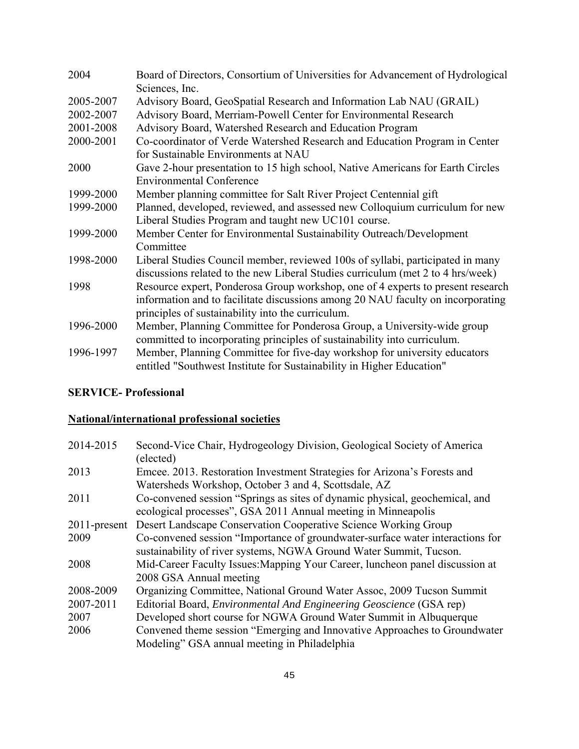| | |
|---|---|
| 2004 | Board of Directors, Consortium of Universities for Advancement of Hydrological Sciences, Inc. |
| 2005-2007 | Advisory Board, GeoSpatial Research and Information Lab NAU (GRAIL) |
| 2002-2007 | Advisory Board, Merriam-Powell Center for Environmental Research |
| 2001-2008 | Advisory Board, Watershed Research and Education Program |
| 2000-2001 | Co-coordinator of Verde Watershed Research and Education Program in Center for Sustainable Environments at NAU |
| 2000 | Gave 2-hour presentation to 15 high school, Native Americans for Earth Circles Environmental Conference |
| 1999-2000 | Member planning committee for Salt River Project Centennial gift |
| 1999-2000 | Planned, developed, reviewed, and assessed new Colloquium curriculum for new Liberal Studies Program and taught new UC101 course. |
| 1999-2000 | Member Center for Environmental Sustainability Outreach/Development Committee |
| 1998-2000 | Liberal Studies Council member, reviewed 100s of syllabi, participated in many discussions related to the new Liberal Studies curriculum (met 2 to 4 hrs/week) |
| 1998 | Resource expert, Ponderosa Group workshop, one of 4 experts to present research information and to facilitate discussions among 20 NAU faculty on incorporating principles of sustainability into the curriculum. |
| 1996-2000 | Member, Planning Committee for Ponderosa Group, a University-wide group committed to incorporating principles of sustainability into curriculum. |
| 1996-1997 | Member, Planning Committee for five-day workshop for university educators entitled "Southwest Institute for Sustainability in Higher Education" |

**SERVICE- Professional**

**National/international professional societies**

| | |
|---|---|
| 2014-2015 | Second-Vice Chair, Hydrogeology Division, Geological Society of America (elected) |
| 2013 | Emcee. 2013. Restoration Investment Strategies for Arizona's Forests and Watersheds Workshop, October 3 and 4, Scottsdale, AZ |
| 2011 | Co-convened session "Springs as sites of dynamic physical, geochemical, and ecological processes", GSA 2011 Annual meeting in Minneapolis |
| 2011-present | Desert Landscape Conservation Cooperative Science Working Group |
| 2009 | Co-convened session "Importance of groundwater-surface water interactions for sustainability of river systems, NGWA Ground Water Summit, Tucson. |
| 2008 | Mid-Career Faculty Issues:Mapping Your Career, luncheon panel discussion at 2008 GSA Annual meeting |
| 2008-2009 | Organizing Committee, National Ground Water Assoc, 2009 Tucson Summit |
| 2007-2011 | Editorial Board, *Environmental And Engineering Geoscience* (GSA rep) |
| 2007 | Developed short course for NGWA Ground Water Summit in Albuquerque |
| 2006 | Convened theme session "Emerging and Innovative Approaches to Groundwater Modeling" GSA annual meeting in Philadelphia |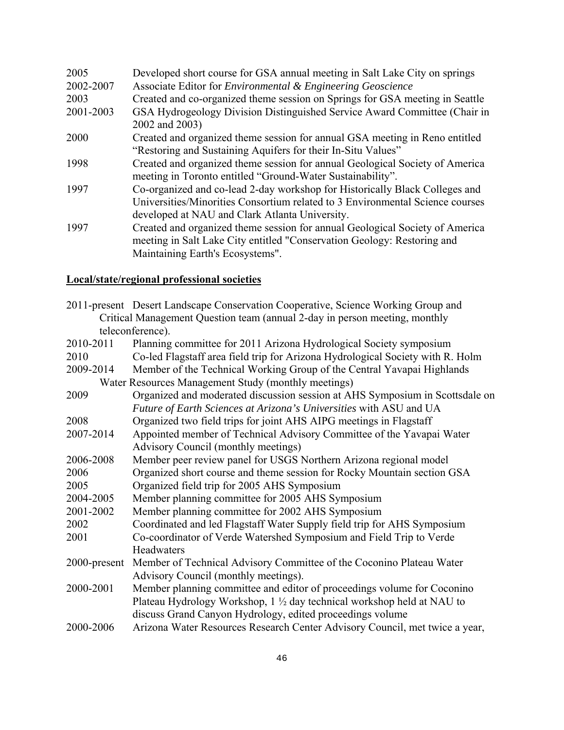2005 Developed short course for GSA annual meeting in Salt Lake City on springs

2002-2007 Associate Editor for *Environmental & Engineering Geoscience*

2003 Created and co-organized theme session on Springs for GSA meeting in Seattle

2001-2003 GSA Hydrogeology Division Distinguished Service Award Committee (Chair in 2002 and 2003)

2000 Created and organized theme session for annual GSA meeting in Reno entitled "Restoring and Sustaining Aquifers for their In-Situ Values"

1998 Created and organized theme session for annual Geological Society of America meeting in Toronto entitled "Ground-Water Sustainability".

1997 Co-organized and co-lead 2-day workshop for Historically Black Colleges and Universities/Minorities Consortium related to 3 Environmental Science courses developed at NAU and Clark Atlanta University.

1997 Created and organized theme session for annual Geological Society of America meeting in Salt Lake City entitled "Conservation Geology: Restoring and Maintaining Earth's Ecosystems".

**Local/state/regional professional societies**

2011-present Desert Landscape Conservation Cooperative, Science Working Group and Critical Management Question team (annual 2-day in person meeting, monthly teleconference).

2010-2011 Planning committee for 2011 Arizona Hydrological Society symposium

2010 Co-led Flagstaff area field trip for Arizona Hydrological Society with R. Holm

2009-2014 Member of the Technical Working Group of the Central Yavapai Highlands Water Resources Management Study (monthly meetings)

2009 Organized and moderated discussion session at AHS Symposium in Scottsdale on *Future of Earth Sciences at Arizona's Universities* with ASU and UA

2008 Organized two field trips for joint AHS AIPG meetings in Flagstaff

2007-2014 Appointed member of Technical Advisory Committee of the Yavapai Water Advisory Council (monthly meetings)

2006-2008 Member peer review panel for USGS Northern Arizona regional model

2006 Organized short course and theme session for Rocky Mountain section GSA

2005 Organized field trip for 2005 AHS Symposium

2004-2005 Member planning committee for 2005 AHS Symposium

2001-2002 Member planning committee for 2002 AHS Symposium

2002 Coordinated and led Flagstaff Water Supply field trip for AHS Symposium

2001 Co-coordinator of Verde Watershed Symposium and Field Trip to Verde Headwaters

2000-present Member of Technical Advisory Committee of the Coconino Plateau Water Advisory Council (monthly meetings).

2000-2001 Member planning committee and editor of proceedings volume for Coconino Plateau Hydrology Workshop, 1 ½ day technical workshop held at NAU to discuss Grand Canyon Hydrology, edited proceedings volume

2000-2006 Arizona Water Resources Research Center Advisory Council, met twice a year,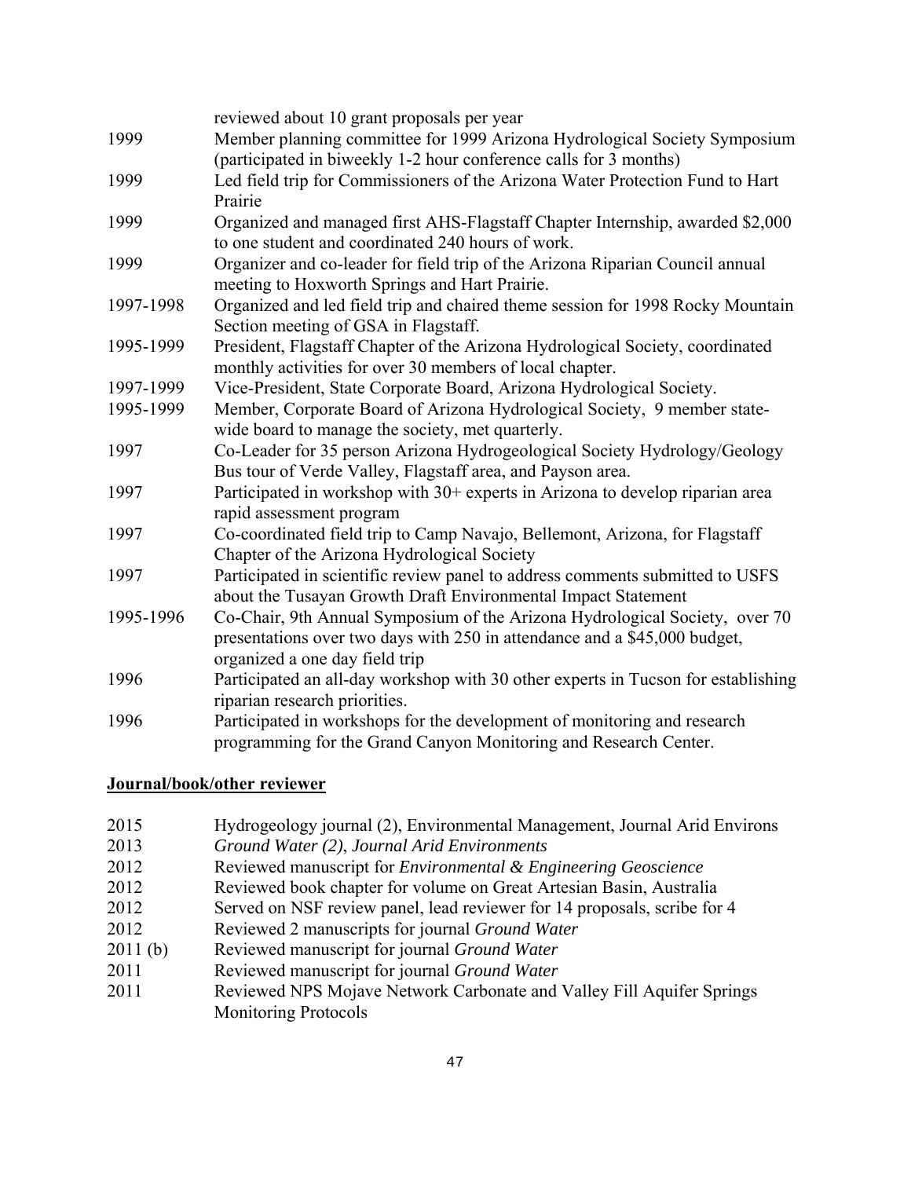reviewed about 10 grant proposals per year

1999 Member planning committee for 1999 Arizona Hydrological Society Symposium (participated in biweekly 1-2 hour conference calls for 3 months)

1999 Led field trip for Commissioners of the Arizona Water Protection Fund to Hart Prairie

1999 Organized and managed first AHS-Flagstaff Chapter Internship, awarded $2,000 to one student and coordinated 240 hours of work.

1999 Organizer and co-leader for field trip of the Arizona Riparian Council annual meeting to Hoxworth Springs and Hart Prairie.

1997-1998 Organized and led field trip and chaired theme session for 1998 Rocky Mountain Section meeting of GSA in Flagstaff.

1995-1999 President, Flagstaff Chapter of the Arizona Hydrological Society, coordinated monthly activities for over 30 members of local chapter.

1997-1999 Vice-President, State Corporate Board, Arizona Hydrological Society.

1995-1999 Member, Corporate Board of Arizona Hydrological Society, 9 member state-wide board to manage the society, met quarterly.

1997 Co-Leader for 35 person Arizona Hydrogeological Society Hydrology/Geology Bus tour of Verde Valley, Flagstaff area, and Payson area.

1997 Participated in workshop with 30+ experts in Arizona to develop riparian area rapid assessment program

1997 Co-coordinated field trip to Camp Navajo, Bellemont, Arizona, for Flagstaff Chapter of the Arizona Hydrological Society

1997 Participated in scientific review panel to address comments submitted to USFS about the Tusayan Growth Draft Environmental Impact Statement

1995-1996 Co-Chair, 9th Annual Symposium of the Arizona Hydrological Society, over 70 presentations over two days with 250 in attendance and a $45,000 budget, organized a one day field trip

1996 Participated an all-day workshop with 30 other experts in Tucson for establishing riparian research priorities.

1996 Participated in workshops for the development of monitoring and research programming for the Grand Canyon Monitoring and Research Center.

## **Journal/book/other reviewer**

2015 Hydrogeology journal (2), Environmental Management, Journal Arid Environs

2013 *Ground Water (2)*, *Journal Arid Environments*

2012 Reviewed manuscript for *Environmental & Engineering Geoscience*

2012 Reviewed book chapter for volume on Great Artesian Basin, Australia

2012 Served on NSF review panel, lead reviewer for 14 proposals, scribe for 4

2012 Reviewed 2 manuscripts for journal *Ground Water*

2011 (b) Reviewed manuscript for journal *Ground Water*

2011 Reviewed manuscript for journal *Ground Water*

2011 Reviewed NPS Mojave Network Carbonate and Valley Fill Aquifer Springs Monitoring Protocols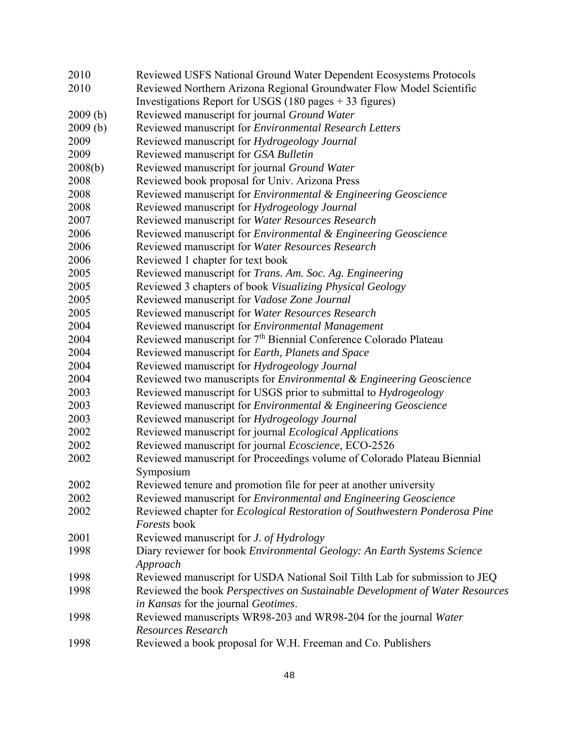| | |
|---|---|
| 2010 | Reviewed USFS National Ground Water Dependent Ecosystems Protocols |
| 2010 | Reviewed Northern Arizona Regional Groundwater Flow Model Scientific Investigations Report for USGS (180 pages + 33 figures) |
| 2009 (b) | Reviewed manuscript for journal *Ground Water* |
| 2009 (b) | Reviewed manuscript for *Environmental Research Letters* |
| 2009 | Reviewed manuscript for *Hydrogeology Journal* |
| 2009 | Reviewed manuscript for *GSA Bulletin* |
| 2008(b) | Reviewed manuscript for journal *Ground Water* |
| 2008 | Reviewed book proposal for Univ. Arizona Press |
| 2008 | Reviewed manuscript for *Environmental & Engineering Geoscience* |
| 2008 | Reviewed manuscript for *Hydrogeology Journal* |
| 2007 | Reviewed manuscript for *Water Resources Research* |
| 2006 | Reviewed manuscript for *Environmental & Engineering Geoscience* |
| 2006 | Reviewed manuscript for *Water Resources Research* |
| 2006 | Reviewed 1 chapter for text book |
| 2005 | Reviewed manuscript for *Trans. Am. Soc. Ag. Engineering* |
| 2005 | Reviewed 3 chapters of book *Visualizing Physical Geology* |
| 2005 | Reviewed manuscript for *Vadose Zone Journal* |
| 2005 | Reviewed manuscript for *Water Resources Research* |
| 2004 | Reviewed manuscript for *Environmental Management* |
| 2004 | Reviewed manuscript for 7th Biennial Conference Colorado Plateau |
| 2004 | Reviewed manuscript for *Earth, Planets and Space* |
| 2004 | Reviewed manuscript for *Hydrogeology Journal* |
| 2004 | Reviewed two manuscripts for *Environmental & Engineering Geoscience* |
| 2003 | Reviewed manuscript for USGS prior to submittal to *Hydrogeology* |
| 2003 | Reviewed manuscript for *Environmental & Engineering Geoscience* |
| 2003 | Reviewed manuscript for *Hydrogeology Journal* |
| 2002 | Reviewed manuscript for journal *Ecological Applications* |
| 2002 | Reviewed manuscript for journal *Ecoscience*, ECO-2526 |
| 2002 | Reviewed manuscript for Proceedings volume of Colorado Plateau Biennial Symposium |
| 2002 | Reviewed tenure and promotion file for peer at another university |
| 2002 | Reviewed manuscript for *Environmental and Engineering Geoscience* |
| 2002 | Reviewed chapter for *Ecological Restoration of Southwestern Ponderosa Pine Forests* book |
| 2001 | Reviewed manuscript for *J. of Hydrology* |
| 1998 | Diary reviewer for book *Environmental Geology: An Earth Systems Science Approach* |
| 1998 | Reviewed manuscript for USDA National Soil Tilth Lab for submission to JEQ |
| 1998 | Reviewed the book *Perspectives on Sustainable Development of Water Resources in Kansas* for the journal *Geotimes*. |
| 1998 | Reviewed manuscripts WR98-203 and WR98-204 for the journal *Water Resources Research* |
| 1998 | Reviewed a book proposal for W.H. Freeman and Co. Publishers |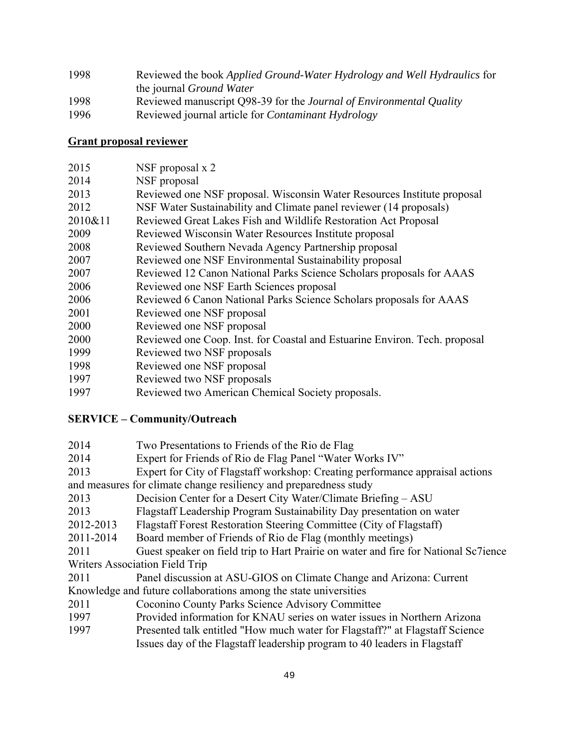1998 Reviewed the book *Applied Ground-Water Hydrology and Well Hydraulics* for the journal *Ground Water*

1998 Reviewed manuscript Q98-39 for the *Journal of Environmental Quality*

1996 Reviewed journal article for *Contaminant Hydrology*

**Grant proposal reviewer**

2015 NSF proposal x 2

2014 NSF proposal

2013 Reviewed one NSF proposal. Wisconsin Water Resources Institute proposal

2012 NSF Water Sustainability and Climate panel reviewer (14 proposals)

2010&11 Reviewed Great Lakes Fish and Wildlife Restoration Act Proposal

2009 Reviewed Wisconsin Water Resources Institute proposal

2008 Reviewed Southern Nevada Agency Partnership proposal

2007 Reviewed one NSF Environmental Sustainability proposal

2007 Reviewed 12 Canon National Parks Science Scholars proposals for AAAS

2006 Reviewed one NSF Earth Sciences proposal

2006 Reviewed 6 Canon National Parks Science Scholars proposals for AAAS

2001 Reviewed one NSF proposal

2000 Reviewed one NSF proposal

2000 Reviewed one Coop. Inst. for Coastal and Estuarine Environ. Tech. proposal

1999 Reviewed two NSF proposals

1998 Reviewed one NSF proposal

1997 Reviewed two NSF proposals

1997 Reviewed two American Chemical Society proposals.

**SERVICE – Community/Outreach**

2014 Two Presentations to Friends of the Rio de Flag

2014 Expert for Friends of Rio de Flag Panel "Water Works IV"

2013 Expert for City of Flagstaff workshop: Creating performance appraisal actions and measures for climate change resiliency and preparedness study

2013 Decision Center for a Desert City Water/Climate Briefing – ASU

2013 Flagstaff Leadership Program Sustainability Day presentation on water

2012-2013 Flagstaff Forest Restoration Steering Committee (City of Flagstaff)

2011-2014 Board member of Friends of Rio de Flag (monthly meetings)

2011 Guest speaker on field trip to Hart Prairie on water and fire for National Sc7ience Writers Association Field Trip

2011 Panel discussion at ASU-GIOS on Climate Change and Arizona: Current Knowledge and future collaborations among the state universities

2011 Coconino County Parks Science Advisory Committee

1997 Provided information for KNAU series on water issues in Northern Arizona

1997 Presented talk entitled "How much water for Flagstaff?" at Flagstaff Science Issues day of the Flagstaff leadership program to 40 leaders in Flagstaff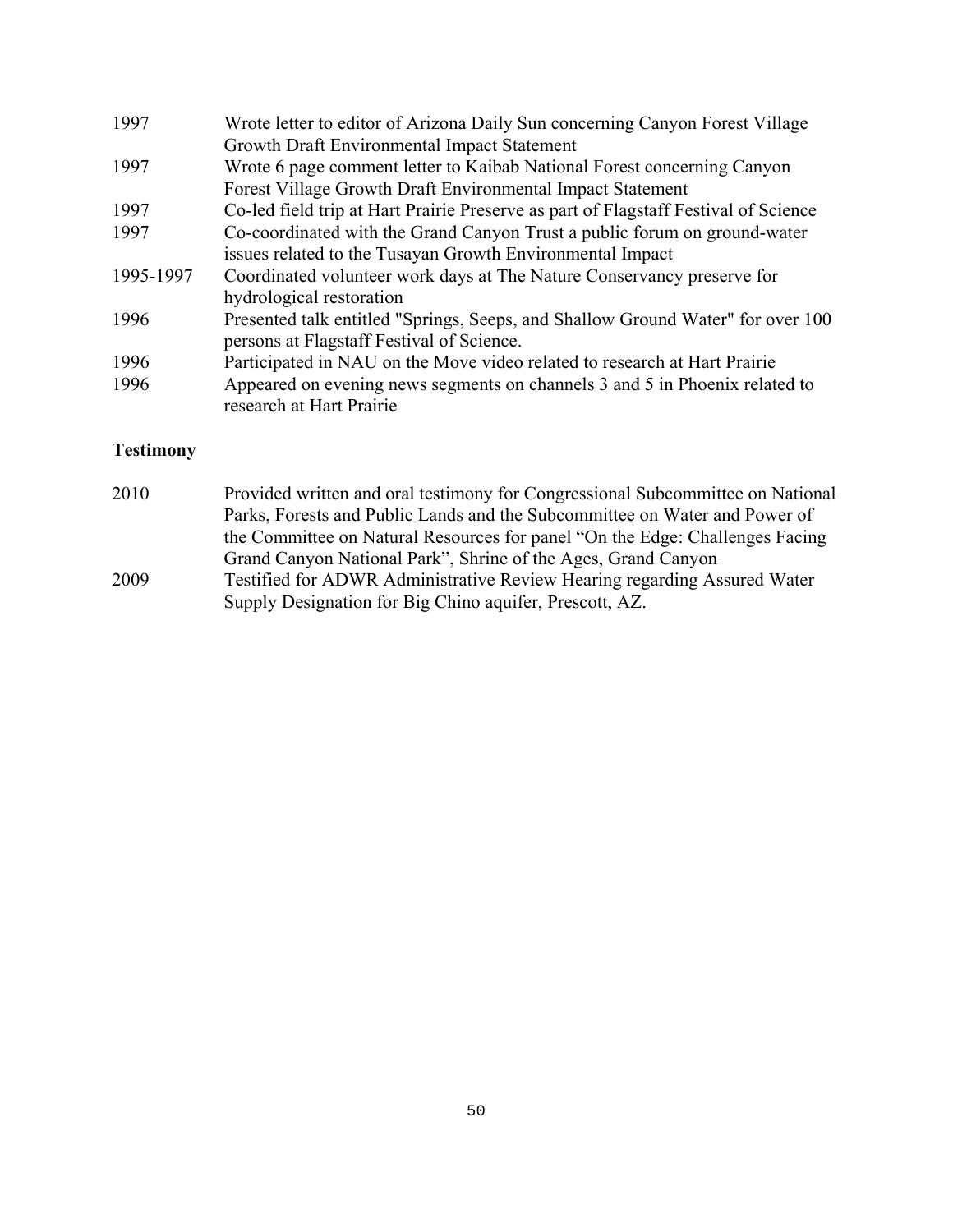| | |
|---|---|
| 1997 | Wrote letter to editor of Arizona Daily Sun concerning Canyon Forest Village Growth Draft Environmental Impact Statement |
| 1997 | Wrote 6 page comment letter to Kaibab National Forest concerning Canyon Forest Village Growth Draft Environmental Impact Statement |
| 1997 | Co-led field trip at Hart Prairie Preserve as part of Flagstaff Festival of Science |
| 1997 | Co-coordinated with the Grand Canyon Trust a public forum on ground-water issues related to the Tusayan Growth Environmental Impact |
| 1995-1997 | Coordinated volunteer work days at The Nature Conservancy preserve for hydrological restoration |
| 1996 | Presented talk entitled "Springs, Seeps, and Shallow Ground Water" for over 100 persons at Flagstaff Festival of Science. |
| 1996 | Participated in NAU on the Move video related to research at Hart Prairie |
| 1996 | Appeared on evening news segments on channels 3 and 5 in Phoenix related to research at Hart Prairie |

## Testimony

| | |
|---|---|
| 2010 | Provided written and oral testimony for Congressional Subcommittee on National Parks, Forests and Public Lands and the Subcommittee on Water and Power of the Committee on Natural Resources for panel "On the Edge: Challenges Facing Grand Canyon National Park", Shrine of the Ages, Grand Canyon |
| 2009 | Testified for ADWR Administrative Review Hearing regarding Assured Water Supply Designation for Big Chino aquifer, Prescott, AZ. |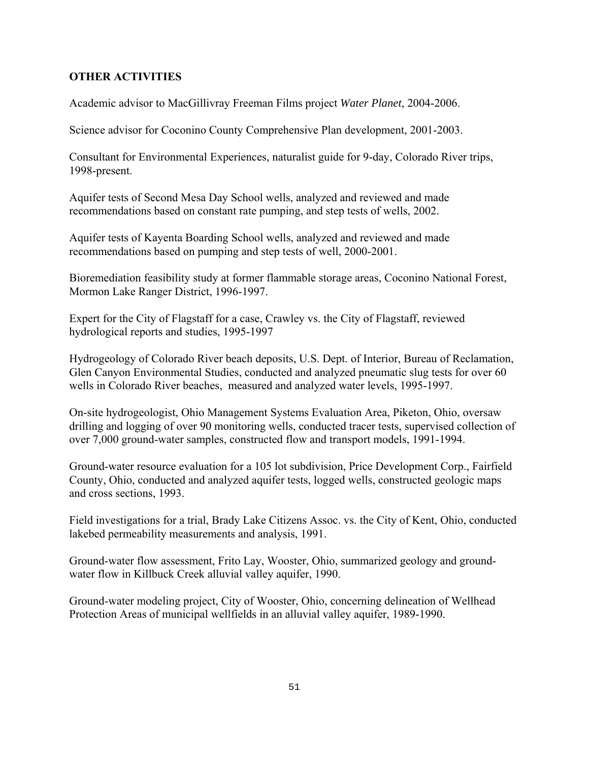**OTHER ACTIVITIES**

Academic advisor to MacGillivray Freeman Films project *Water Planet*, 2004-2006.

Science advisor for Coconino County Comprehensive Plan development, 2001-2003.

Consultant for Environmental Experiences, naturalist guide for 9-day, Colorado River trips, 1998-present.

Aquifer tests of Second Mesa Day School wells, analyzed and reviewed and made recommendations based on constant rate pumping, and step tests of wells, 2002.

Aquifer tests of Kayenta Boarding School wells, analyzed and reviewed and made recommendations based on pumping and step tests of well, 2000-2001.

Bioremediation feasibility study at former flammable storage areas, Coconino National Forest, Mormon Lake Ranger District, 1996-1997.

Expert for the City of Flagstaff for a case, Crawley vs. the City of Flagstaff, reviewed hydrological reports and studies, 1995-1997

Hydrogeology of Colorado River beach deposits, U.S. Dept. of Interior, Bureau of Reclamation, Glen Canyon Environmental Studies, conducted and analyzed pneumatic slug tests for over 60 wells in Colorado River beaches, measured and analyzed water levels, 1995-1997.

On-site hydrogeologist, Ohio Management Systems Evaluation Area, Piketon, Ohio, oversaw drilling and logging of over 90 monitoring wells, conducted tracer tests, supervised collection of over 7,000 ground-water samples, constructed flow and transport models, 1991-1994.

Ground-water resource evaluation for a 105 lot subdivision, Price Development Corp., Fairfield County, Ohio, conducted and analyzed aquifer tests, logged wells, constructed geologic maps and cross sections, 1993.

Field investigations for a trial, Brady Lake Citizens Assoc. vs. the City of Kent, Ohio, conducted lakebed permeability measurements and analysis, 1991.

Ground-water flow assessment, Frito Lay, Wooster, Ohio, summarized geology and ground-water flow in Killbuck Creek alluvial valley aquifer, 1990.

Ground-water modeling project, City of Wooster, Ohio, concerning delineation of Wellhead Protection Areas of municipal wellfields in an alluvial valley aquifer, 1989-1990.